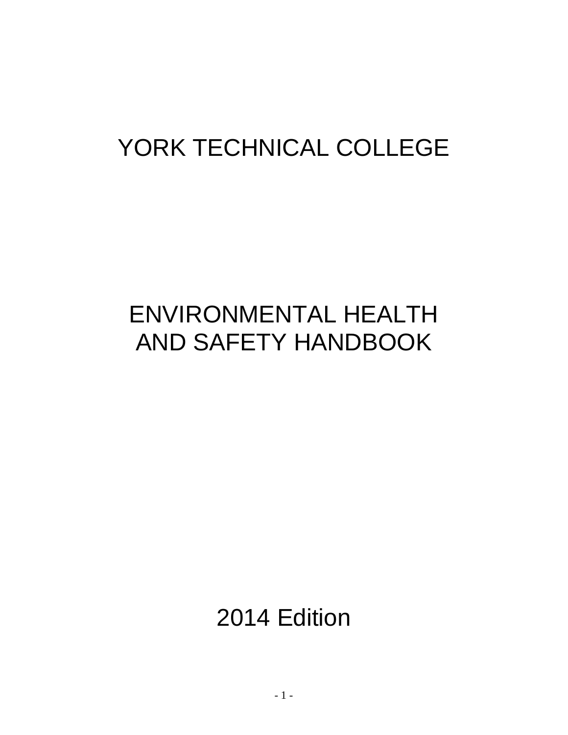# YORK TECHNICAL COLLEGE

# ENVIRONMENTAL HEALTH AND SAFETY HANDBOOK

2014 Edition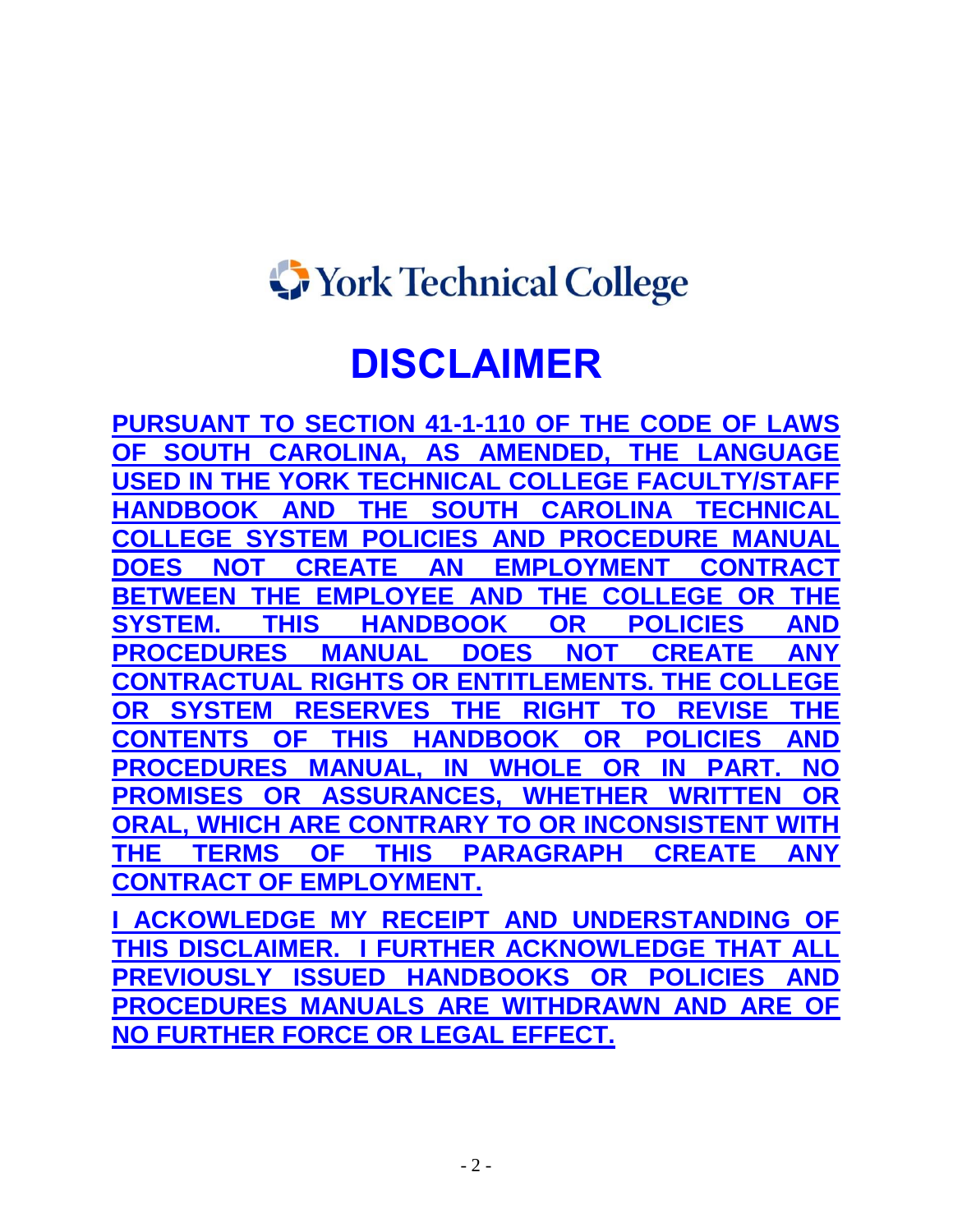York Technical College

# DISCLAIMER

**PURSUANT TO SECTION 41-1-110 OF THE CODE OF LAWS OF SOUTH CAROLINA, AS AMENDED, THE LANGUAGE USED IN THE YORK TECHNICAL COLLEGE FACULTY/STAFF HANDBOOK AND THE SOUTH CAROLINA TECHNICAL COLLEGE SYSTEM POLICIES AND PROCEDURE MANUAL DOES NOT CREATE AN EMPLOYMENT CONTRACT BETWEEN THE EMPLOYEE AND THE COLLEGE OR THE SYSTEM. THIS HANDBOOK OR POLICIES AND PROCEDURES MANUAL DOES NOT CREATE ANY CONTRACTUAL RIGHTS OR ENTITLEMENTS. THE COLLEGE OR SYSTEM RESERVES THE RIGHT TO REVISE THE CONTENTS OF THIS HANDBOOK OR POLICIES AND PROCEDURES MANUAL, IN WHOLE OR IN PART. NO PROMISES OR ASSURANCES, WHETHER WRITTEN OR ORAL, WHICH ARE CONTRARY TO OR INCONSISTENT WITH THE TERMS OF THIS PARAGRAPH CREATE ANY CONTRACT OF EMPLOYMENT.**

**I ACKOWLEDGE MY RECEIPT AND UNDERSTANDING OF THIS DISCLAIMER. I FURTHER ACKNOWLEDGE THAT ALL PREVIOUSLY ISSUED HANDBOOKS OR POLICIES AND PROCEDURES MANUALS ARE WITHDRAWN AND ARE OF NO FURTHER FORCE OR LEGAL EFFECT.**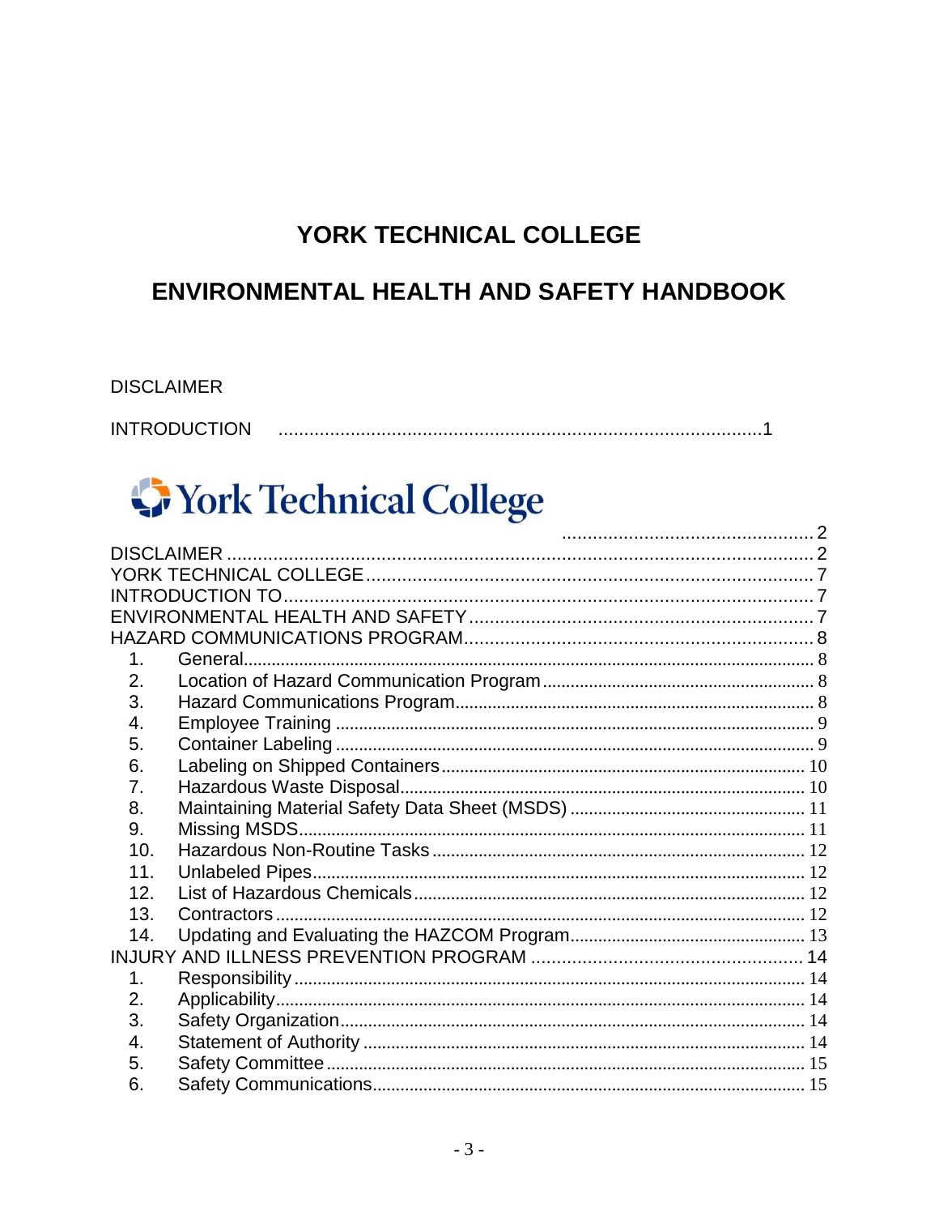# YORK TECHNICAL COLLEGE

# ENVIRONMENTAL HEALTH AND SAFETY HANDBOOK

DISCLAIMER

INTRODUCTION .............................................................................................1

York Technical College ........................................... 2

DISCLAIMER ........................................................................................................ 2
YORK TECHNICAL COLLEGE ........................................................................... 7
INTRODUCTION TO ............................................................................................ 7
ENVIRONMENTAL HEALTH AND SAFETY ........................................................ 7
HAZARD COMMUNICATIONS PROGRAM ......................................................... 8

1. General ................................................................................................... 8
2. Location of Hazard Communication Program ......................................... 8
3. Hazard Communications Program .......................................................... 8
4. Employee Training .................................................................................. 9
5. Container Labeling .................................................................................. 9
6. Labeling on Shipped Containers ............................................................ 10
7. Hazardous Waste Disposal .................................................................... 10
8. Maintaining Material Safety Data Sheet (MSDS) ................................... 11
9. Missing MSDS ....................................................................................... 11
10. Hazardous Non-Routine Tasks ............................................................. 12
11. Unlabeled Pipes .................................................................................... 12
12. List of Hazardous Chemicals ................................................................. 12
13. Contractors ............................................................................................ 12
14. Updating and Evaluating the HAZCOM Program ................................... 13

INJURY AND ILLNESS PREVENTION PROGRAM ............................................ 14

1. Responsibility ......................................................................................... 14
2. Applicability ............................................................................................ 14
3. Safety Organization ................................................................................ 14
4. Statement of Authority ........................................................................... 14
5. Safety Committee ................................................................................... 15
6. Safety Communications .......................................................................... 15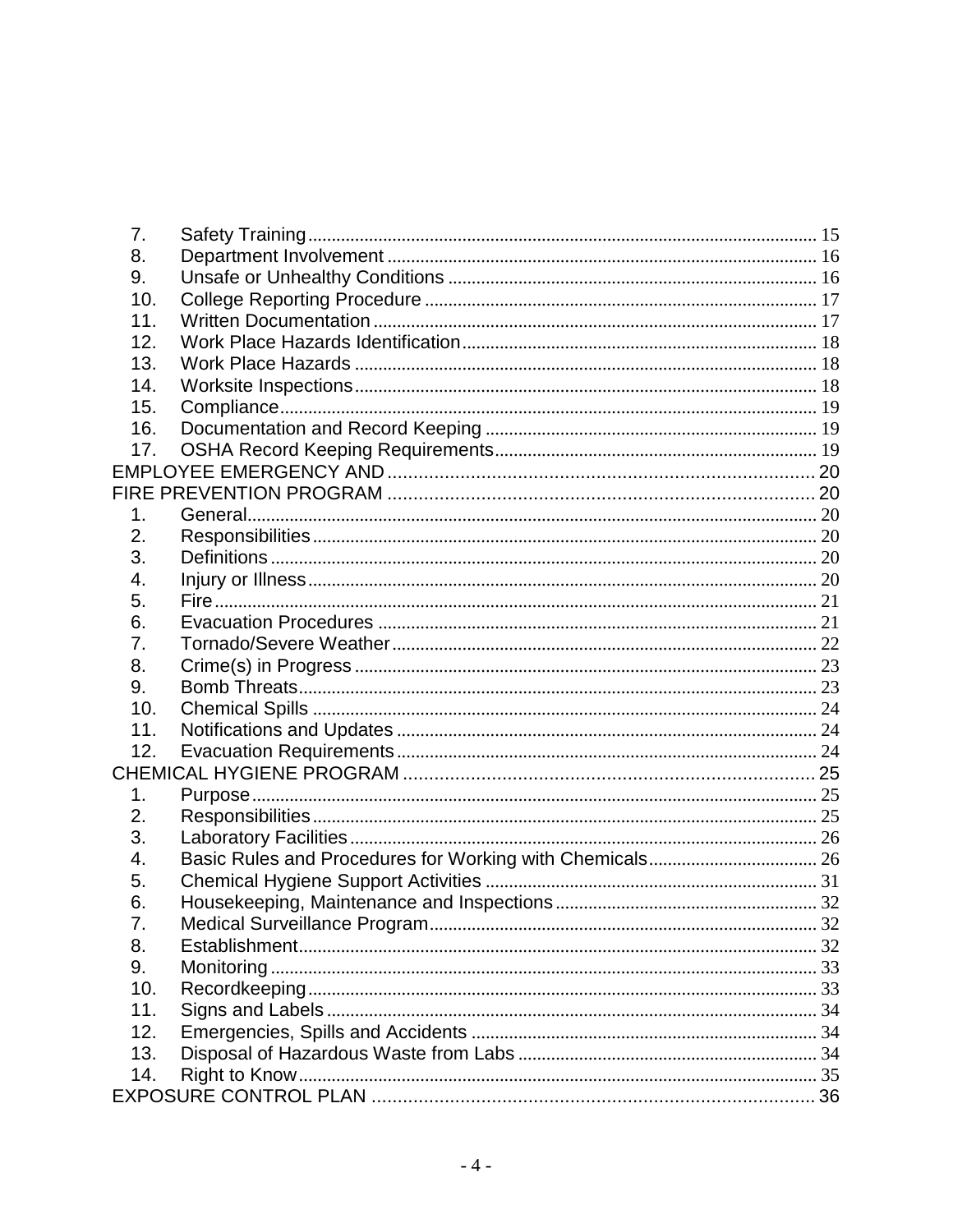7. Safety Training ... 15
8. Department Involvement ... 16
9. Unsafe or Unhealthy Conditions ... 16
10. College Reporting Procedure ... 17
11. Written Documentation ... 17
12. Work Place Hazards Identification ... 18
13. Work Place Hazards ... 18
14. Worksite Inspections ... 18
15. Compliance ... 19
16. Documentation and Record Keeping ... 19
17. OSHA Record Keeping Requirements ... 19

EMPLOYEE EMERGENCY AND ... 20

FIRE PREVENTION PROGRAM ... 20

1. General ... 20
2. Responsibilities ... 20
3. Definitions ... 20
4. Injury or Illness ... 20
5. Fire ... 21
6. Evacuation Procedures ... 21
7. Tornado/Severe Weather ... 22
8. Crime(s) in Progress ... 23
9. Bomb Threats ... 23
10. Chemical Spills ... 24
11. Notifications and Updates ... 24
12. Evacuation Requirements ... 24

CHEMICAL HYGIENE PROGRAM ... 25

1. Purpose ... 25
2. Responsibilities ... 25
3. Laboratory Facilities ... 26
4. Basic Rules and Procedures for Working with Chemicals ... 26
5. Chemical Hygiene Support Activities ... 31
6. Housekeeping, Maintenance and Inspections ... 32
7. Medical Surveillance Program ... 32
8. Establishment ... 32
9. Monitoring ... 33
10. Recordkeeping ... 33
11. Signs and Labels ... 34
12. Emergencies, Spills and Accidents ... 34
13. Disposal of Hazardous Waste from Labs ... 34
14. Right to Know ... 35

EXPOSURE CONTROL PLAN ... 36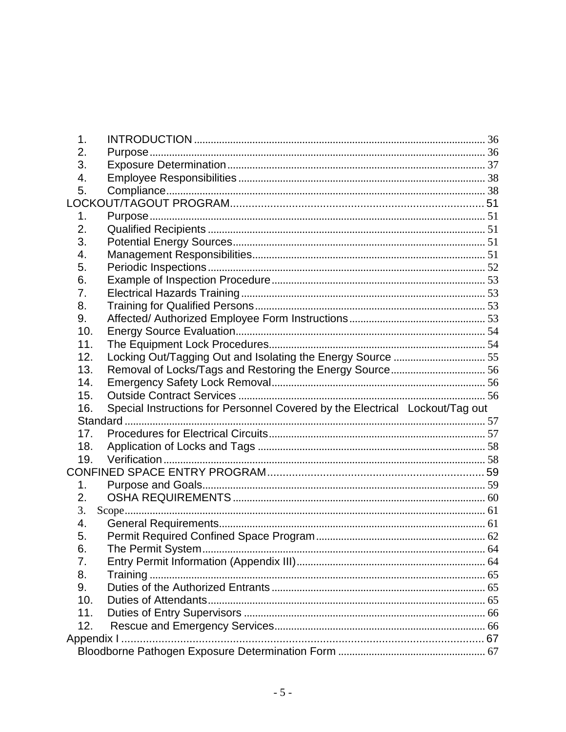1. INTRODUCTION ........................................................................................................ 36
2. Purpose ........................................................................................................ 36
3. Exposure Determination ........................................................................................................ 37
4. Employee Responsibilities ........................................................................................................ 38
5. Compliance ........................................................................................................ 38

LOCKOUT/TAGOUT PROGRAM ........................................................................................................ 51

1. Purpose ........................................................................................................ 51
2. Qualified Recipients ........................................................................................................ 51
3. Potential Energy Sources ........................................................................................................ 51
4. Management Responsibilities ........................................................................................................ 51
5. Periodic Inspections ........................................................................................................ 52
6. Example of Inspection Procedure ........................................................................................................ 53
7. Electrical Hazards Training ........................................................................................................ 53
8. Training for Qualified Persons ........................................................................................................ 53
9. Affected/ Authorized Employee Form Instructions ........................................................................................................ 53
10. Energy Source Evaluation ........................................................................................................ 54
11. The Equipment Lock Procedures ........................................................................................................ 54
12. Locking Out/Tagging Out and Isolating the Energy Source ........................................................................................................ 55
13. Removal of Locks/Tags and Restoring the Energy Source ........................................................................................................ 56
14. Emergency Safety Lock Removal ........................................................................................................ 56
15. Outside Contract Services ........................................................................................................ 56
16. Special Instructions for Personnel Covered by the Electrical Lockout/Tag out Standard ........................................................................................................ 57
17. Procedures for Electrical Circuits ........................................................................................................ 57
18. Application of Locks and Tags ........................................................................................................ 58
19. Verification ........................................................................................................ 58

CONFINED SPACE ENTRY PROGRAM ........................................................................................................ 59

1. Purpose and Goals ........................................................................................................ 59
2. OSHA REQUIREMENTS ........................................................................................................ 60
3. Scope ........................................................................................................ 61
4. General Requirements ........................................................................................................ 61
5. Permit Required Confined Space Program ........................................................................................................ 62
6. The Permit System ........................................................................................................ 64
7. Entry Permit Information (Appendix III) ........................................................................................................ 64
8. Training ........................................................................................................ 65
9. Duties of the Authorized Entrants ........................................................................................................ 65
10. Duties of Attendants ........................................................................................................ 65
11. Duties of Entry Supervisors ........................................................................................................ 66
12. Rescue and Emergency Services ........................................................................................................ 66

Appendix I ........................................................................................................ 67

Bloodborne Pathogen Exposure Determination Form ........................................................................................................ 67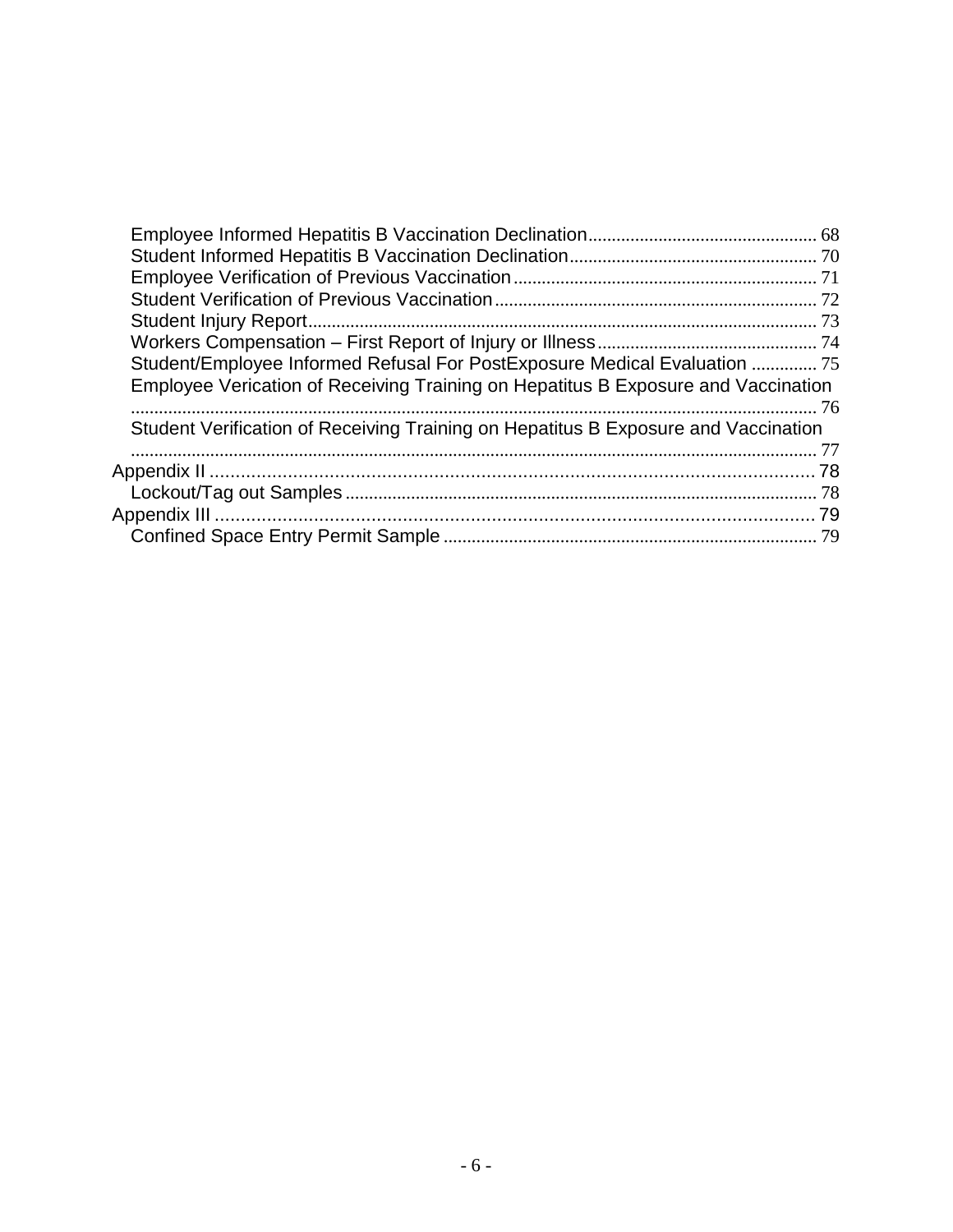- Employee Informed Hepatitis B Vaccination Declination ........ 68
- Student Informed Hepatitis B Vaccination Declination ........ 70
- Employee Verification of Previous Vaccination ........ 71
- Student Verification of Previous Vaccination ........ 72
- Student Injury Report ........ 73
- Workers Compensation – First Report of Injury or Illness ........ 74
- Student/Employee Informed Refusal For PostExposure Medical Evaluation ........ 75
- Employee Verication of Receiving Training on Hepatitus B Exposure and Vaccination ........ 76
- Student Verification of Receiving Training on Hepatitus B Exposure and Vaccination ........ 77

Appendix II ........ 78

- Lockout/Tag out Samples ........ 78

Appendix III ........ 79

- Confined Space Entry Permit Sample ........ 79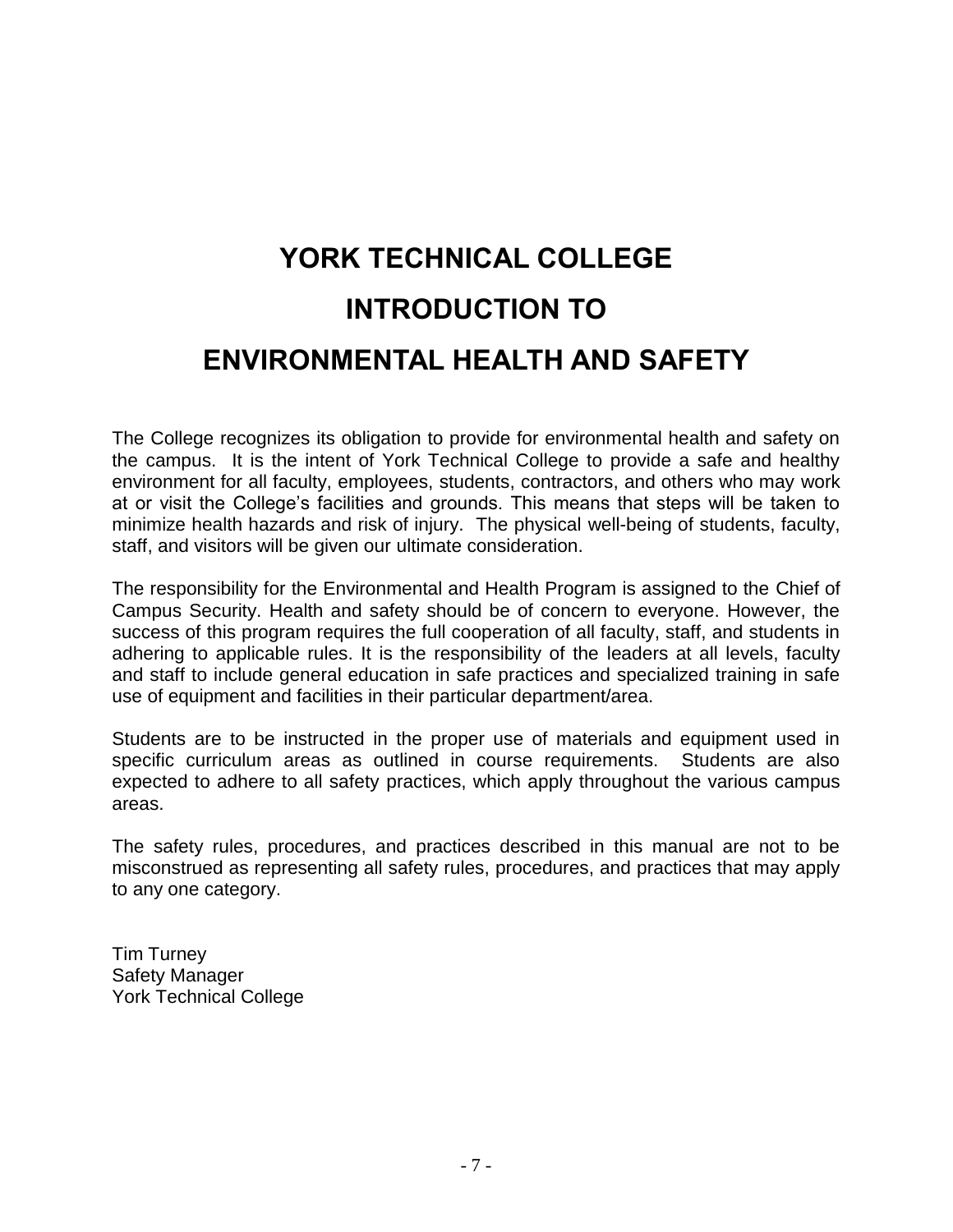# YORK TECHNICAL COLLEGE

# INTRODUCTION TO

# ENVIRONMENTAL HEALTH AND SAFETY

The College recognizes its obligation to provide for environmental health and safety on the campus. It is the intent of York Technical College to provide a safe and healthy environment for all faculty, employees, students, contractors, and others who may work at or visit the College's facilities and grounds. This means that steps will be taken to minimize health hazards and risk of injury. The physical well-being of students, faculty, staff, and visitors will be given our ultimate consideration.

The responsibility for the Environmental and Health Program is assigned to the Chief of Campus Security. Health and safety should be of concern to everyone. However, the success of this program requires the full cooperation of all faculty, staff, and students in adhering to applicable rules. It is the responsibility of the leaders at all levels, faculty and staff to include general education in safe practices and specialized training in safe use of equipment and facilities in their particular department/area.

Students are to be instructed in the proper use of materials and equipment used in specific curriculum areas as outlined in course requirements. Students are also expected to adhere to all safety practices, which apply throughout the various campus areas.

The safety rules, procedures, and practices described in this manual are not to be misconstrued as representing all safety rules, procedures, and practices that may apply to any one category.

Tim Turney
Safety Manager
York Technical College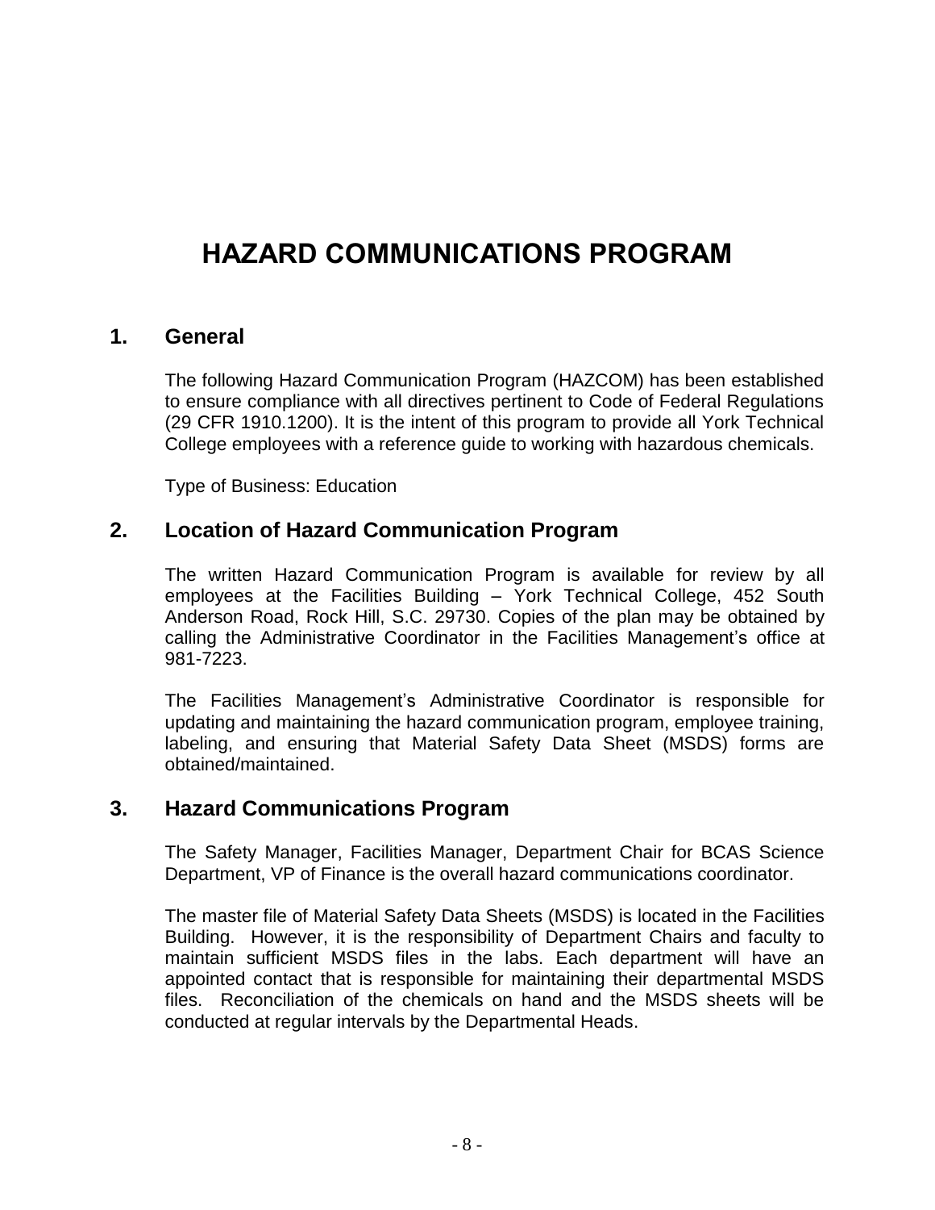# HAZARD COMMUNICATIONS PROGRAM

## 1. General

The following Hazard Communication Program (HAZCOM) has been established to ensure compliance with all directives pertinent to Code of Federal Regulations (29 CFR 1910.1200). It is the intent of this program to provide all York Technical College employees with a reference guide to working with hazardous chemicals.

Type of Business: Education

## 2. Location of Hazard Communication Program

The written Hazard Communication Program is available for review by all employees at the Facilities Building – York Technical College, 452 South Anderson Road, Rock Hill, S.C. 29730. Copies of the plan may be obtained by calling the Administrative Coordinator in the Facilities Management's office at 981-7223.

The Facilities Management's Administrative Coordinator is responsible for updating and maintaining the hazard communication program, employee training, labeling, and ensuring that Material Safety Data Sheet (MSDS) forms are obtained/maintained.

## 3. Hazard Communications Program

The Safety Manager, Facilities Manager, Department Chair for BCAS Science Department, VP of Finance is the overall hazard communications coordinator.

The master file of Material Safety Data Sheets (MSDS) is located in the Facilities Building. However, it is the responsibility of Department Chairs and faculty to maintain sufficient MSDS files in the labs. Each department will have an appointed contact that is responsible for maintaining their departmental MSDS files. Reconciliation of the chemicals on hand and the MSDS sheets will be conducted at regular intervals by the Departmental Heads.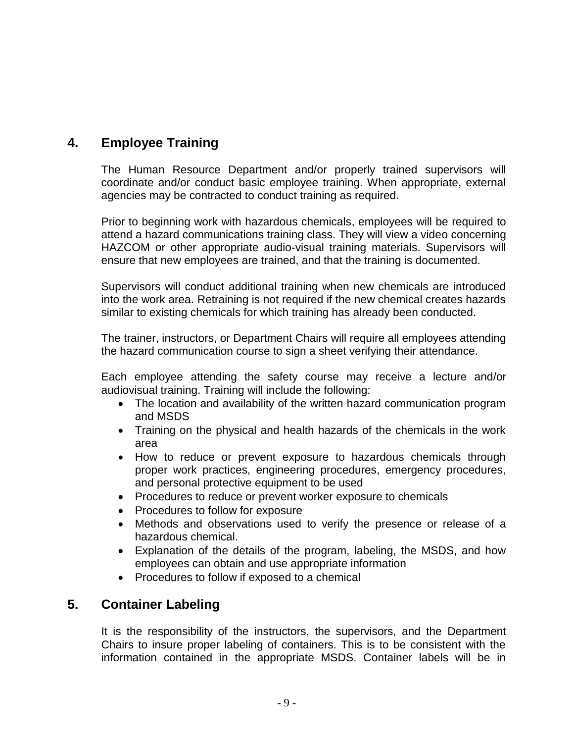## 4. Employee Training

The Human Resource Department and/or properly trained supervisors will coordinate and/or conduct basic employee training. When appropriate, external agencies may be contracted to conduct training as required.

Prior to beginning work with hazardous chemicals, employees will be required to attend a hazard communications training class. They will view a video concerning HAZCOM or other appropriate audio-visual training materials. Supervisors will ensure that new employees are trained, and that the training is documented.

Supervisors will conduct additional training when new chemicals are introduced into the work area. Retraining is not required if the new chemical creates hazards similar to existing chemicals for which training has already been conducted.

The trainer, instructors, or Department Chairs will require all employees attending the hazard communication course to sign a sheet verifying their attendance.

Each employee attending the safety course may receive a lecture and/or audiovisual training. Training will include the following:

- The location and availability of the written hazard communication program and MSDS
- Training on the physical and health hazards of the chemicals in the work area
- How to reduce or prevent exposure to hazardous chemicals through proper work practices, engineering procedures, emergency procedures, and personal protective equipment to be used
- Procedures to reduce or prevent worker exposure to chemicals
- Procedures to follow for exposure
- Methods and observations used to verify the presence or release of a hazardous chemical.
- Explanation of the details of the program, labeling, the MSDS, and how employees can obtain and use appropriate information
- Procedures to follow if exposed to a chemical

## 5. Container Labeling

It is the responsibility of the instructors, the supervisors, and the Department Chairs to insure proper labeling of containers. This is to be consistent with the information contained in the appropriate MSDS. Container labels will be in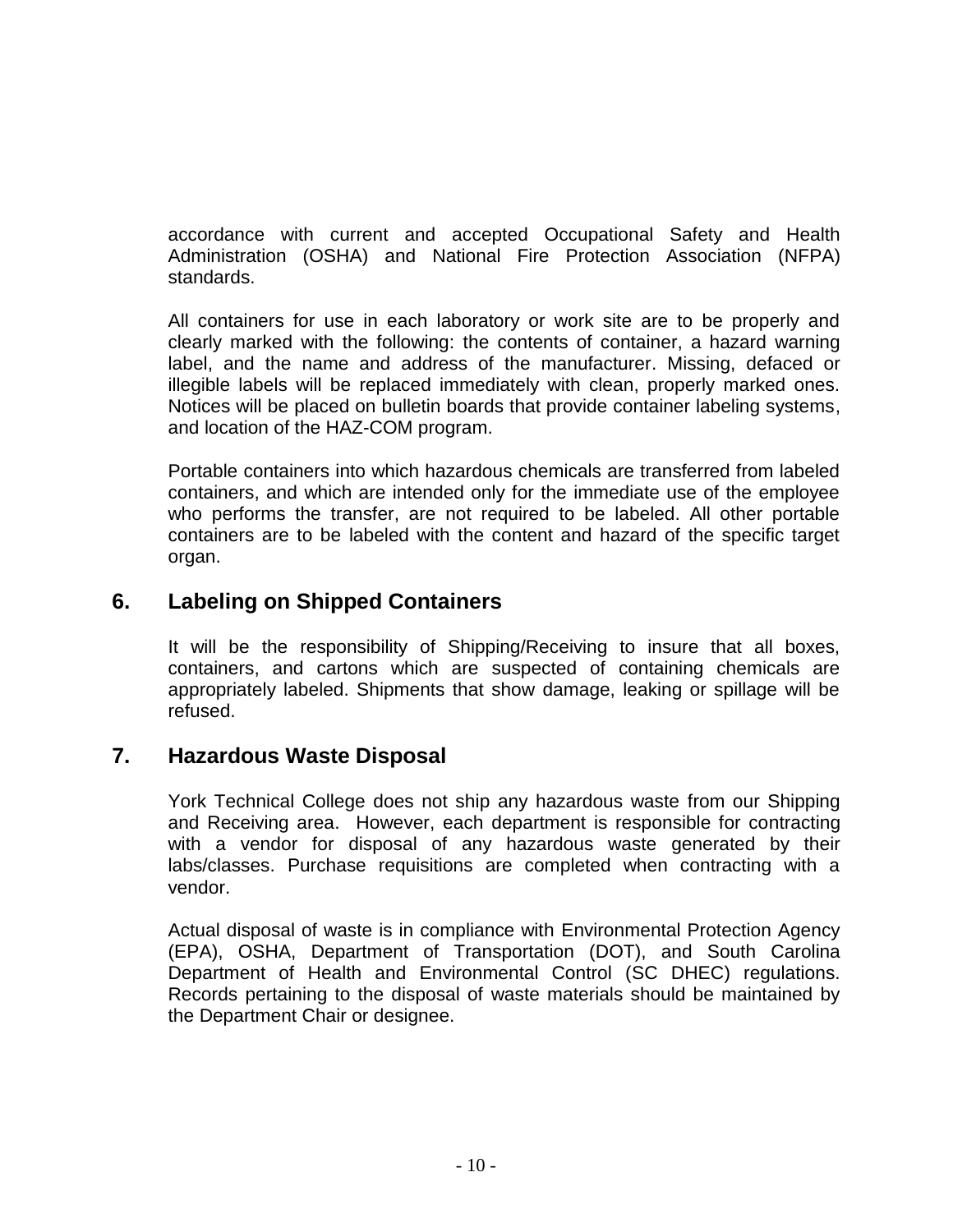accordance with current and accepted Occupational Safety and Health Administration (OSHA) and National Fire Protection Association (NFPA) standards.

All containers for use in each laboratory or work site are to be properly and clearly marked with the following: the contents of container, a hazard warning label, and the name and address of the manufacturer. Missing, defaced or illegible labels will be replaced immediately with clean, properly marked ones. Notices will be placed on bulletin boards that provide container labeling systems, and location of the HAZ-COM program.

Portable containers into which hazardous chemicals are transferred from labeled containers, and which are intended only for the immediate use of the employee who performs the transfer, are not required to be labeled. All other portable containers are to be labeled with the content and hazard of the specific target organ.

## 6. Labeling on Shipped Containers

It will be the responsibility of Shipping/Receiving to insure that all boxes, containers, and cartons which are suspected of containing chemicals are appropriately labeled. Shipments that show damage, leaking or spillage will be refused.

## 7. Hazardous Waste Disposal

York Technical College does not ship any hazardous waste from our Shipping and Receiving area. However, each department is responsible for contracting with a vendor for disposal of any hazardous waste generated by their labs/classes. Purchase requisitions are completed when contracting with a vendor.

Actual disposal of waste is in compliance with Environmental Protection Agency (EPA), OSHA, Department of Transportation (DOT), and South Carolina Department of Health and Environmental Control (SC DHEC) regulations. Records pertaining to the disposal of waste materials should be maintained by the Department Chair or designee.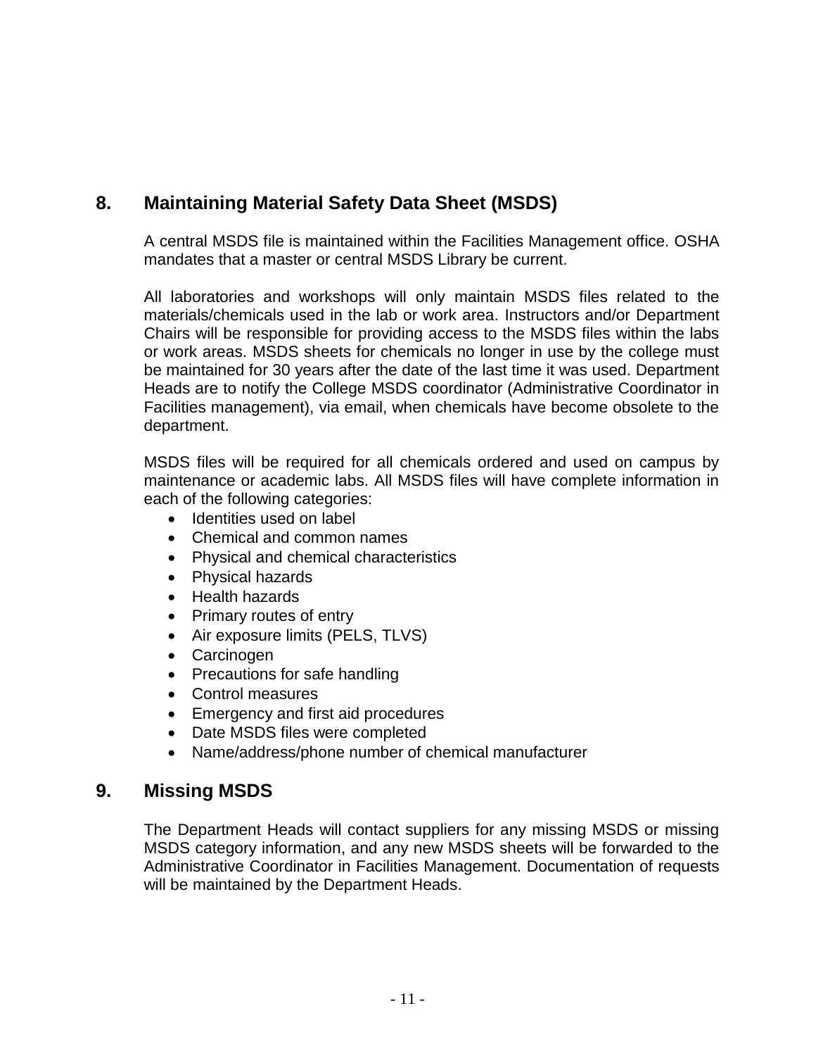## 8. Maintaining Material Safety Data Sheet (MSDS)

A central MSDS file is maintained within the Facilities Management office. OSHA mandates that a master or central MSDS Library be current.

All laboratories and workshops will only maintain MSDS files related to the materials/chemicals used in the lab or work area. Instructors and/or Department Chairs will be responsible for providing access to the MSDS files within the labs or work areas. MSDS sheets for chemicals no longer in use by the college must be maintained for 30 years after the date of the last time it was used. Department Heads are to notify the College MSDS coordinator (Administrative Coordinator in Facilities management), via email, when chemicals have become obsolete to the department.

MSDS files will be required for all chemicals ordered and used on campus by maintenance or academic labs. All MSDS files will have complete information in each of the following categories:

- Identities used on label
- Chemical and common names
- Physical and chemical characteristics
- Physical hazards
- Health hazards
- Primary routes of entry
- Air exposure limits (PELS, TLVS)
- Carcinogen
- Precautions for safe handling
- Control measures
- Emergency and first aid procedures
- Date MSDS files were completed
- Name/address/phone number of chemical manufacturer

## 9. Missing MSDS

The Department Heads will contact suppliers for any missing MSDS or missing MSDS category information, and any new MSDS sheets will be forwarded to the Administrative Coordinator in Facilities Management. Documentation of requests will be maintained by the Department Heads.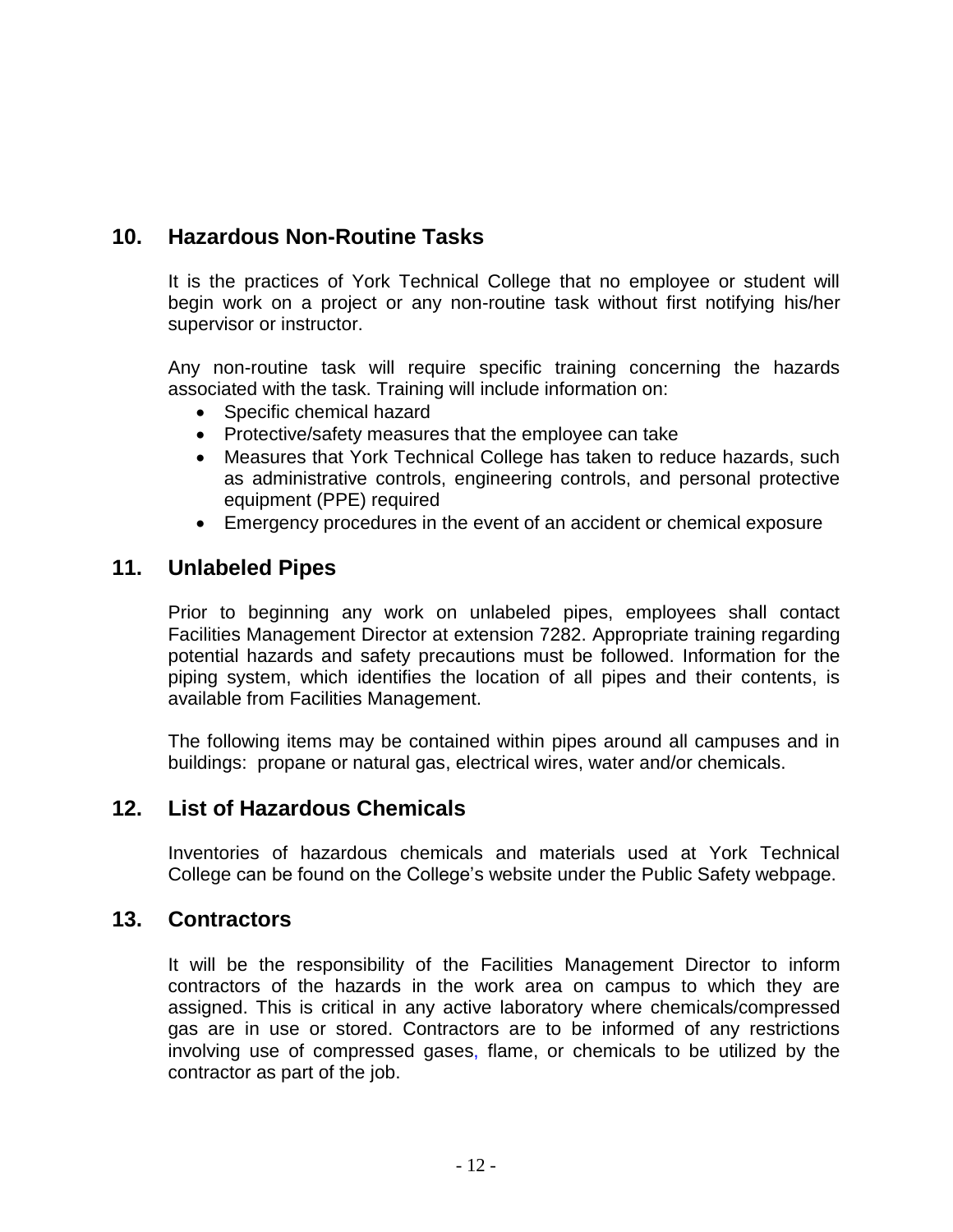## 10. Hazardous Non-Routine Tasks

It is the practices of York Technical College that no employee or student will begin work on a project or any non-routine task without first notifying his/her supervisor or instructor.

Any non-routine task will require specific training concerning the hazards associated with the task. Training will include information on:

- Specific chemical hazard
- Protective/safety measures that the employee can take
- Measures that York Technical College has taken to reduce hazards, such as administrative controls, engineering controls, and personal protective equipment (PPE) required
- Emergency procedures in the event of an accident or chemical exposure

## 11. Unlabeled Pipes

Prior to beginning any work on unlabeled pipes, employees shall contact Facilities Management Director at extension 7282. Appropriate training regarding potential hazards and safety precautions must be followed. Information for the piping system, which identifies the location of all pipes and their contents, is available from Facilities Management.

The following items may be contained within pipes around all campuses and in buildings: propane or natural gas, electrical wires, water and/or chemicals.

## 12. List of Hazardous Chemicals

Inventories of hazardous chemicals and materials used at York Technical College can be found on the College's website under the Public Safety webpage.

## 13. Contractors

It will be the responsibility of the Facilities Management Director to inform contractors of the hazards in the work area on campus to which they are assigned. This is critical in any active laboratory where chemicals/compressed gas are in use or stored. Contractors are to be informed of any restrictions involving use of compressed gases, flame, or chemicals to be utilized by the contractor as part of the job.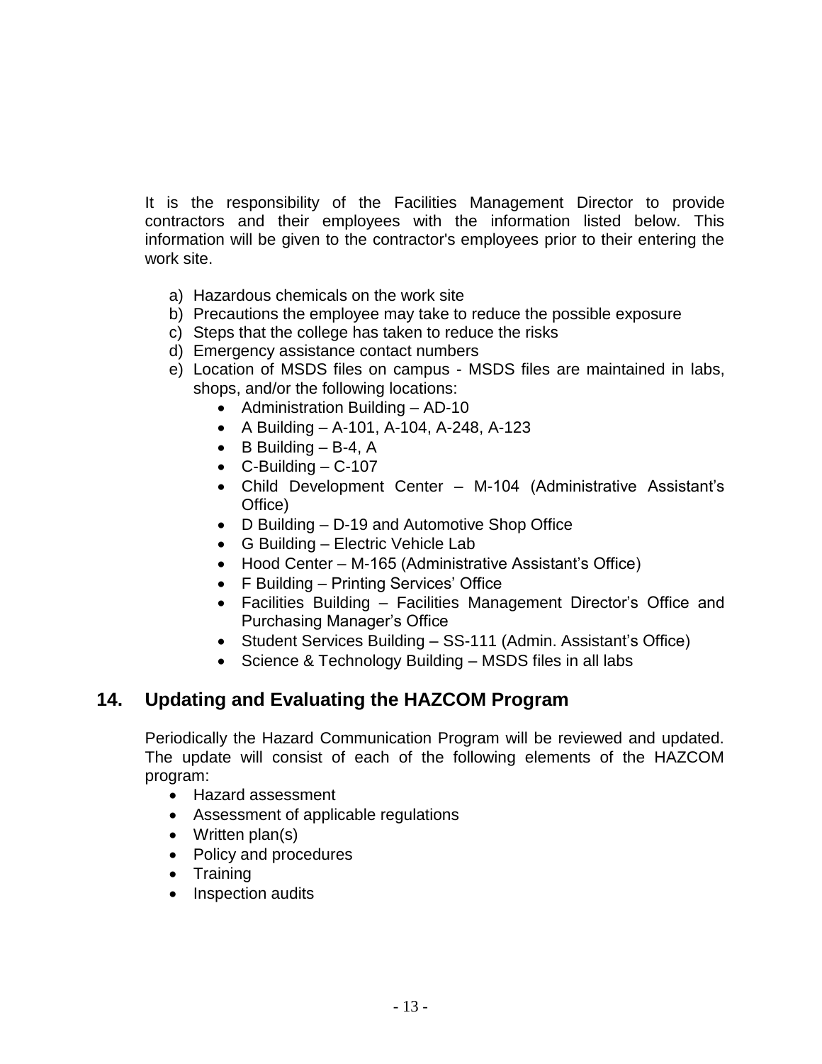It is the responsibility of the Facilities Management Director to provide contractors and their employees with the information listed below. This information will be given to the contractor's employees prior to their entering the work site.

a) Hazardous chemicals on the work site
b) Precautions the employee may take to reduce the possible exposure
c) Steps that the college has taken to reduce the risks
d) Emergency assistance contact numbers
e) Location of MSDS files on campus - MSDS files are maintained in labs, shops, and/or the following locations:
    - Administration Building – AD-10
    - A Building – A-101, A-104, A-248, A-123
    - B Building – B-4, A
    - C-Building – C-107
    - Child Development Center – M-104 (Administrative Assistant's Office)
    - D Building – D-19 and Automotive Shop Office
    - G Building – Electric Vehicle Lab
    - Hood Center – M-165 (Administrative Assistant's Office)
    - F Building – Printing Services' Office
    - Facilities Building – Facilities Management Director's Office and Purchasing Manager's Office
    - Student Services Building – SS-111 (Admin. Assistant's Office)
    - Science & Technology Building – MSDS files in all labs

## 14. Updating and Evaluating the HAZCOM Program

Periodically the Hazard Communication Program will be reviewed and updated. The update will consist of each of the following elements of the HAZCOM program:

- Hazard assessment
- Assessment of applicable regulations
- Written plan(s)
- Policy and procedures
- Training
- Inspection audits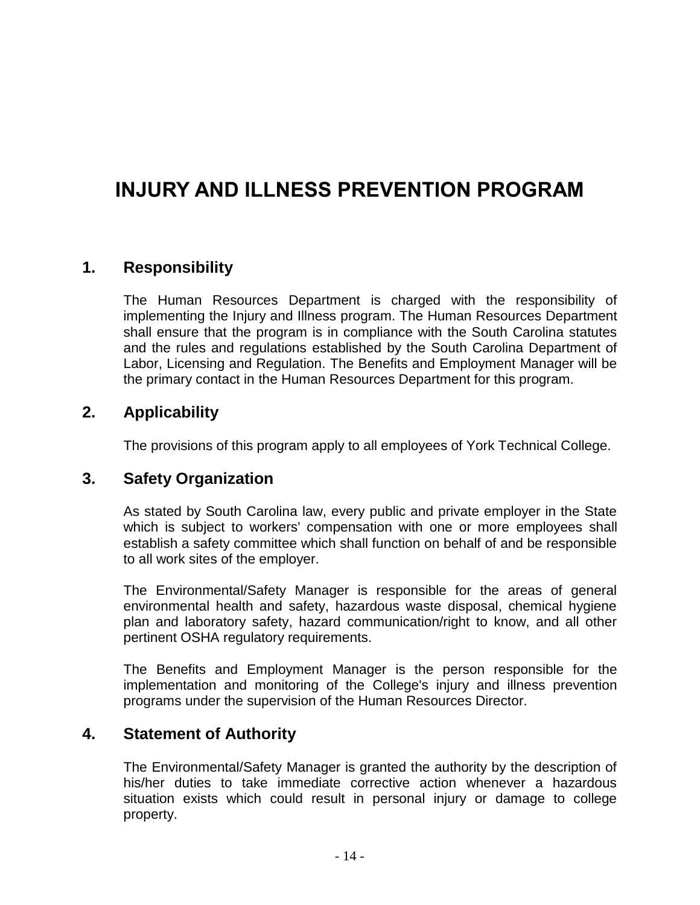# INJURY AND ILLNESS PREVENTION PROGRAM

## 1. Responsibility

The Human Resources Department is charged with the responsibility of implementing the Injury and Illness program. The Human Resources Department shall ensure that the program is in compliance with the South Carolina statutes and the rules and regulations established by the South Carolina Department of Labor, Licensing and Regulation. The Benefits and Employment Manager will be the primary contact in the Human Resources Department for this program.

## 2. Applicability

The provisions of this program apply to all employees of York Technical College.

## 3. Safety Organization

As stated by South Carolina law, every public and private employer in the State which is subject to workers' compensation with one or more employees shall establish a safety committee which shall function on behalf of and be responsible to all work sites of the employer.

The Environmental/Safety Manager is responsible for the areas of general environmental health and safety, hazardous waste disposal, chemical hygiene plan and laboratory safety, hazard communication/right to know, and all other pertinent OSHA regulatory requirements.

The Benefits and Employment Manager is the person responsible for the implementation and monitoring of the College's injury and illness prevention programs under the supervision of the Human Resources Director.

## 4. Statement of Authority

The Environmental/Safety Manager is granted the authority by the description of his/her duties to take immediate corrective action whenever a hazardous situation exists which could result in personal injury or damage to college property.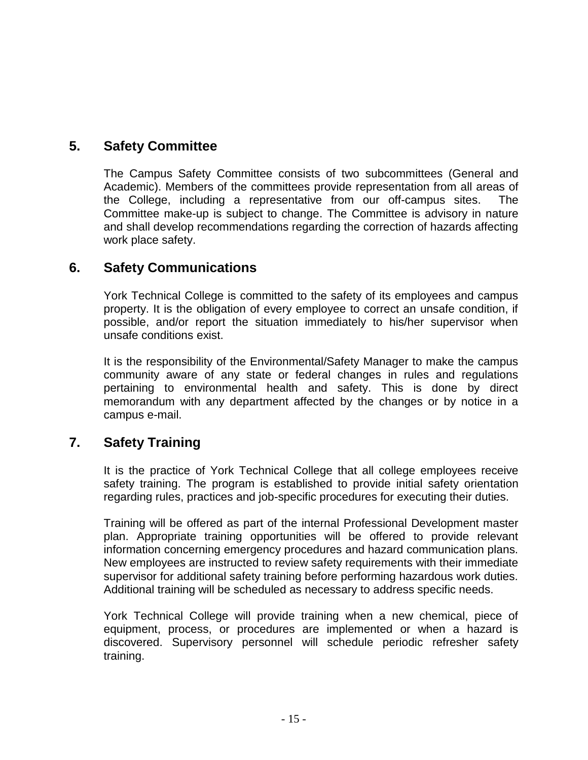## 5. Safety Committee

The Campus Safety Committee consists of two subcommittees (General and Academic). Members of the committees provide representation from all areas of the College, including a representative from our off-campus sites. The Committee make-up is subject to change. The Committee is advisory in nature and shall develop recommendations regarding the correction of hazards affecting work place safety.

## 6. Safety Communications

York Technical College is committed to the safety of its employees and campus property. It is the obligation of every employee to correct an unsafe condition, if possible, and/or report the situation immediately to his/her supervisor when unsafe conditions exist.

It is the responsibility of the Environmental/Safety Manager to make the campus community aware of any state or federal changes in rules and regulations pertaining to environmental health and safety. This is done by direct memorandum with any department affected by the changes or by notice in a campus e-mail.

## 7. Safety Training

It is the practice of York Technical College that all college employees receive safety training. The program is established to provide initial safety orientation regarding rules, practices and job-specific procedures for executing their duties.

Training will be offered as part of the internal Professional Development master plan. Appropriate training opportunities will be offered to provide relevant information concerning emergency procedures and hazard communication plans. New employees are instructed to review safety requirements with their immediate supervisor for additional safety training before performing hazardous work duties. Additional training will be scheduled as necessary to address specific needs.

York Technical College will provide training when a new chemical, piece of equipment, process, or procedures are implemented or when a hazard is discovered. Supervisory personnel will schedule periodic refresher safety training.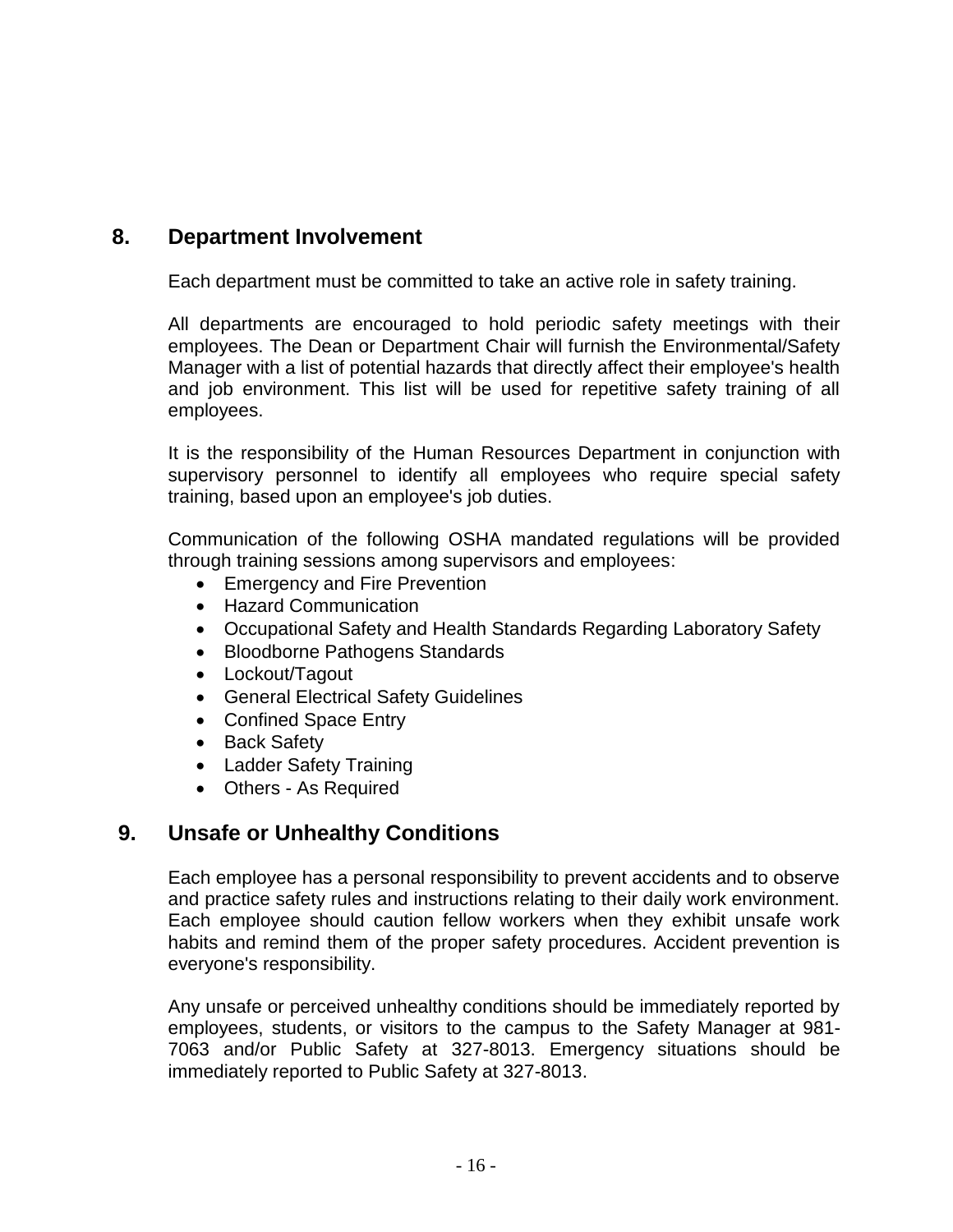## 8. Department Involvement

Each department must be committed to take an active role in safety training.

All departments are encouraged to hold periodic safety meetings with their employees. The Dean or Department Chair will furnish the Environmental/Safety Manager with a list of potential hazards that directly affect their employee's health and job environment. This list will be used for repetitive safety training of all employees.

It is the responsibility of the Human Resources Department in conjunction with supervisory personnel to identify all employees who require special safety training, based upon an employee's job duties.

Communication of the following OSHA mandated regulations will be provided through training sessions among supervisors and employees:

- Emergency and Fire Prevention
- Hazard Communication
- Occupational Safety and Health Standards Regarding Laboratory Safety
- Bloodborne Pathogens Standards
- Lockout/Tagout
- General Electrical Safety Guidelines
- Confined Space Entry
- Back Safety
- Ladder Safety Training
- Others - As Required

## 9. Unsafe or Unhealthy Conditions

Each employee has a personal responsibility to prevent accidents and to observe and practice safety rules and instructions relating to their daily work environment. Each employee should caution fellow workers when they exhibit unsafe work habits and remind them of the proper safety procedures. Accident prevention is everyone's responsibility.

Any unsafe or perceived unhealthy conditions should be immediately reported by employees, students, or visitors to the campus to the Safety Manager at 981-7063 and/or Public Safety at 327-8013. Emergency situations should be immediately reported to Public Safety at 327-8013.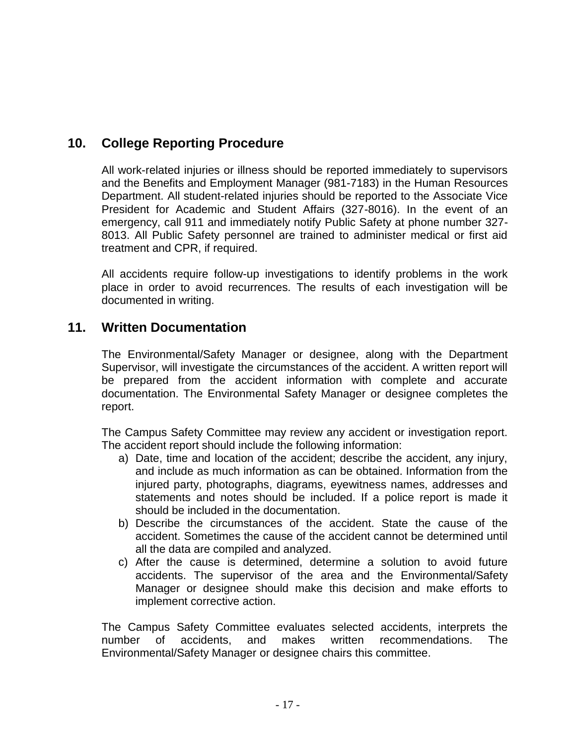## 10. College Reporting Procedure

All work-related injuries or illness should be reported immediately to supervisors and the Benefits and Employment Manager (981-7183) in the Human Resources Department. All student-related injuries should be reported to the Associate Vice President for Academic and Student Affairs (327-8016). In the event of an emergency, call 911 and immediately notify Public Safety at phone number 327-8013. All Public Safety personnel are trained to administer medical or first aid treatment and CPR, if required.

All accidents require follow-up investigations to identify problems in the work place in order to avoid recurrences. The results of each investigation will be documented in writing.

## 11. Written Documentation

The Environmental/Safety Manager or designee, along with the Department Supervisor, will investigate the circumstances of the accident. A written report will be prepared from the accident information with complete and accurate documentation. The Environmental Safety Manager or designee completes the report.

The Campus Safety Committee may review any accident or investigation report. The accident report should include the following information:

a) Date, time and location of the accident; describe the accident, any injury, and include as much information as can be obtained. Information from the injured party, photographs, diagrams, eyewitness names, addresses and statements and notes should be included. If a police report is made it should be included in the documentation.
b) Describe the circumstances of the accident. State the cause of the accident. Sometimes the cause of the accident cannot be determined until all the data are compiled and analyzed.
c) After the cause is determined, determine a solution to avoid future accidents. The supervisor of the area and the Environmental/Safety Manager or designee should make this decision and make efforts to implement corrective action.

The Campus Safety Committee evaluates selected accidents, interprets the number of accidents, and makes written recommendations. The Environmental/Safety Manager or designee chairs this committee.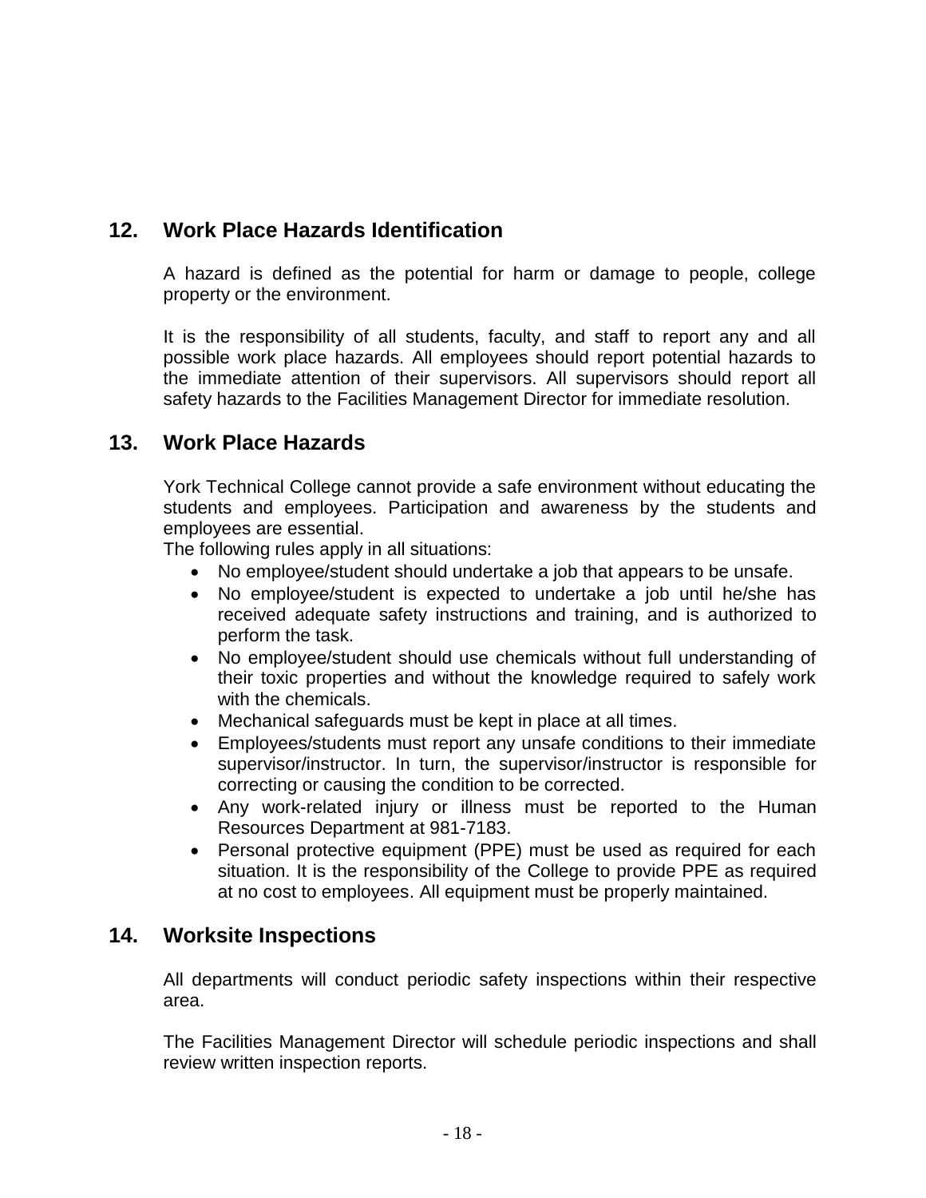## 12. Work Place Hazards Identification

A hazard is defined as the potential for harm or damage to people, college property or the environment.

It is the responsibility of all students, faculty, and staff to report any and all possible work place hazards. All employees should report potential hazards to the immediate attention of their supervisors. All supervisors should report all safety hazards to the Facilities Management Director for immediate resolution.

## 13. Work Place Hazards

York Technical College cannot provide a safe environment without educating the students and employees. Participation and awareness by the students and employees are essential.

The following rules apply in all situations:

- No employee/student should undertake a job that appears to be unsafe.
- No employee/student is expected to undertake a job until he/she has received adequate safety instructions and training, and is authorized to perform the task.
- No employee/student should use chemicals without full understanding of their toxic properties and without the knowledge required to safely work with the chemicals.
- Mechanical safeguards must be kept in place at all times.
- Employees/students must report any unsafe conditions to their immediate supervisor/instructor. In turn, the supervisor/instructor is responsible for correcting or causing the condition to be corrected.
- Any work-related injury or illness must be reported to the Human Resources Department at 981-7183.
- Personal protective equipment (PPE) must be used as required for each situation. It is the responsibility of the College to provide PPE as required at no cost to employees. All equipment must be properly maintained.

## 14. Worksite Inspections

All departments will conduct periodic safety inspections within their respective area.

The Facilities Management Director will schedule periodic inspections and shall review written inspection reports.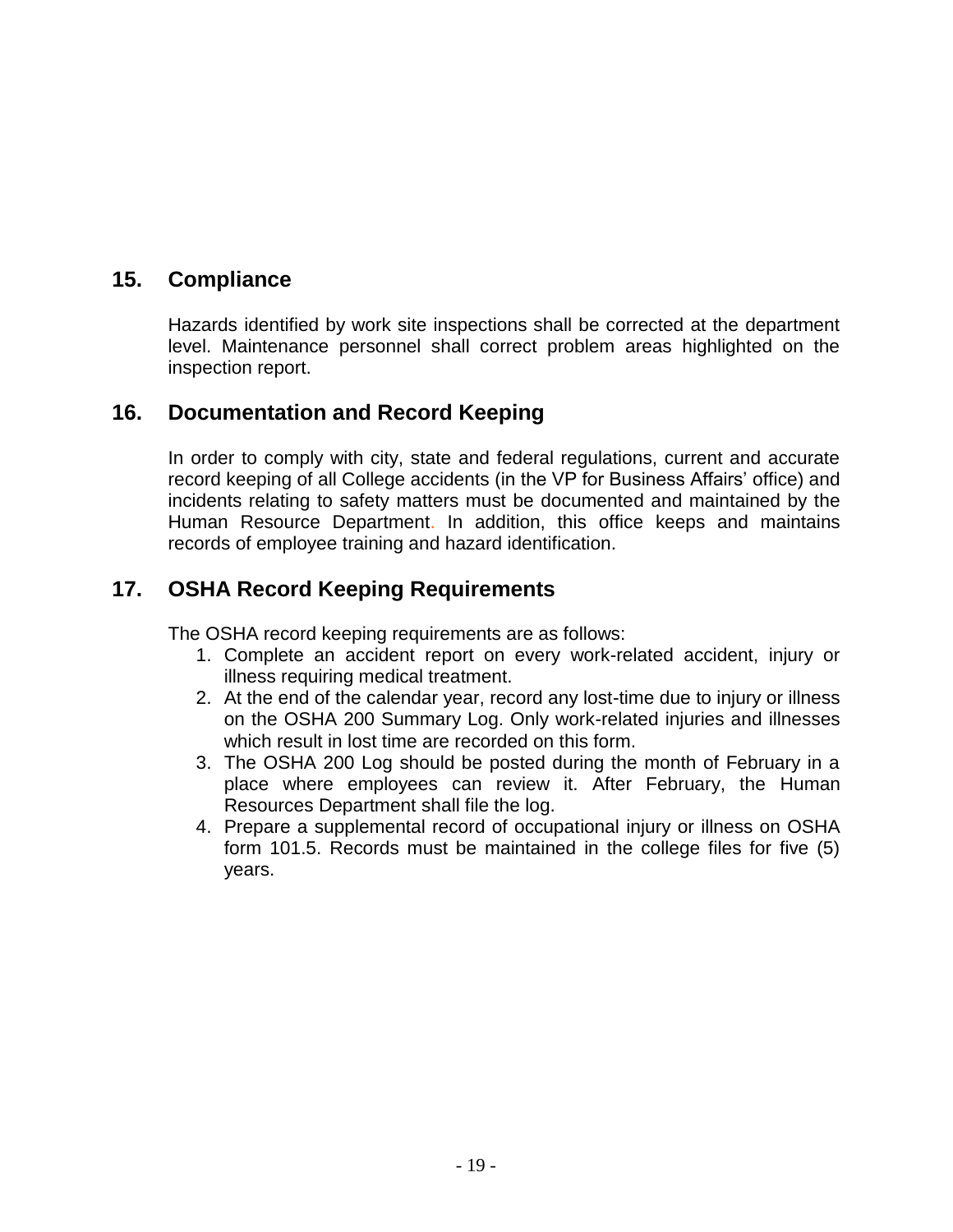## 15. Compliance

Hazards identified by work site inspections shall be corrected at the department level. Maintenance personnel shall correct problem areas highlighted on the inspection report.

## 16. Documentation and Record Keeping

In order to comply with city, state and federal regulations, current and accurate record keeping of all College accidents (in the VP for Business Affairs' office) and incidents relating to safety matters must be documented and maintained by the Human Resource Department. In addition, this office keeps and maintains records of employee training and hazard identification.

## 17. OSHA Record Keeping Requirements

The OSHA record keeping requirements are as follows:

1. Complete an accident report on every work-related accident, injury or illness requiring medical treatment.
2. At the end of the calendar year, record any lost-time due to injury or illness on the OSHA 200 Summary Log. Only work-related injuries and illnesses which result in lost time are recorded on this form.
3. The OSHA 200 Log should be posted during the month of February in a place where employees can review it. After February, the Human Resources Department shall file the log.
4. Prepare a supplemental record of occupational injury or illness on OSHA form 101.5. Records must be maintained in the college files for five (5) years.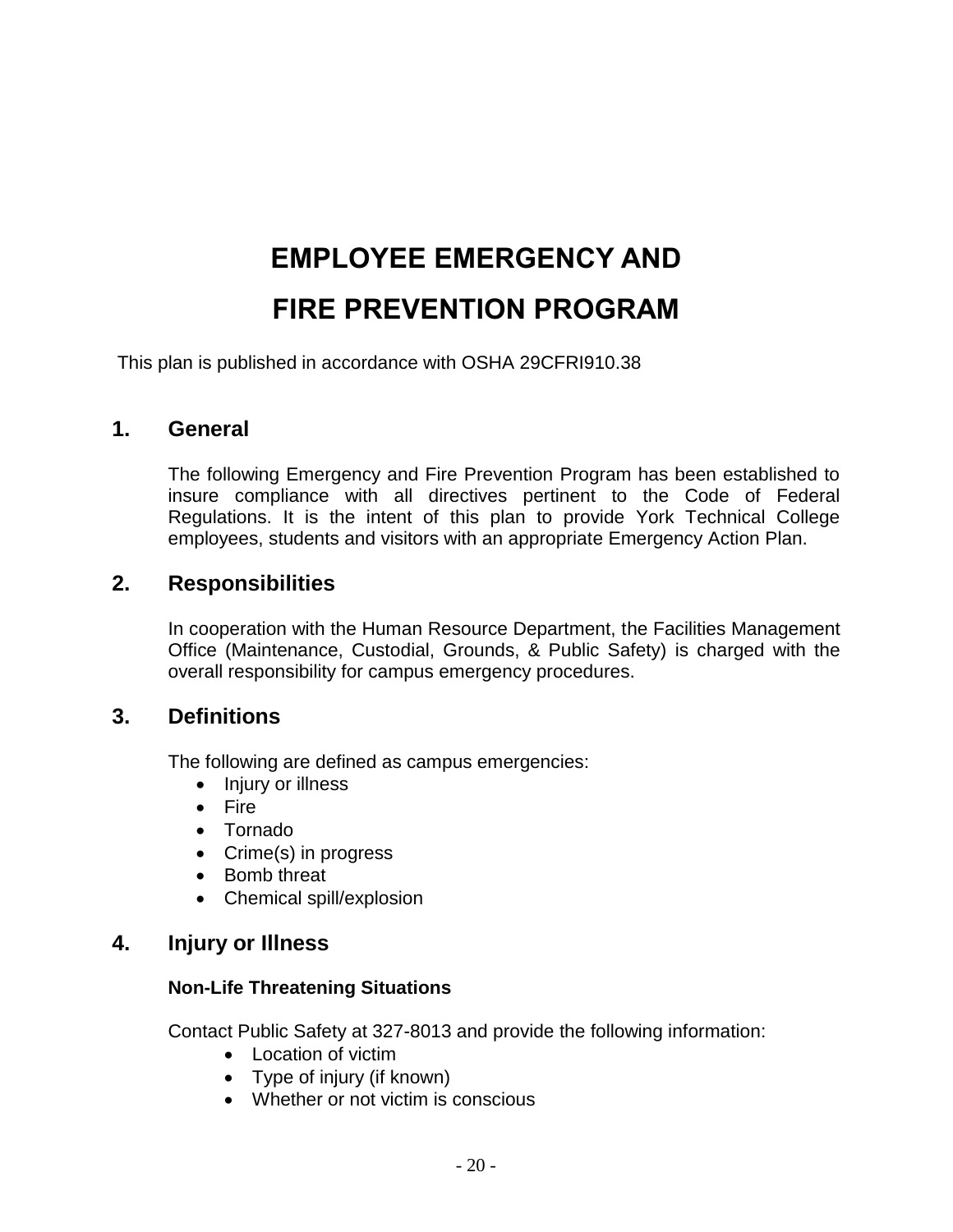# EMPLOYEE EMERGENCY AND FIRE PREVENTION PROGRAM

This plan is published in accordance with OSHA 29CFRI910.38

## 1. General

The following Emergency and Fire Prevention Program has been established to insure compliance with all directives pertinent to the Code of Federal Regulations. It is the intent of this plan to provide York Technical College employees, students and visitors with an appropriate Emergency Action Plan.

## 2. Responsibilities

In cooperation with the Human Resource Department, the Facilities Management Office (Maintenance, Custodial, Grounds, & Public Safety) is charged with the overall responsibility for campus emergency procedures.

## 3. Definitions

The following are defined as campus emergencies:

- Injury or illness
- Fire
- Tornado
- Crime(s) in progress
- Bomb threat
- Chemical spill/explosion

## 4. Injury or Illness

**Non-Life Threatening Situations**

Contact Public Safety at 327-8013 and provide the following information:

- Location of victim
- Type of injury (if known)
- Whether or not victim is conscious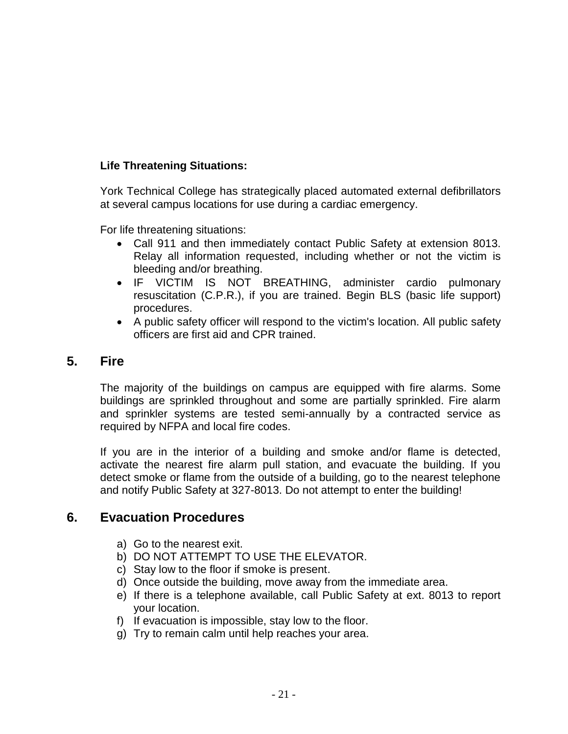**Life Threatening Situations:**

York Technical College has strategically placed automated external defibrillators at several campus locations for use during a cardiac emergency.

For life threatening situations:

- Call 911 and then immediately contact Public Safety at extension 8013. Relay all information requested, including whether or not the victim is bleeding and/or breathing.
- IF VICTIM IS NOT BREATHING, administer cardio pulmonary resuscitation (C.P.R.), if you are trained. Begin BLS (basic life support) procedures.
- A public safety officer will respond to the victim's location. All public safety officers are first aid and CPR trained.

## 5. Fire

The majority of the buildings on campus are equipped with fire alarms. Some buildings are sprinkled throughout and some are partially sprinkled. Fire alarm and sprinkler systems are tested semi-annually by a contracted service as required by NFPA and local fire codes.

If you are in the interior of a building and smoke and/or flame is detected, activate the nearest fire alarm pull station, and evacuate the building. If you detect smoke or flame from the outside of a building, go to the nearest telephone and notify Public Safety at 327-8013. Do not attempt to enter the building!

## 6. Evacuation Procedures

a) Go to the nearest exit.
b) DO NOT ATTEMPT TO USE THE ELEVATOR.
c) Stay low to the floor if smoke is present.
d) Once outside the building, move away from the immediate area.
e) If there is a telephone available, call Public Safety at ext. 8013 to report your location.
f) If evacuation is impossible, stay low to the floor.
g) Try to remain calm until help reaches your area.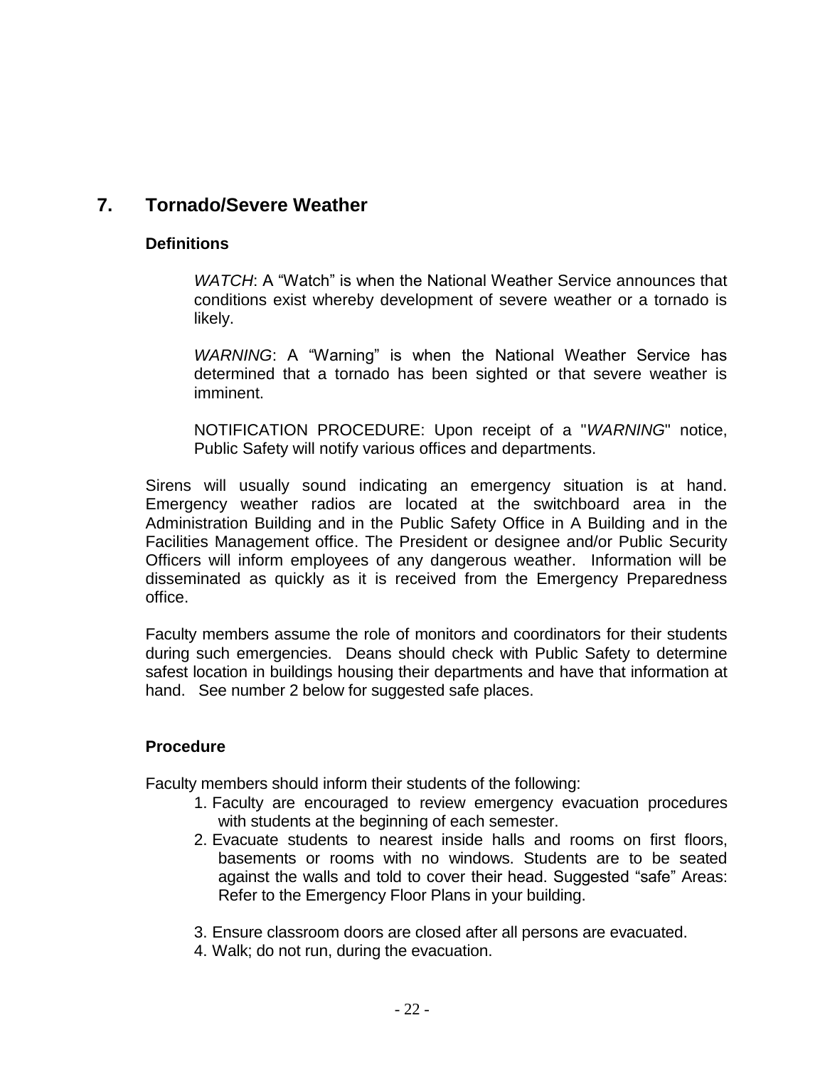## 7. Tornado/Severe Weather

### Definitions

*WATCH*: A "Watch" is when the National Weather Service announces that conditions exist whereby development of severe weather or a tornado is likely.

*WARNING*: A "Warning" is when the National Weather Service has determined that a tornado has been sighted or that severe weather is imminent.

NOTIFICATION PROCEDURE: Upon receipt of a "*WARNING*" notice, Public Safety will notify various offices and departments.

Sirens will usually sound indicating an emergency situation is at hand. Emergency weather radios are located at the switchboard area in the Administration Building and in the Public Safety Office in A Building and in the Facilities Management office. The President or designee and/or Public Security Officers will inform employees of any dangerous weather. Information will be disseminated as quickly as it is received from the Emergency Preparedness office.

Faculty members assume the role of monitors and coordinators for their students during such emergencies. Deans should check with Public Safety to determine safest location in buildings housing their departments and have that information at hand. See number 2 below for suggested safe places.

### Procedure

Faculty members should inform their students of the following:

1. Faculty are encouraged to review emergency evacuation procedures with students at the beginning of each semester.
2. Evacuate students to nearest inside halls and rooms on first floors, basements or rooms with no windows. Students are to be seated against the walls and told to cover their head. Suggested "safe" Areas: Refer to the Emergency Floor Plans in your building.
3. Ensure classroom doors are closed after all persons are evacuated.
4. Walk; do not run, during the evacuation.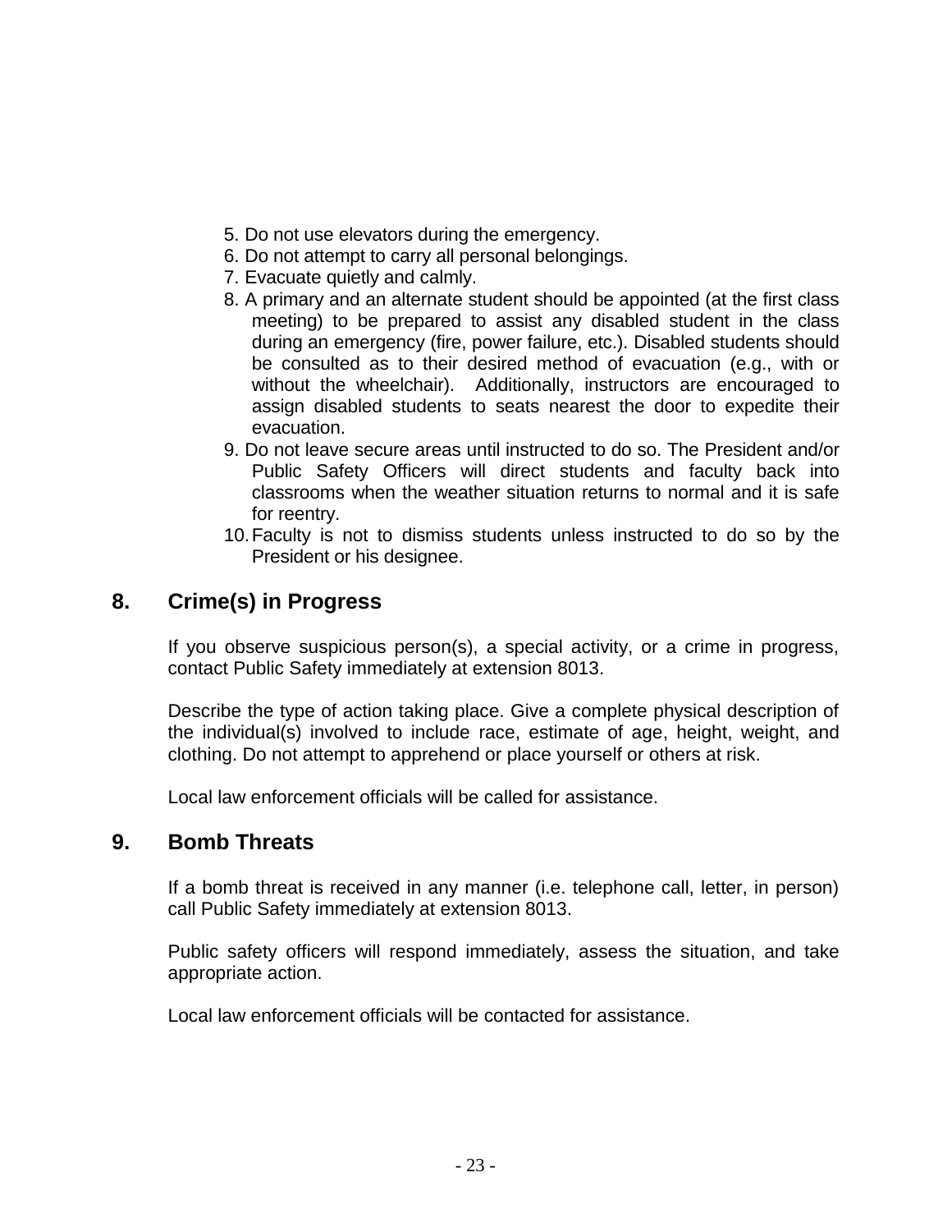5. Do not use elevators during the emergency.
6. Do not attempt to carry all personal belongings.
7. Evacuate quietly and calmly.
8. A primary and an alternate student should be appointed (at the first class meeting) to be prepared to assist any disabled student in the class during an emergency (fire, power failure, etc.). Disabled students should be consulted as to their desired method of evacuation (e.g., with or without the wheelchair). Additionally, instructors are encouraged to assign disabled students to seats nearest the door to expedite their evacuation.
9. Do not leave secure areas until instructed to do so. The President and/or Public Safety Officers will direct students and faculty back into classrooms when the weather situation returns to normal and it is safe for reentry.
10. Faculty is not to dismiss students unless instructed to do so by the President or his designee.

## 8. Crime(s) in Progress

If you observe suspicious person(s), a special activity, or a crime in progress, contact Public Safety immediately at extension 8013.

Describe the type of action taking place. Give a complete physical description of the individual(s) involved to include race, estimate of age, height, weight, and clothing. Do not attempt to apprehend or place yourself or others at risk.

Local law enforcement officials will be called for assistance.

## 9. Bomb Threats

If a bomb threat is received in any manner (i.e. telephone call, letter, in person) call Public Safety immediately at extension 8013.

Public safety officers will respond immediately, assess the situation, and take appropriate action.

Local law enforcement officials will be contacted for assistance.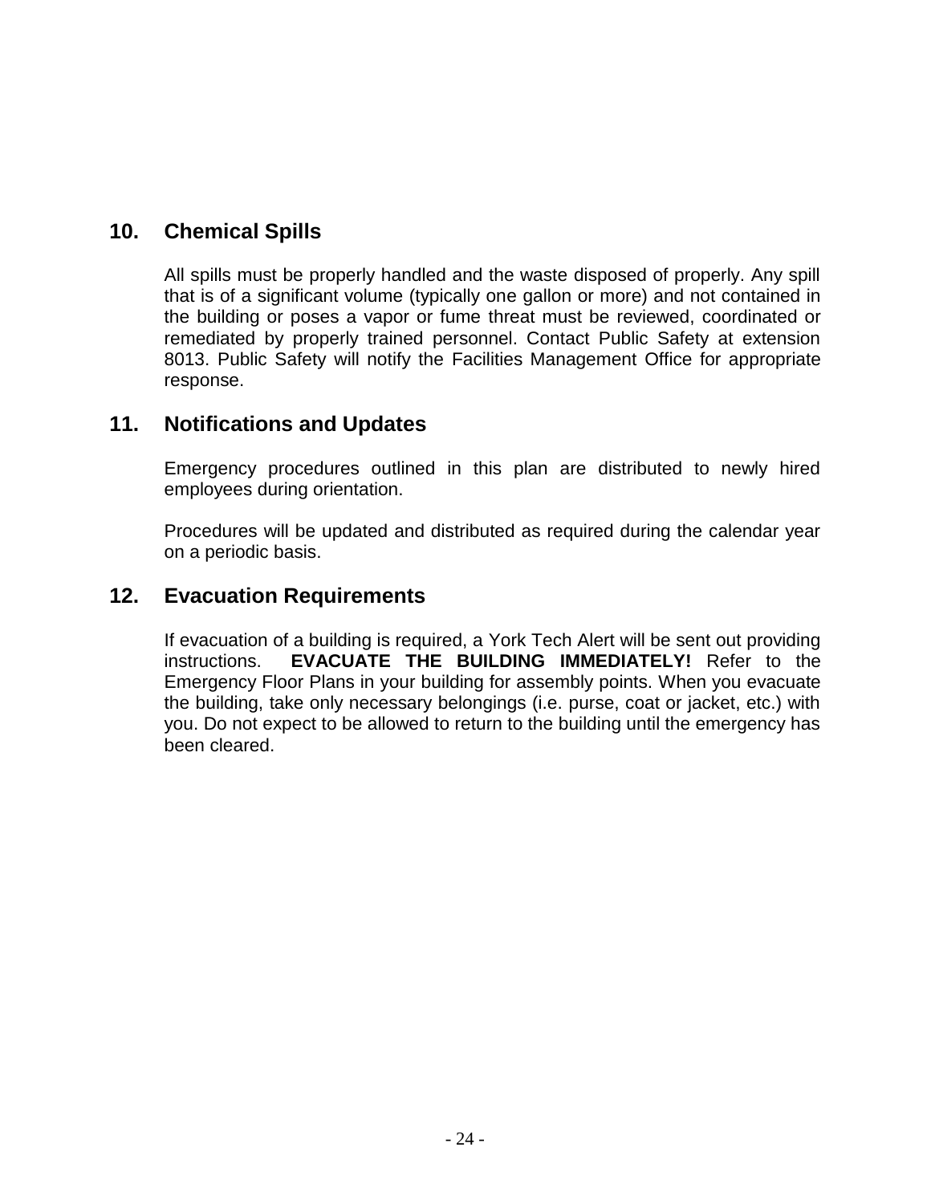## 10. Chemical Spills

All spills must be properly handled and the waste disposed of properly. Any spill that is of a significant volume (typically one gallon or more) and not contained in the building or poses a vapor or fume threat must be reviewed, coordinated or remediated by properly trained personnel. Contact Public Safety at extension 8013. Public Safety will notify the Facilities Management Office for appropriate response.

## 11. Notifications and Updates

Emergency procedures outlined in this plan are distributed to newly hired employees during orientation.

Procedures will be updated and distributed as required during the calendar year on a periodic basis.

## 12. Evacuation Requirements

If evacuation of a building is required, a York Tech Alert will be sent out providing instructions. **EVACUATE THE BUILDING IMMEDIATELY!** Refer to the Emergency Floor Plans in your building for assembly points. When you evacuate the building, take only necessary belongings (i.e. purse, coat or jacket, etc.) with you. Do not expect to be allowed to return to the building until the emergency has been cleared.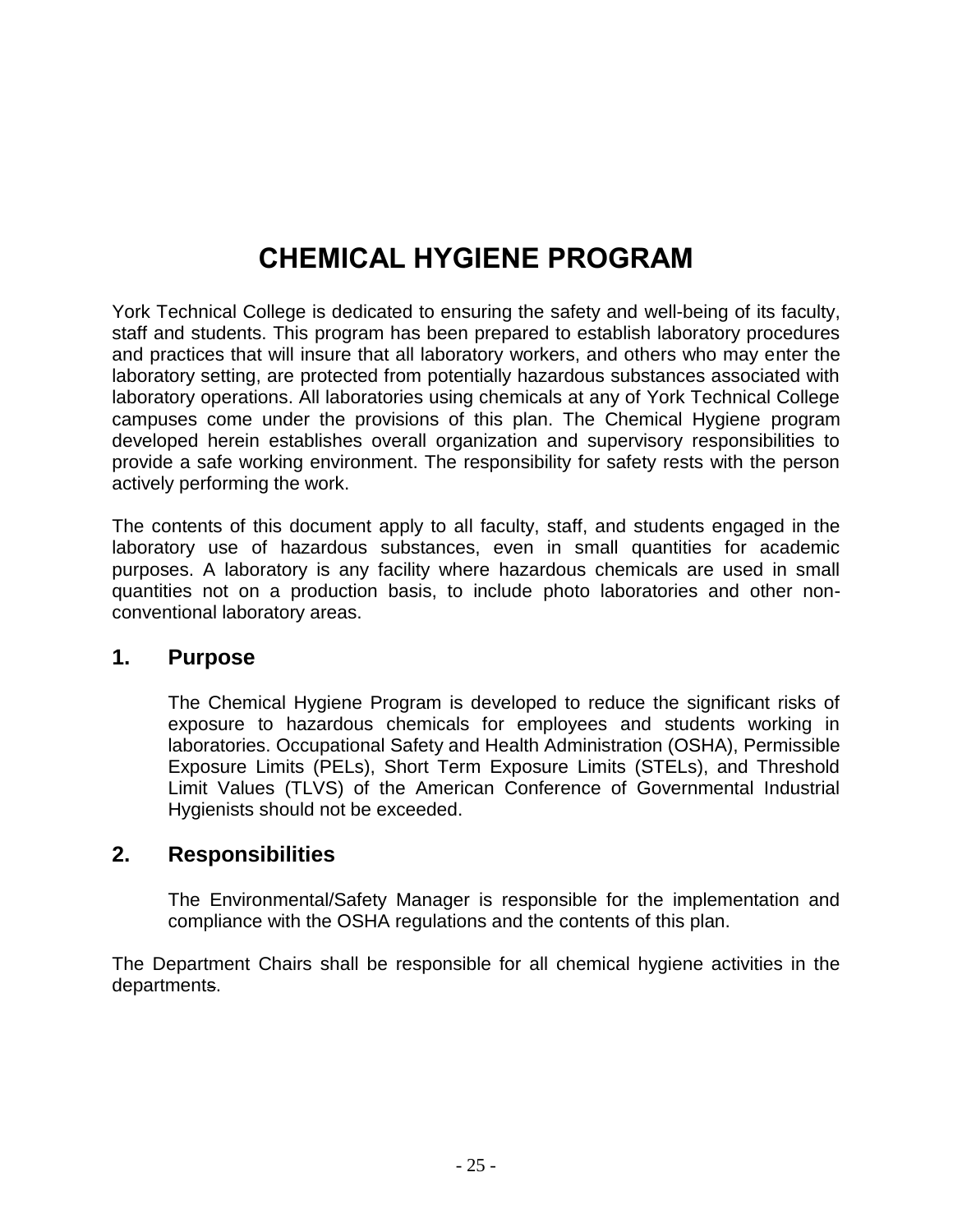# CHEMICAL HYGIENE PROGRAM

York Technical College is dedicated to ensuring the safety and well-being of its faculty, staff and students. This program has been prepared to establish laboratory procedures and practices that will insure that all laboratory workers, and others who may enter the laboratory setting, are protected from potentially hazardous substances associated with laboratory operations. All laboratories using chemicals at any of York Technical College campuses come under the provisions of this plan. The Chemical Hygiene program developed herein establishes overall organization and supervisory responsibilities to provide a safe working environment. The responsibility for safety rests with the person actively performing the work.

The contents of this document apply to all faculty, staff, and students engaged in the laboratory use of hazardous substances, even in small quantities for academic purposes. A laboratory is any facility where hazardous chemicals are used in small quantities not on a production basis, to include photo laboratories and other non-conventional laboratory areas.

## 1. Purpose

The Chemical Hygiene Program is developed to reduce the significant risks of exposure to hazardous chemicals for employees and students working in laboratories. Occupational Safety and Health Administration (OSHA), Permissible Exposure Limits (PELs), Short Term Exposure Limits (STELs), and Threshold Limit Values (TLVS) of the American Conference of Governmental Industrial Hygienists should not be exceeded.

## 2. Responsibilities

The Environmental/Safety Manager is responsible for the implementation and compliance with the OSHA regulations and the contents of this plan.

The Department Chairs shall be responsible for all chemical hygiene activities in the departments.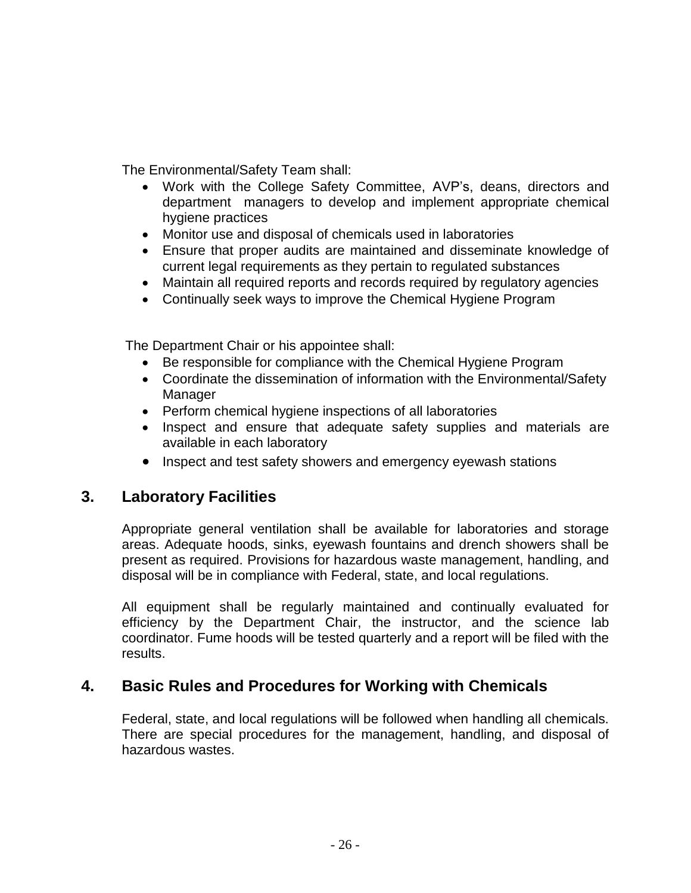The Environmental/Safety Team shall:

- Work with the College Safety Committee, AVP's, deans, directors and department managers to develop and implement appropriate chemical hygiene practices
- Monitor use and disposal of chemicals used in laboratories
- Ensure that proper audits are maintained and disseminate knowledge of current legal requirements as they pertain to regulated substances
- Maintain all required reports and records required by regulatory agencies
- Continually seek ways to improve the Chemical Hygiene Program

The Department Chair or his appointee shall:

- Be responsible for compliance with the Chemical Hygiene Program
- Coordinate the dissemination of information with the Environmental/Safety Manager
- Perform chemical hygiene inspections of all laboratories
- Inspect and ensure that adequate safety supplies and materials are available in each laboratory
- Inspect and test safety showers and emergency eyewash stations

## 3. Laboratory Facilities

Appropriate general ventilation shall be available for laboratories and storage areas. Adequate hoods, sinks, eyewash fountains and drench showers shall be present as required. Provisions for hazardous waste management, handling, and disposal will be in compliance with Federal, state, and local regulations.

All equipment shall be regularly maintained and continually evaluated for efficiency by the Department Chair, the instructor, and the science lab coordinator. Fume hoods will be tested quarterly and a report will be filed with the results.

## 4. Basic Rules and Procedures for Working with Chemicals

Federal, state, and local regulations will be followed when handling all chemicals. There are special procedures for the management, handling, and disposal of hazardous wastes.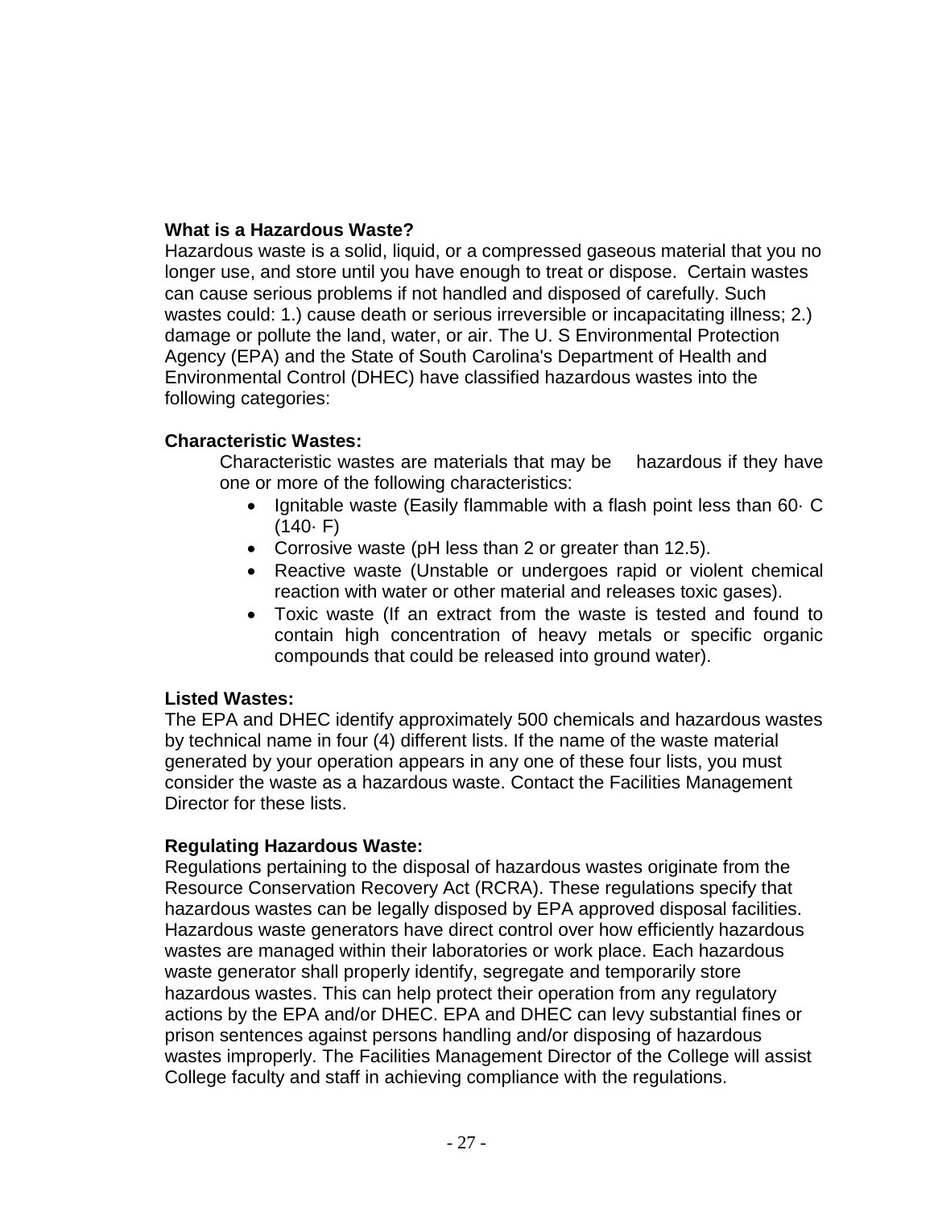**What is a Hazardous Waste?**

Hazardous waste is a solid, liquid, or a compressed gaseous material that you no longer use, and store until you have enough to treat or dispose. Certain wastes can cause serious problems if not handled and disposed of carefully. Such wastes could: 1.) cause death or serious irreversible or incapacitating illness; 2.) damage or pollute the land, water, or air. The U. S Environmental Protection Agency (EPA) and the State of South Carolina's Department of Health and Environmental Control (DHEC) have classified hazardous wastes into the following categories:

**Characteristic Wastes:**

Characteristic wastes are materials that may be hazardous if they have one or more of the following characteristics:

- Ignitable waste (Easily flammable with a flash point less than 60· C (140· F)
- Corrosive waste (pH less than 2 or greater than 12.5).
- Reactive waste (Unstable or undergoes rapid or violent chemical reaction with water or other material and releases toxic gases).
- Toxic waste (If an extract from the waste is tested and found to contain high concentration of heavy metals or specific organic compounds that could be released into ground water).

**Listed Wastes:**

The EPA and DHEC identify approximately 500 chemicals and hazardous wastes by technical name in four (4) different lists. If the name of the waste material generated by your operation appears in any one of these four lists, you must consider the waste as a hazardous waste. Contact the Facilities Management Director for these lists.

**Regulating Hazardous Waste:**

Regulations pertaining to the disposal of hazardous wastes originate from the Resource Conservation Recovery Act (RCRA). These regulations specify that hazardous wastes can be legally disposed by EPA approved disposal facilities. Hazardous waste generators have direct control over how efficiently hazardous wastes are managed within their laboratories or work place. Each hazardous waste generator shall properly identify, segregate and temporarily store hazardous wastes. This can help protect their operation from any regulatory actions by the EPA and/or DHEC. EPA and DHEC can levy substantial fines or prison sentences against persons handling and/or disposing of hazardous wastes improperly. The Facilities Management Director of the College will assist College faculty and staff in achieving compliance with the regulations.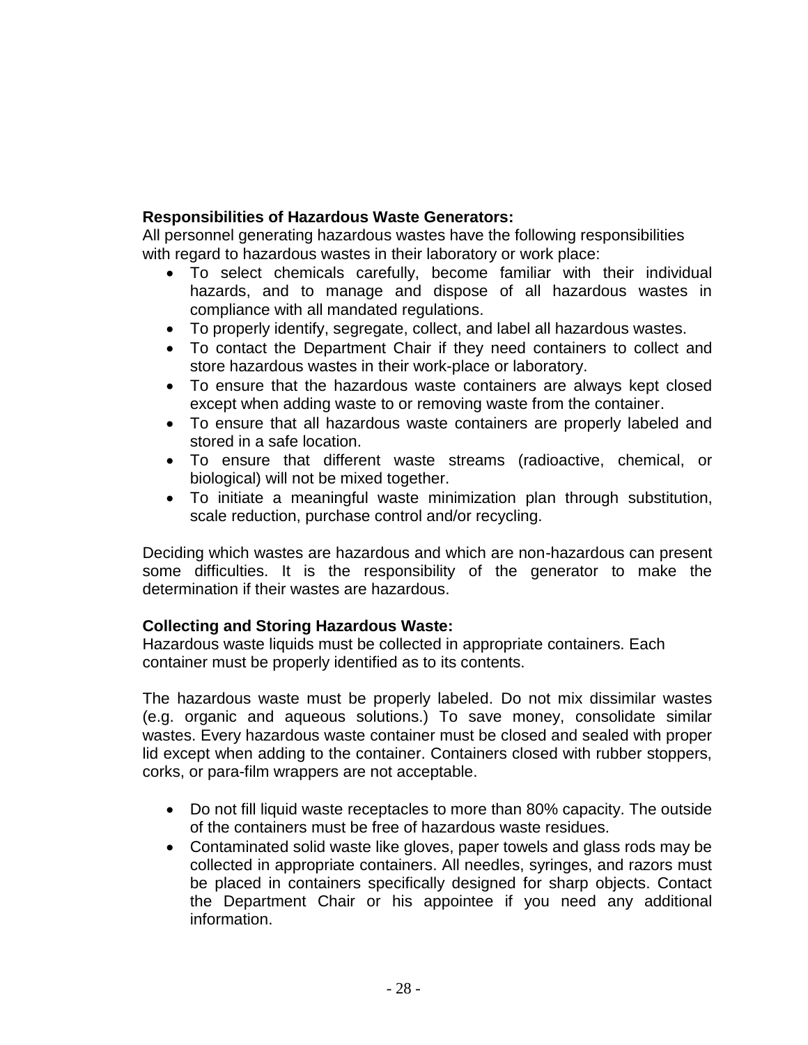**Responsibilities of Hazardous Waste Generators:**
All personnel generating hazardous wastes have the following responsibilities with regard to hazardous wastes in their laboratory or work place:

- To select chemicals carefully, become familiar with their individual hazards, and to manage and dispose of all hazardous wastes in compliance with all mandated regulations.
- To properly identify, segregate, collect, and label all hazardous wastes.
- To contact the Department Chair if they need containers to collect and store hazardous wastes in their work-place or laboratory.
- To ensure that the hazardous waste containers are always kept closed except when adding waste to or removing waste from the container.
- To ensure that all hazardous waste containers are properly labeled and stored in a safe location.
- To ensure that different waste streams (radioactive, chemical, or biological) will not be mixed together.
- To initiate a meaningful waste minimization plan through substitution, scale reduction, purchase control and/or recycling.

Deciding which wastes are hazardous and which are non-hazardous can present some difficulties. It is the responsibility of the generator to make the determination if their wastes are hazardous.

**Collecting and Storing Hazardous Waste:**
Hazardous waste liquids must be collected in appropriate containers. Each container must be properly identified as to its contents.

The hazardous waste must be properly labeled. Do not mix dissimilar wastes (e.g. organic and aqueous solutions.) To save money, consolidate similar wastes. Every hazardous waste container must be closed and sealed with proper lid except when adding to the container. Containers closed with rubber stoppers, corks, or para-film wrappers are not acceptable.

- Do not fill liquid waste receptacles to more than 80% capacity. The outside of the containers must be free of hazardous waste residues.
- Contaminated solid waste like gloves, paper towels and glass rods may be collected in appropriate containers. All needles, syringes, and razors must be placed in containers specifically designed for sharp objects. Contact the Department Chair or his appointee if you need any additional information.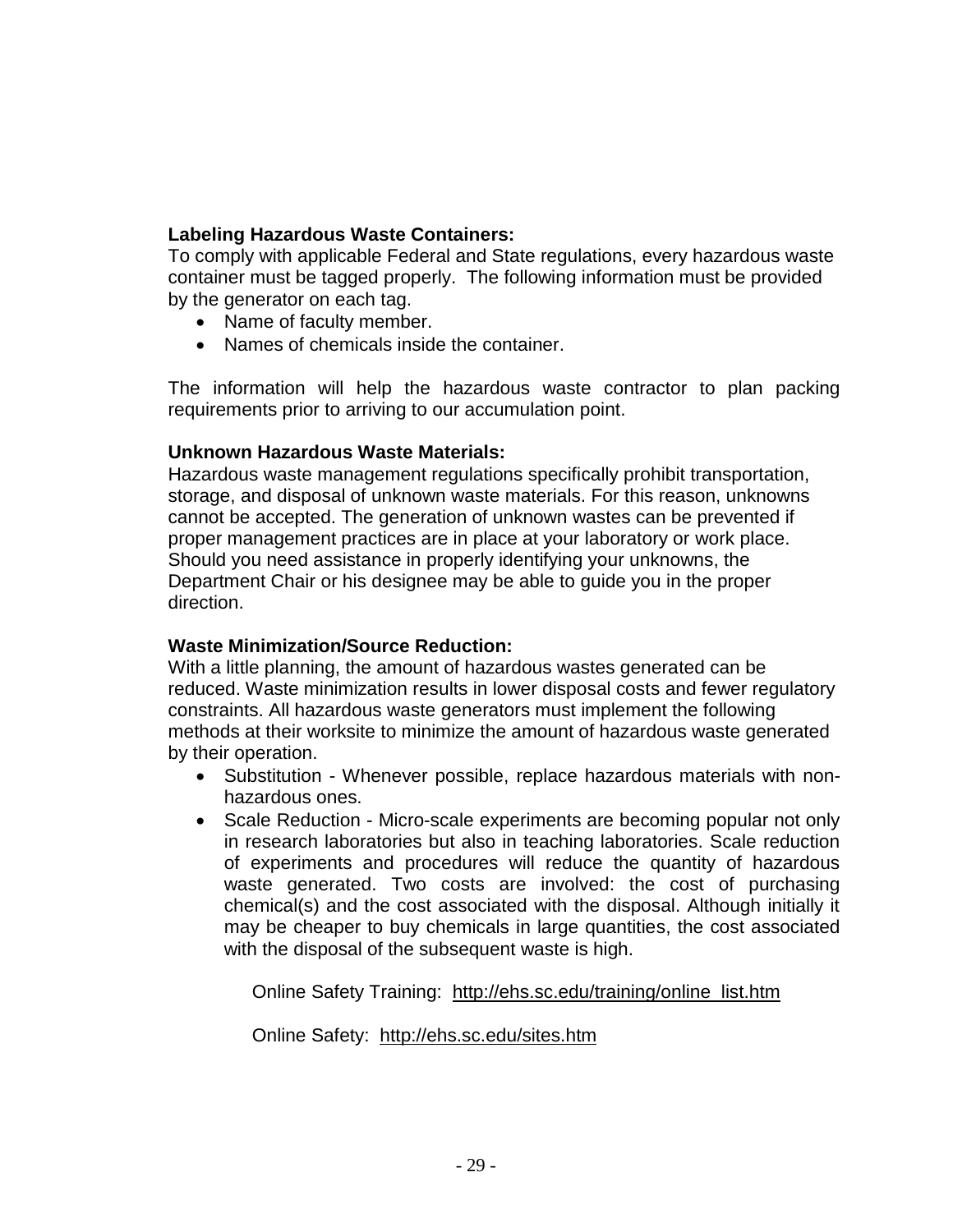**Labeling Hazardous Waste Containers:**

To comply with applicable Federal and State regulations, every hazardous waste container must be tagged properly. The following information must be provided by the generator on each tag.

- Name of faculty member.
- Names of chemicals inside the container.

The information will help the hazardous waste contractor to plan packing requirements prior to arriving to our accumulation point.

**Unknown Hazardous Waste Materials:**

Hazardous waste management regulations specifically prohibit transportation, storage, and disposal of unknown waste materials. For this reason, unknowns cannot be accepted. The generation of unknown wastes can be prevented if proper management practices are in place at your laboratory or work place. Should you need assistance in properly identifying your unknowns, the Department Chair or his designee may be able to guide you in the proper direction.

**Waste Minimization/Source Reduction:**

With a little planning, the amount of hazardous wastes generated can be reduced. Waste minimization results in lower disposal costs and fewer regulatory constraints. All hazardous waste generators must implement the following methods at their worksite to minimize the amount of hazardous waste generated by their operation.

- Substitution - Whenever possible, replace hazardous materials with non-hazardous ones.
- Scale Reduction - Micro-scale experiments are becoming popular not only in research laboratories but also in teaching laboratories. Scale reduction of experiments and procedures will reduce the quantity of hazardous waste generated. Two costs are involved: the cost of purchasing chemical(s) and the cost associated with the disposal. Although initially it may be cheaper to buy chemicals in large quantities, the cost associated with the disposal of the subsequent waste is high.

Online Safety Training: http://ehs.sc.edu/training/online_list.htm

Online Safety: http://ehs.sc.edu/sites.htm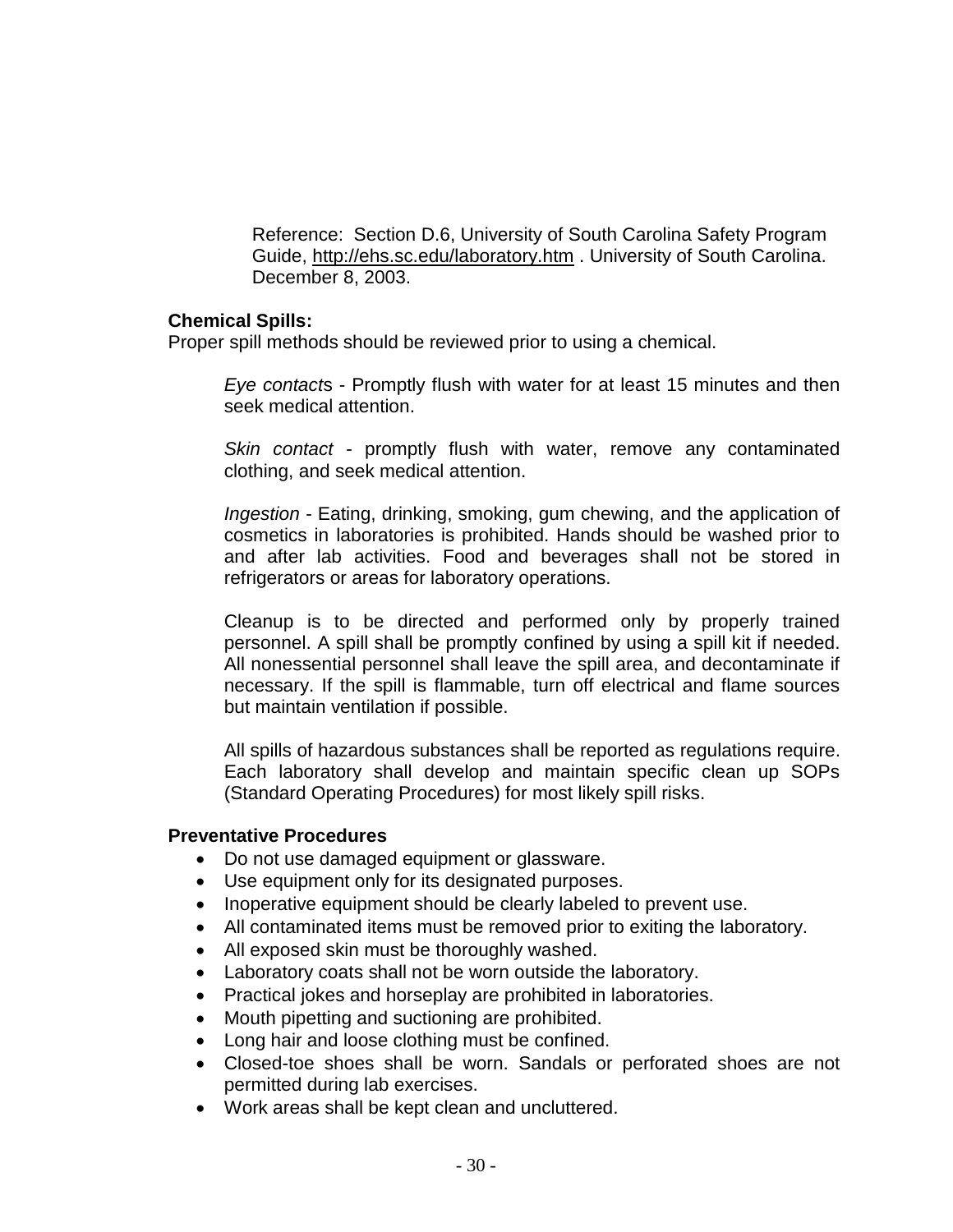Reference: Section D.6, University of South Carolina Safety Program Guide, http://ehs.sc.edu/laboratory.htm . University of South Carolina. December 8, 2003.

**Chemical Spills:**
Proper spill methods should be reviewed prior to using a chemical.

*Eye contact*s - Promptly flush with water for at least 15 minutes and then seek medical attention.

*Skin contact* - promptly flush with water, remove any contaminated clothing, and seek medical attention.

*Ingestion* - Eating, drinking, smoking, gum chewing, and the application of cosmetics in laboratories is prohibited. Hands should be washed prior to and after lab activities. Food and beverages shall not be stored in refrigerators or areas for laboratory operations.

Cleanup is to be directed and performed only by properly trained personnel. A spill shall be promptly confined by using a spill kit if needed. All nonessential personnel shall leave the spill area, and decontaminate if necessary. If the spill is flammable, turn off electrical and flame sources but maintain ventilation if possible.

All spills of hazardous substances shall be reported as regulations require. Each laboratory shall develop and maintain specific clean up SOPs (Standard Operating Procedures) for most likely spill risks.

**Preventative Procedures**

- Do not use damaged equipment or glassware.
- Use equipment only for its designated purposes.
- Inoperative equipment should be clearly labeled to prevent use.
- All contaminated items must be removed prior to exiting the laboratory.
- All exposed skin must be thoroughly washed.
- Laboratory coats shall not be worn outside the laboratory.
- Practical jokes and horseplay are prohibited in laboratories.
- Mouth pipetting and suctioning are prohibited.
- Long hair and loose clothing must be confined.
- Closed-toe shoes shall be worn. Sandals or perforated shoes are not permitted during lab exercises.
- Work areas shall be kept clean and uncluttered.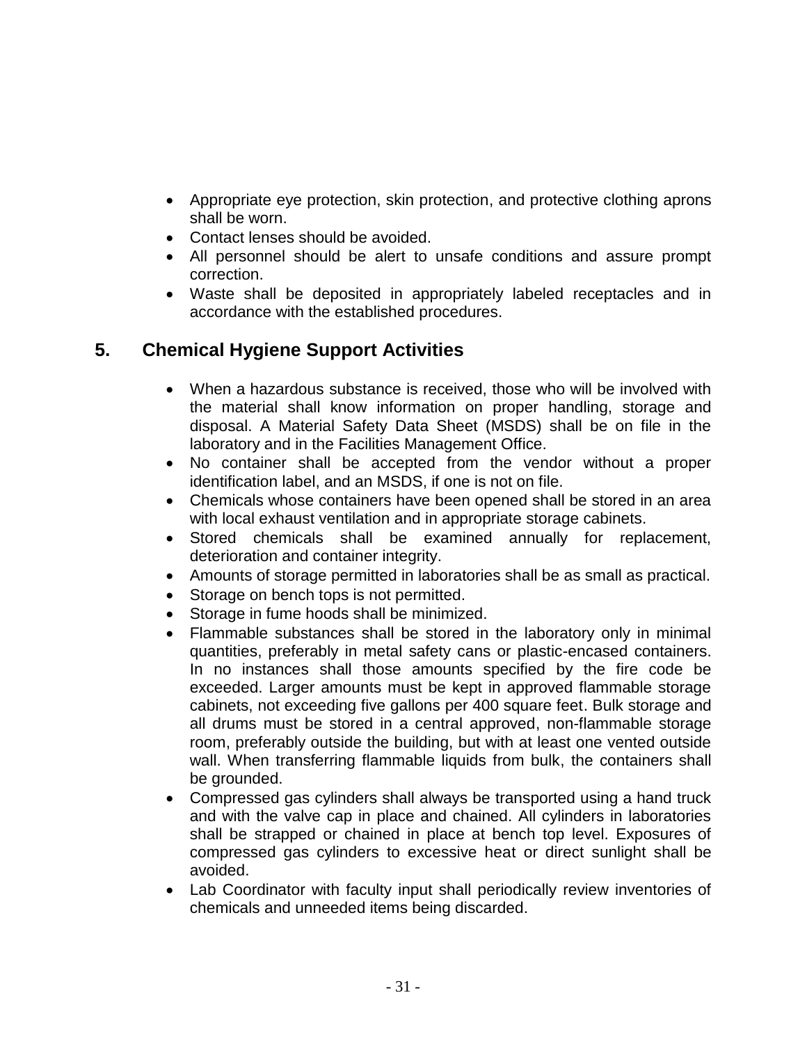- Appropriate eye protection, skin protection, and protective clothing aprons shall be worn.
- Contact lenses should be avoided.
- All personnel should be alert to unsafe conditions and assure prompt correction.
- Waste shall be deposited in appropriately labeled receptacles and in accordance with the established procedures.

## 5. Chemical Hygiene Support Activities

- When a hazardous substance is received, those who will be involved with the material shall know information on proper handling, storage and disposal. A Material Safety Data Sheet (MSDS) shall be on file in the laboratory and in the Facilities Management Office.
- No container shall be accepted from the vendor without a proper identification label, and an MSDS, if one is not on file.
- Chemicals whose containers have been opened shall be stored in an area with local exhaust ventilation and in appropriate storage cabinets.
- Stored chemicals shall be examined annually for replacement, deterioration and container integrity.
- Amounts of storage permitted in laboratories shall be as small as practical.
- Storage on bench tops is not permitted.
- Storage in fume hoods shall be minimized.
- Flammable substances shall be stored in the laboratory only in minimal quantities, preferably in metal safety cans or plastic-encased containers. In no instances shall those amounts specified by the fire code be exceeded. Larger amounts must be kept in approved flammable storage cabinets, not exceeding five gallons per 400 square feet. Bulk storage and all drums must be stored in a central approved, non-flammable storage room, preferably outside the building, but with at least one vented outside wall. When transferring flammable liquids from bulk, the containers shall be grounded.
- Compressed gas cylinders shall always be transported using a hand truck and with the valve cap in place and chained. All cylinders in laboratories shall be strapped or chained in place at bench top level. Exposures of compressed gas cylinders to excessive heat or direct sunlight shall be avoided.
- Lab Coordinator with faculty input shall periodically review inventories of chemicals and unneeded items being discarded.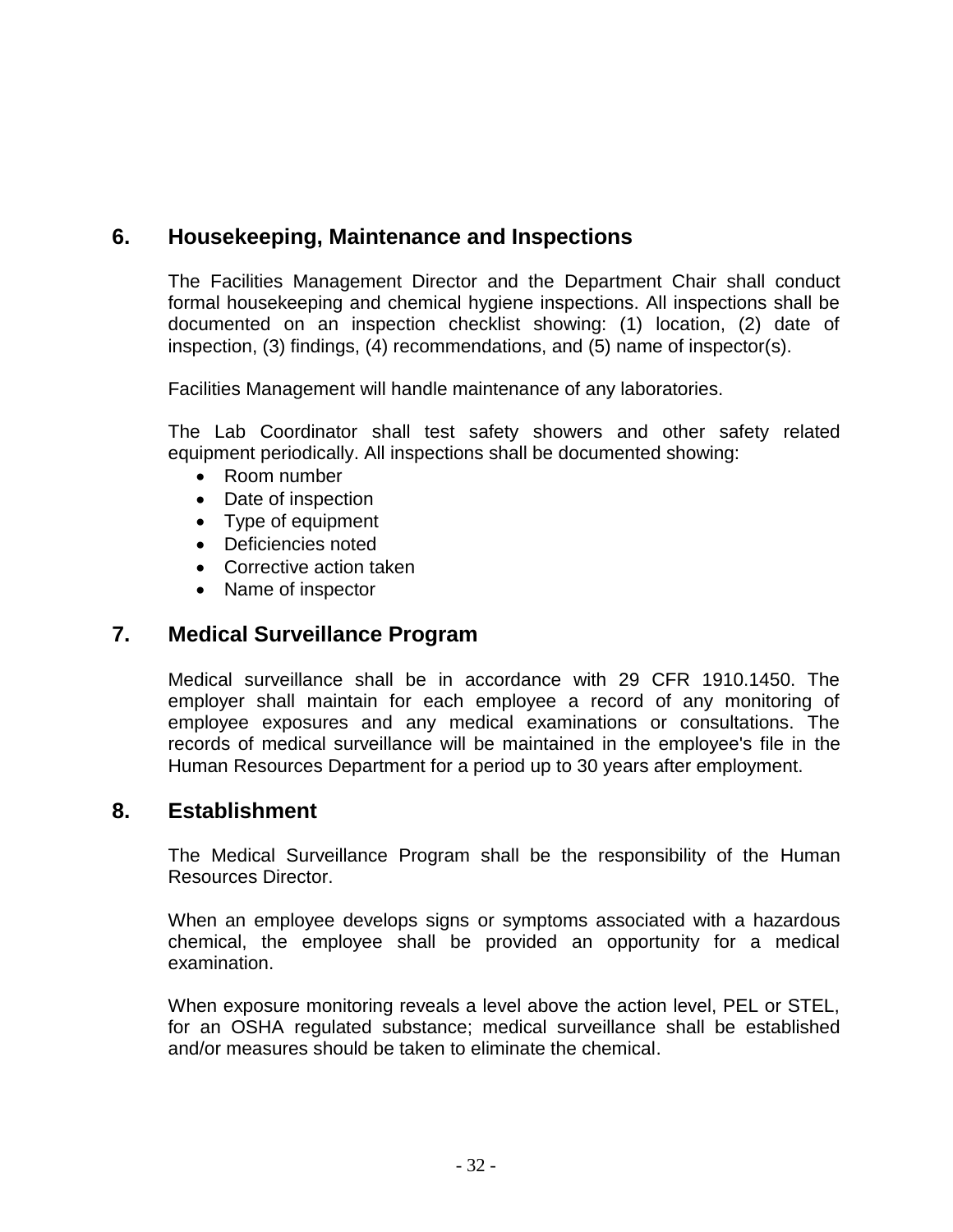## 6. Housekeeping, Maintenance and Inspections

The Facilities Management Director and the Department Chair shall conduct formal housekeeping and chemical hygiene inspections. All inspections shall be documented on an inspection checklist showing: (1) location, (2) date of inspection, (3) findings, (4) recommendations, and (5) name of inspector(s).

Facilities Management will handle maintenance of any laboratories.

The Lab Coordinator shall test safety showers and other safety related equipment periodically. All inspections shall be documented showing:

- Room number
- Date of inspection
- Type of equipment
- Deficiencies noted
- Corrective action taken
- Name of inspector

## 7. Medical Surveillance Program

Medical surveillance shall be in accordance with 29 CFR 1910.1450. The employer shall maintain for each employee a record of any monitoring of employee exposures and any medical examinations or consultations. The records of medical surveillance will be maintained in the employee's file in the Human Resources Department for a period up to 30 years after employment.

## 8. Establishment

The Medical Surveillance Program shall be the responsibility of the Human Resources Director.

When an employee develops signs or symptoms associated with a hazardous chemical, the employee shall be provided an opportunity for a medical examination.

When exposure monitoring reveals a level above the action level, PEL or STEL, for an OSHA regulated substance; medical surveillance shall be established and/or measures should be taken to eliminate the chemical.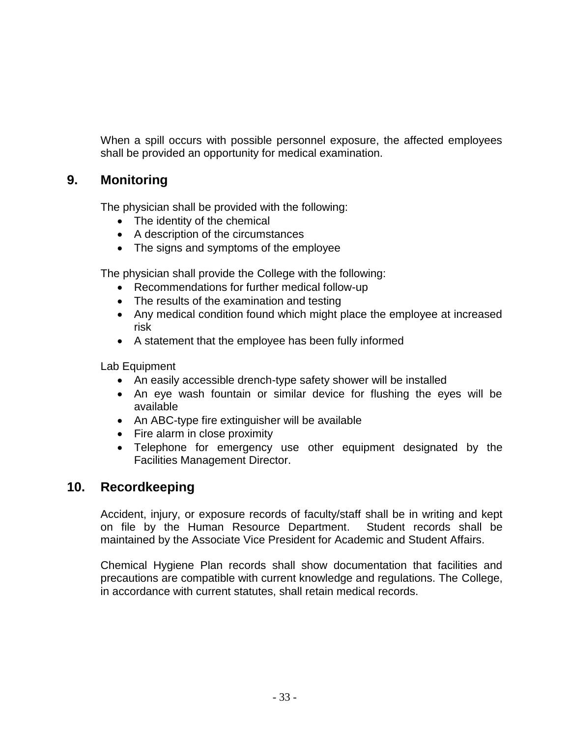When a spill occurs with possible personnel exposure, the affected employees shall be provided an opportunity for medical examination.

## 9. Monitoring

The physician shall be provided with the following:

- The identity of the chemical
- A description of the circumstances
- The signs and symptoms of the employee

The physician shall provide the College with the following:

- Recommendations for further medical follow-up
- The results of the examination and testing
- Any medical condition found which might place the employee at increased risk
- A statement that the employee has been fully informed

Lab Equipment

- An easily accessible drench-type safety shower will be installed
- An eye wash fountain or similar device for flushing the eyes will be available
- An ABC-type fire extinguisher will be available
- Fire alarm in close proximity
- Telephone for emergency use other equipment designated by the Facilities Management Director.

## 10. Recordkeeping

Accident, injury, or exposure records of faculty/staff shall be in writing and kept on file by the Human Resource Department. Student records shall be maintained by the Associate Vice President for Academic and Student Affairs.

Chemical Hygiene Plan records shall show documentation that facilities and precautions are compatible with current knowledge and regulations. The College, in accordance with current statutes, shall retain medical records.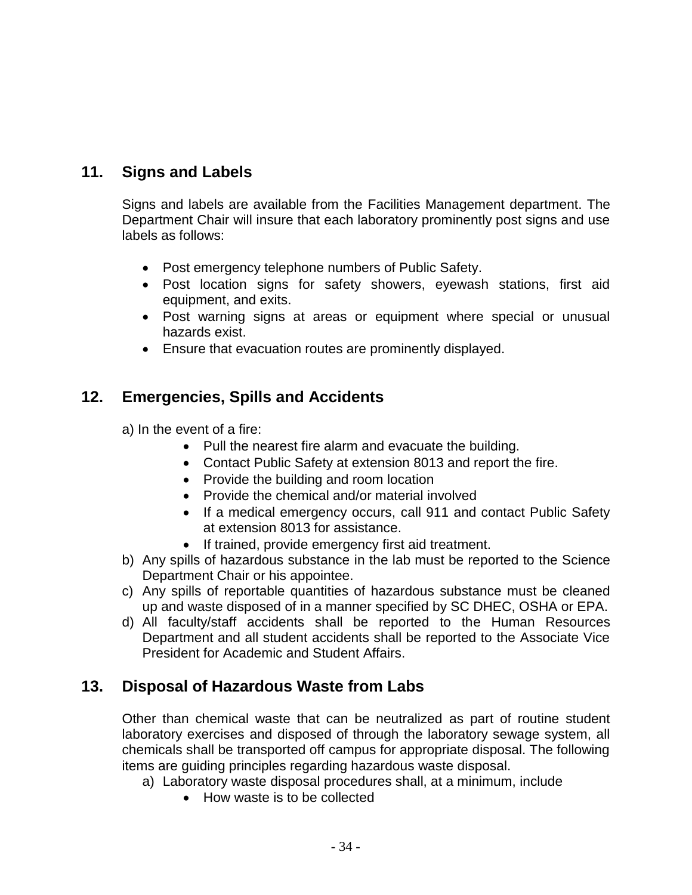## 11. Signs and Labels

Signs and labels are available from the Facilities Management department. The Department Chair will insure that each laboratory prominently post signs and use labels as follows:

- Post emergency telephone numbers of Public Safety.
- Post location signs for safety showers, eyewash stations, first aid equipment, and exits.
- Post warning signs at areas or equipment where special or unusual hazards exist.
- Ensure that evacuation routes are prominently displayed.

## 12. Emergencies, Spills and Accidents

a) In the event of a fire:

- Pull the nearest fire alarm and evacuate the building.
- Contact Public Safety at extension 8013 and report the fire.
- Provide the building and room location
- Provide the chemical and/or material involved
- If a medical emergency occurs, call 911 and contact Public Safety at extension 8013 for assistance.
- If trained, provide emergency first aid treatment.

b) Any spills of hazardous substance in the lab must be reported to the Science Department Chair or his appointee.

c) Any spills of reportable quantities of hazardous substance must be cleaned up and waste disposed of in a manner specified by SC DHEC, OSHA or EPA.

d) All faculty/staff accidents shall be reported to the Human Resources Department and all student accidents shall be reported to the Associate Vice President for Academic and Student Affairs.

## 13. Disposal of Hazardous Waste from Labs

Other than chemical waste that can be neutralized as part of routine student laboratory exercises and disposed of through the laboratory sewage system, all chemicals shall be transported off campus for appropriate disposal. The following items are guiding principles regarding hazardous waste disposal.

a) Laboratory waste disposal procedures shall, at a minimum, include

- How waste is to be collected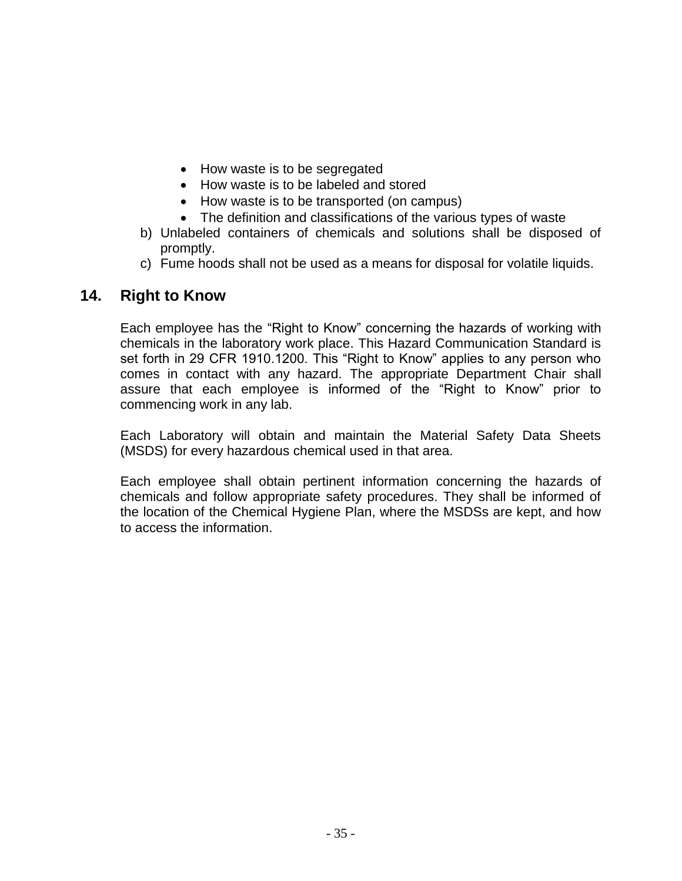- How waste is to be segregated
- How waste is to be labeled and stored
- How waste is to be transported (on campus)
- The definition and classifications of the various types of waste

b) Unlabeled containers of chemicals and solutions shall be disposed of promptly.

c) Fume hoods shall not be used as a means for disposal for volatile liquids.

## 14. Right to Know

Each employee has the "Right to Know" concerning the hazards of working with chemicals in the laboratory work place. This Hazard Communication Standard is set forth in 29 CFR 1910.1200. This "Right to Know" applies to any person who comes in contact with any hazard. The appropriate Department Chair shall assure that each employee is informed of the "Right to Know" prior to commencing work in any lab.

Each Laboratory will obtain and maintain the Material Safety Data Sheets (MSDS) for every hazardous chemical used in that area.

Each employee shall obtain pertinent information concerning the hazards of chemicals and follow appropriate safety procedures. They shall be informed of the location of the Chemical Hygiene Plan, where the MSDSs are kept, and how to access the information.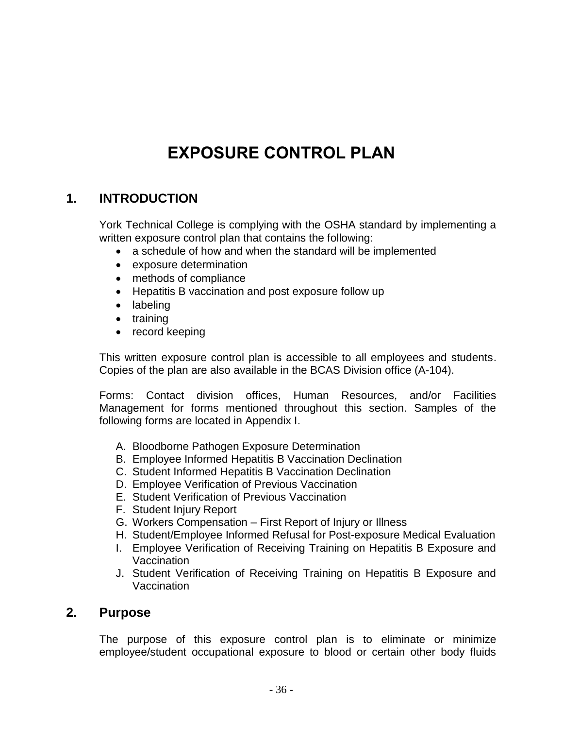# EXPOSURE CONTROL PLAN

## 1. INTRODUCTION

York Technical College is complying with the OSHA standard by implementing a written exposure control plan that contains the following:

- a schedule of how and when the standard will be implemented
- exposure determination
- methods of compliance
- Hepatitis B vaccination and post exposure follow up
- labeling
- training
- record keeping

This written exposure control plan is accessible to all employees and students. Copies of the plan are also available in the BCAS Division office (A-104).

Forms: Contact division offices, Human Resources, and/or Facilities Management for forms mentioned throughout this section. Samples of the following forms are located in Appendix I.

A. Bloodborne Pathogen Exposure Determination
B. Employee Informed Hepatitis B Vaccination Declination
C. Student Informed Hepatitis B Vaccination Declination
D. Employee Verification of Previous Vaccination
E. Student Verification of Previous Vaccination
F. Student Injury Report
G. Workers Compensation – First Report of Injury or Illness
H. Student/Employee Informed Refusal for Post-exposure Medical Evaluation
I. Employee Verification of Receiving Training on Hepatitis B Exposure and Vaccination
J. Student Verification of Receiving Training on Hepatitis B Exposure and Vaccination

## 2. Purpose

The purpose of this exposure control plan is to eliminate or minimize employee/student occupational exposure to blood or certain other body fluids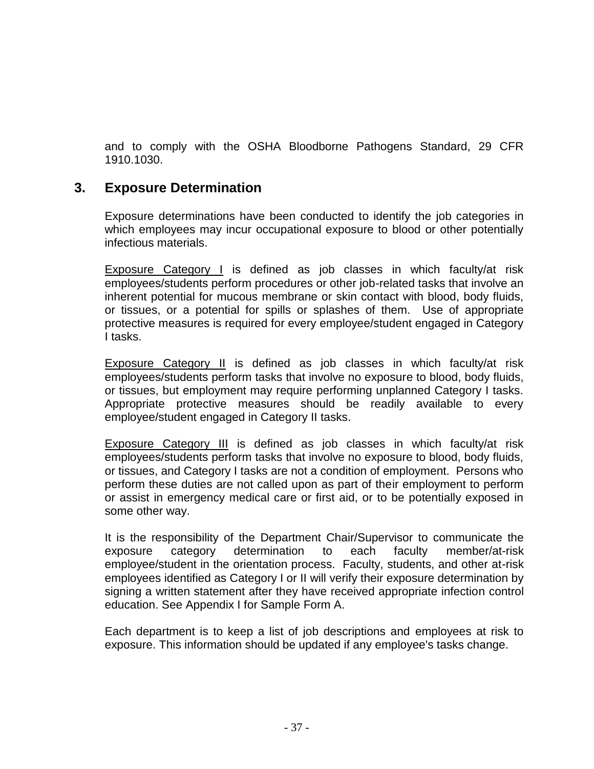and to comply with the OSHA Bloodborne Pathogens Standard, 29 CFR 1910.1030.

## 3. Exposure Determination

Exposure determinations have been conducted to identify the job categories in which employees may incur occupational exposure to blood or other potentially infectious materials.

Exposure Category I is defined as job classes in which faculty/at risk employees/students perform procedures or other job-related tasks that involve an inherent potential for mucous membrane or skin contact with blood, body fluids, or tissues, or a potential for spills or splashes of them. Use of appropriate protective measures is required for every employee/student engaged in Category I tasks.

Exposure Category II is defined as job classes in which faculty/at risk employees/students perform tasks that involve no exposure to blood, body fluids, or tissues, but employment may require performing unplanned Category I tasks. Appropriate protective measures should be readily available to every employee/student engaged in Category II tasks.

Exposure Category III is defined as job classes in which faculty/at risk employees/students perform tasks that involve no exposure to blood, body fluids, or tissues, and Category I tasks are not a condition of employment. Persons who perform these duties are not called upon as part of their employment to perform or assist in emergency medical care or first aid, or to be potentially exposed in some other way.

It is the responsibility of the Department Chair/Supervisor to communicate the exposure category determination to each faculty member/at-risk employee/student in the orientation process. Faculty, students, and other at-risk employees identified as Category I or II will verify their exposure determination by signing a written statement after they have received appropriate infection control education. See Appendix I for Sample Form A.

Each department is to keep a list of job descriptions and employees at risk to exposure. This information should be updated if any employee's tasks change.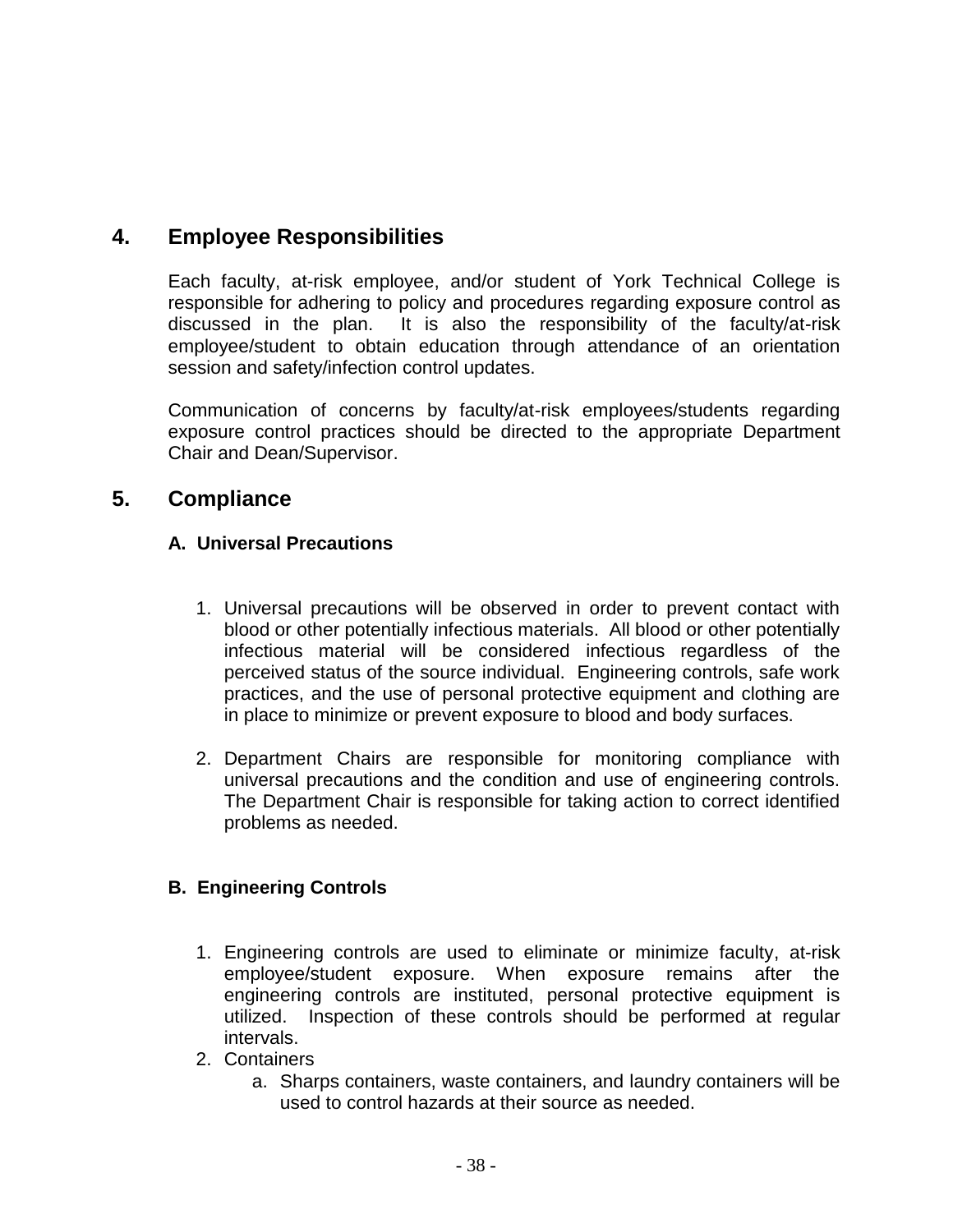## 4. Employee Responsibilities

Each faculty, at-risk employee, and/or student of York Technical College is responsible for adhering to policy and procedures regarding exposure control as discussed in the plan. It is also the responsibility of the faculty/at-risk employee/student to obtain education through attendance of an orientation session and safety/infection control updates.

Communication of concerns by faculty/at-risk employees/students regarding exposure control practices should be directed to the appropriate Department Chair and Dean/Supervisor.

## 5. Compliance

### A. Universal Precautions

1. Universal precautions will be observed in order to prevent contact with blood or other potentially infectious materials. All blood or other potentially infectious material will be considered infectious regardless of the perceived status of the source individual. Engineering controls, safe work practices, and the use of personal protective equipment and clothing are in place to minimize or prevent exposure to blood and body surfaces.

2. Department Chairs are responsible for monitoring compliance with universal precautions and the condition and use of engineering controls. The Department Chair is responsible for taking action to correct identified problems as needed.

### B. Engineering Controls

1. Engineering controls are used to eliminate or minimize faculty, at-risk employee/student exposure. When exposure remains after the engineering controls are instituted, personal protective equipment is utilized. Inspection of these controls should be performed at regular intervals.
2. Containers
   a. Sharps containers, waste containers, and laundry containers will be used to control hazards at their source as needed.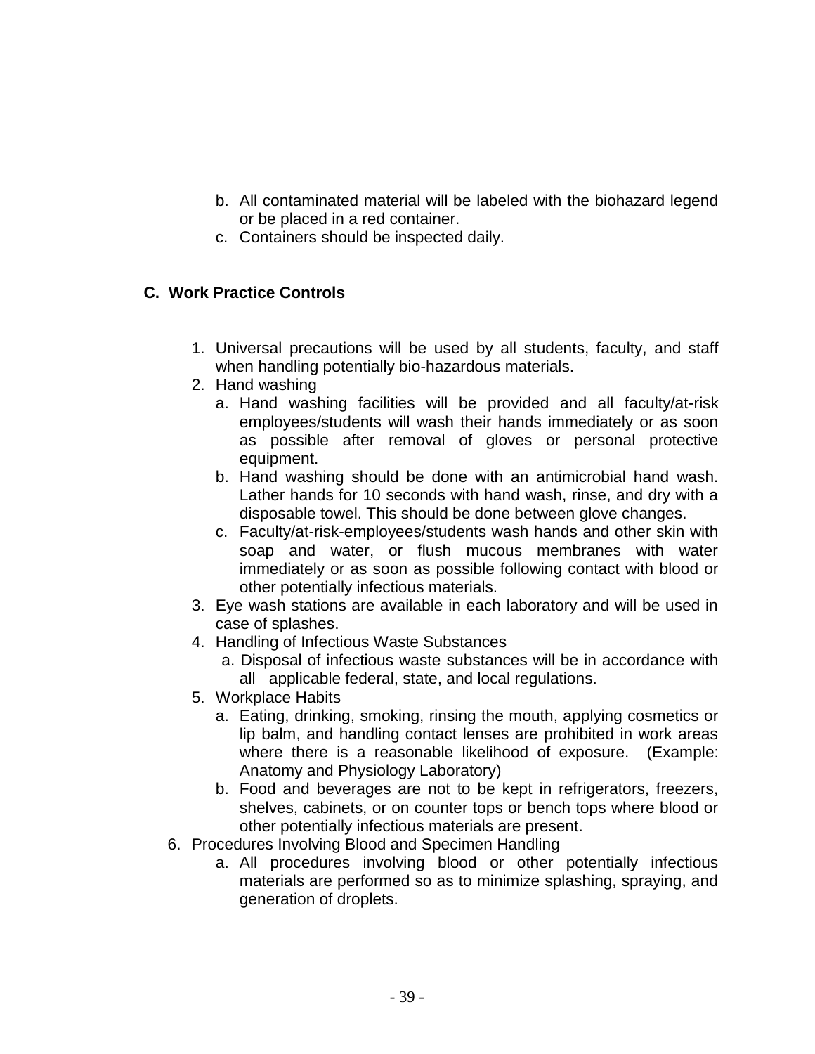b. All contaminated material will be labeled with the biohazard legend or be placed in a red container.
c. Containers should be inspected daily.

## C. Work Practice Controls

1. Universal precautions will be used by all students, faculty, and staff when handling potentially bio-hazardous materials.
2. Hand washing
   a. Hand washing facilities will be provided and all faculty/at-risk employees/students will wash their hands immediately or as soon as possible after removal of gloves or personal protective equipment.
   b. Hand washing should be done with an antimicrobial hand wash. Lather hands for 10 seconds with hand wash, rinse, and dry with a disposable towel. This should be done between glove changes.
   c. Faculty/at-risk-employees/students wash hands and other skin with soap and water, or flush mucous membranes with water immediately or as soon as possible following contact with blood or other potentially infectious materials.
3. Eye wash stations are available in each laboratory and will be used in case of splashes.
4. Handling of Infectious Waste Substances
   a. Disposal of infectious waste substances will be in accordance with all applicable federal, state, and local regulations.
5. Workplace Habits
   a. Eating, drinking, smoking, rinsing the mouth, applying cosmetics or lip balm, and handling contact lenses are prohibited in work areas where there is a reasonable likelihood of exposure. (Example: Anatomy and Physiology Laboratory)
   b. Food and beverages are not to be kept in refrigerators, freezers, shelves, cabinets, or on counter tops or bench tops where blood or other potentially infectious materials are present.
6. Procedures Involving Blood and Specimen Handling
   a. All procedures involving blood or other potentially infectious materials are performed so as to minimize splashing, spraying, and generation of droplets.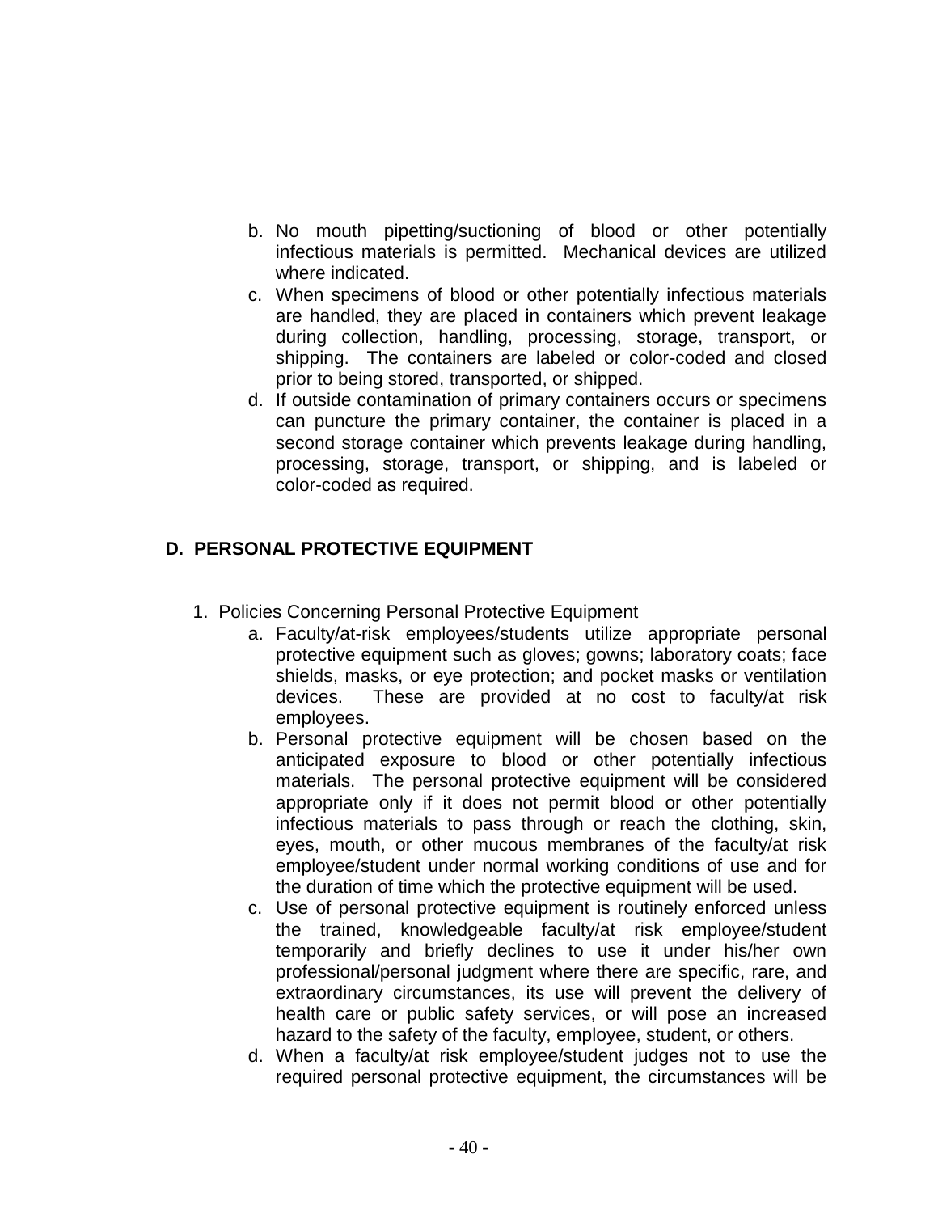b. No mouth pipetting/suctioning of blood or other potentially infectious materials is permitted. Mechanical devices are utilized where indicated.
c. When specimens of blood or other potentially infectious materials are handled, they are placed in containers which prevent leakage during collection, handling, processing, storage, transport, or shipping. The containers are labeled or color-coded and closed prior to being stored, transported, or shipped.
d. If outside contamination of primary containers occurs or specimens can puncture the primary container, the container is placed in a second storage container which prevents leakage during handling, processing, storage, transport, or shipping, and is labeled or color-coded as required.

## D. PERSONAL PROTECTIVE EQUIPMENT

1. Policies Concerning Personal Protective Equipment
   a. Faculty/at-risk employees/students utilize appropriate personal protective equipment such as gloves; gowns; laboratory coats; face shields, masks, or eye protection; and pocket masks or ventilation devices. These are provided at no cost to faculty/at risk employees.
   b. Personal protective equipment will be chosen based on the anticipated exposure to blood or other potentially infectious materials. The personal protective equipment will be considered appropriate only if it does not permit blood or other potentially infectious materials to pass through or reach the clothing, skin, eyes, mouth, or other mucous membranes of the faculty/at risk employee/student under normal working conditions of use and for the duration of time which the protective equipment will be used.
   c. Use of personal protective equipment is routinely enforced unless the trained, knowledgeable faculty/at risk employee/student temporarily and briefly declines to use it under his/her own professional/personal judgment where there are specific, rare, and extraordinary circumstances, its use will prevent the delivery of health care or public safety services, or will pose an increased hazard to the safety of the faculty, employee, student, or others.
   d. When a faculty/at risk employee/student judges not to use the required personal protective equipment, the circumstances will be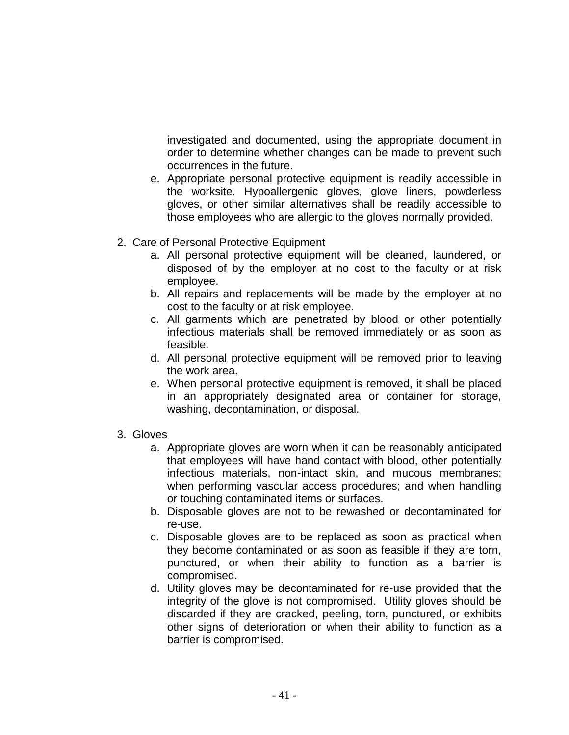investigated and documented, using the appropriate document in order to determine whether changes can be made to prevent such occurrences in the future.

e. Appropriate personal protective equipment is readily accessible in the worksite. Hypoallergenic gloves, glove liners, powderless gloves, or other similar alternatives shall be readily accessible to those employees who are allergic to the gloves normally provided.

2. Care of Personal Protective Equipment
   a. All personal protective equipment will be cleaned, laundered, or disposed of by the employer at no cost to the faculty or at risk employee.
   b. All repairs and replacements will be made by the employer at no cost to the faculty or at risk employee.
   c. All garments which are penetrated by blood or other potentially infectious materials shall be removed immediately or as soon as feasible.
   d. All personal protective equipment will be removed prior to leaving the work area.
   e. When personal protective equipment is removed, it shall be placed in an appropriately designated area or container for storage, washing, decontamination, or disposal.

3. Gloves
   a. Appropriate gloves are worn when it can be reasonably anticipated that employees will have hand contact with blood, other potentially infectious materials, non-intact skin, and mucous membranes; when performing vascular access procedures; and when handling or touching contaminated items or surfaces.
   b. Disposable gloves are not to be rewashed or decontaminated for re-use.
   c. Disposable gloves are to be replaced as soon as practical when they become contaminated or as soon as feasible if they are torn, punctured, or when their ability to function as a barrier is compromised.
   d. Utility gloves may be decontaminated for re-use provided that the integrity of the glove is not compromised. Utility gloves should be discarded if they are cracked, peeling, torn, punctured, or exhibits other signs of deterioration or when their ability to function as a barrier is compromised.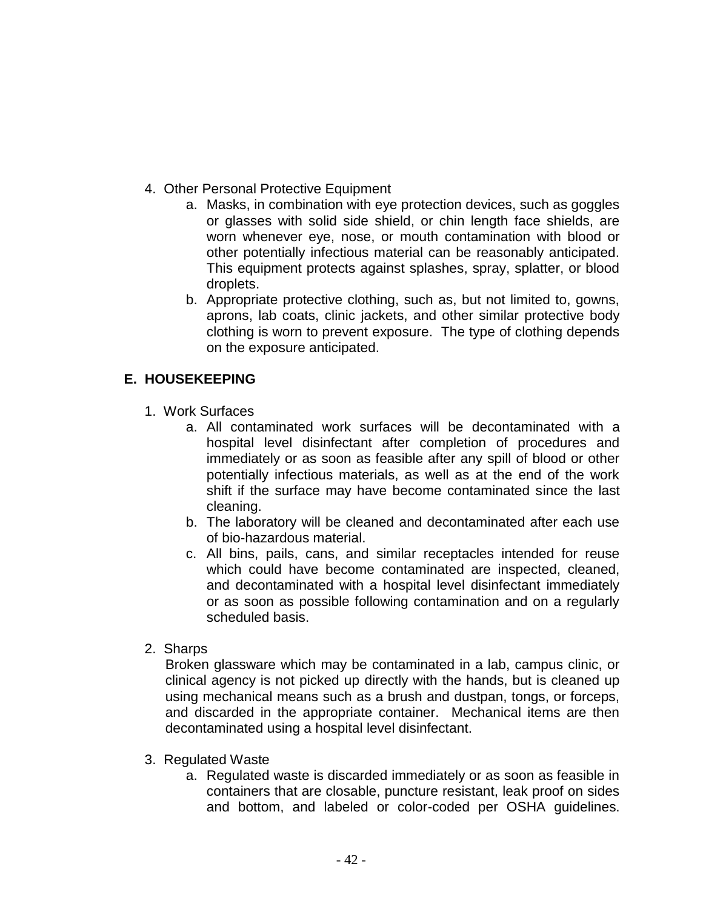4. Other Personal Protective Equipment
    a. Masks, in combination with eye protection devices, such as goggles or glasses with solid side shield, or chin length face shields, are worn whenever eye, nose, or mouth contamination with blood or other potentially infectious material can be reasonably anticipated. This equipment protects against splashes, spray, splatter, or blood droplets.
    b. Appropriate protective clothing, such as, but not limited to, gowns, aprons, lab coats, clinic jackets, and other similar protective body clothing is worn to prevent exposure. The type of clothing depends on the exposure anticipated.

## E. HOUSEKEEPING

1. Work Surfaces
    a. All contaminated work surfaces will be decontaminated with a hospital level disinfectant after completion of procedures and immediately or as soon as feasible after any spill of blood or other potentially infectious materials, as well as at the end of the work shift if the surface may have become contaminated since the last cleaning.
    b. The laboratory will be cleaned and decontaminated after each use of bio-hazardous material.
    c. All bins, pails, cans, and similar receptacles intended for reuse which could have become contaminated are inspected, cleaned, and decontaminated with a hospital level disinfectant immediately or as soon as possible following contamination and on a regularly scheduled basis.

2. Sharps

    Broken glassware which may be contaminated in a lab, campus clinic, or clinical agency is not picked up directly with the hands, but is cleaned up using mechanical means such as a brush and dustpan, tongs, or forceps, and discarded in the appropriate container. Mechanical items are then decontaminated using a hospital level disinfectant.

3. Regulated Waste
    a. Regulated waste is discarded immediately or as soon as feasible in containers that are closable, puncture resistant, leak proof on sides and bottom, and labeled or color-coded per OSHA guidelines.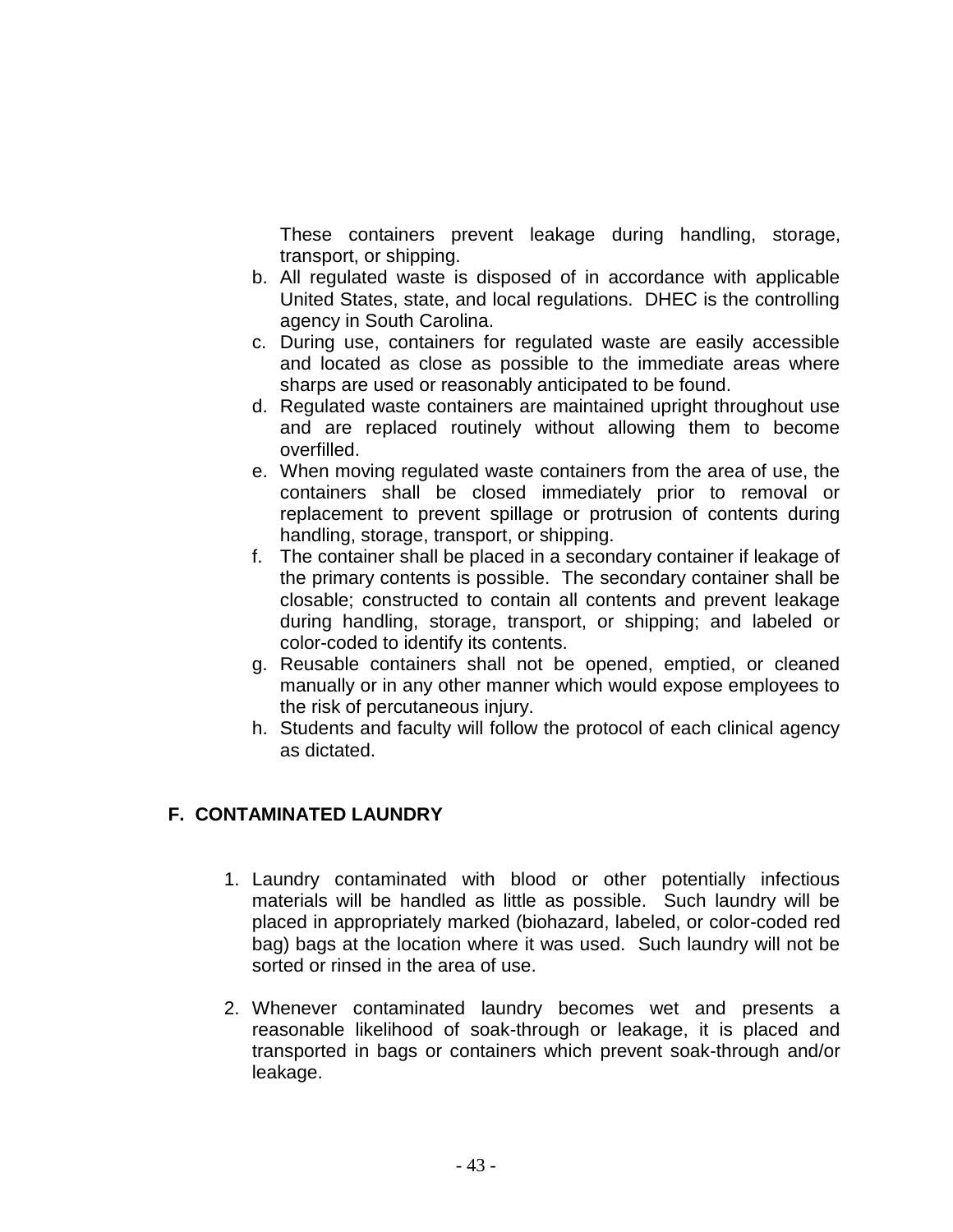These containers prevent leakage during handling, storage, transport, or shipping.

b. All regulated waste is disposed of in accordance with applicable United States, state, and local regulations. DHEC is the controlling agency in South Carolina.
c. During use, containers for regulated waste are easily accessible and located as close as possible to the immediate areas where sharps are used or reasonably anticipated to be found.
d. Regulated waste containers are maintained upright throughout use and are replaced routinely without allowing them to become overfilled.
e. When moving regulated waste containers from the area of use, the containers shall be closed immediately prior to removal or replacement to prevent spillage or protrusion of contents during handling, storage, transport, or shipping.
f. The container shall be placed in a secondary container if leakage of the primary contents is possible. The secondary container shall be closable; constructed to contain all contents and prevent leakage during handling, storage, transport, or shipping; and labeled or color-coded to identify its contents.
g. Reusable containers shall not be opened, emptied, or cleaned manually or in any other manner which would expose employees to the risk of percutaneous injury.
h. Students and faculty will follow the protocol of each clinical agency as dictated.

## F. CONTAMINATED LAUNDRY

1. Laundry contaminated with blood or other potentially infectious materials will be handled as little as possible. Such laundry will be placed in appropriately marked (biohazard, labeled, or color-coded red bag) bags at the location where it was used. Such laundry will not be sorted or rinsed in the area of use.

2. Whenever contaminated laundry becomes wet and presents a reasonable likelihood of soak-through or leakage, it is placed and transported in bags or containers which prevent soak-through and/or leakage.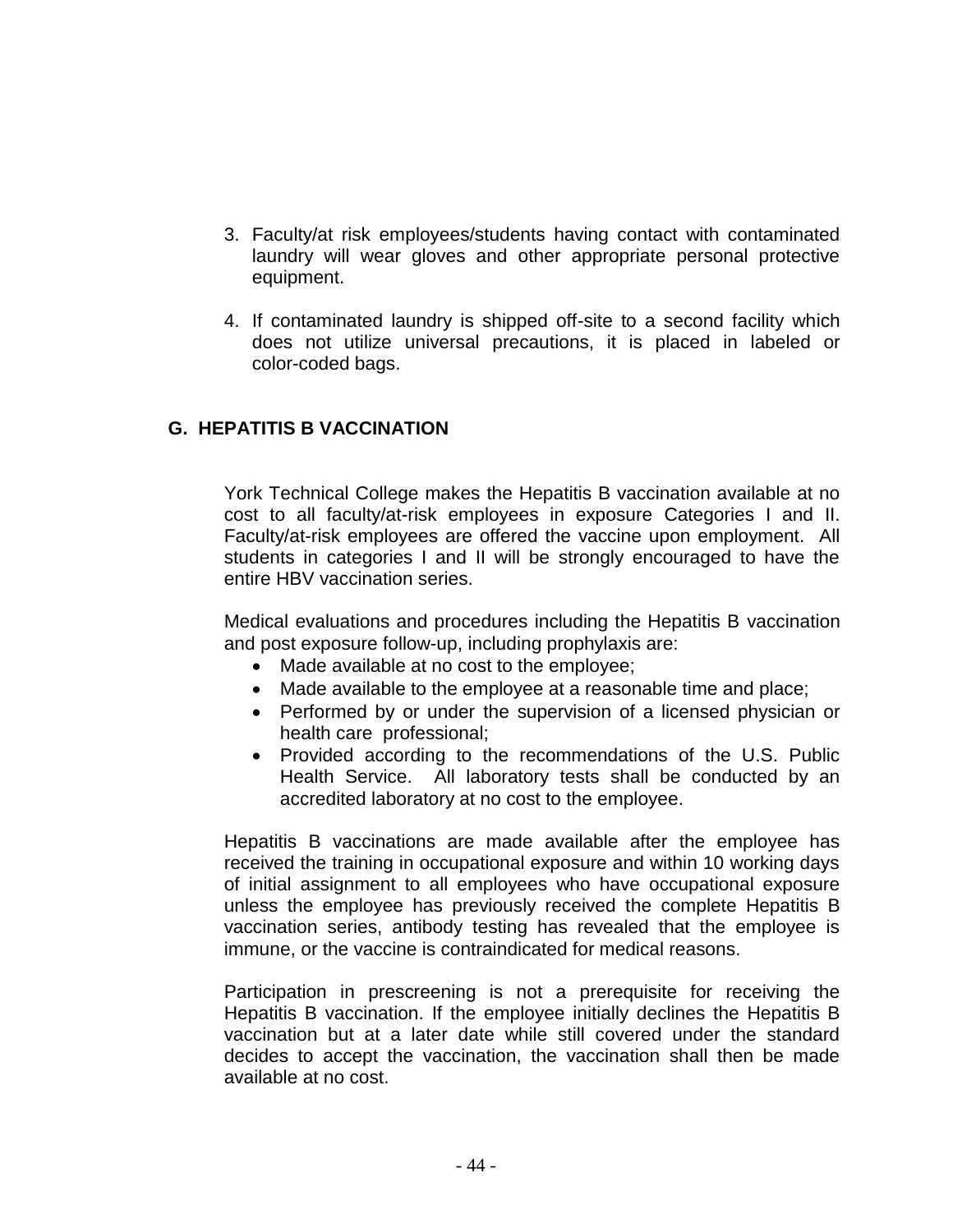3. Faculty/at risk employees/students having contact with contaminated laundry will wear gloves and other appropriate personal protective equipment.

4. If contaminated laundry is shipped off-site to a second facility which does not utilize universal precautions, it is placed in labeled or color-coded bags.

## G. HEPATITIS B VACCINATION

York Technical College makes the Hepatitis B vaccination available at no cost to all faculty/at-risk employees in exposure Categories I and II. Faculty/at-risk employees are offered the vaccine upon employment. All students in categories I and II will be strongly encouraged to have the entire HBV vaccination series.

Medical evaluations and procedures including the Hepatitis B vaccination and post exposure follow-up, including prophylaxis are:

- Made available at no cost to the employee;
- Made available to the employee at a reasonable time and place;
- Performed by or under the supervision of a licensed physician or health care professional;
- Provided according to the recommendations of the U.S. Public Health Service. All laboratory tests shall be conducted by an accredited laboratory at no cost to the employee.

Hepatitis B vaccinations are made available after the employee has received the training in occupational exposure and within 10 working days of initial assignment to all employees who have occupational exposure unless the employee has previously received the complete Hepatitis B vaccination series, antibody testing has revealed that the employee is immune, or the vaccine is contraindicated for medical reasons.

Participation in prescreening is not a prerequisite for receiving the Hepatitis B vaccination. If the employee initially declines the Hepatitis B vaccination but at a later date while still covered under the standard decides to accept the vaccination, the vaccination shall then be made available at no cost.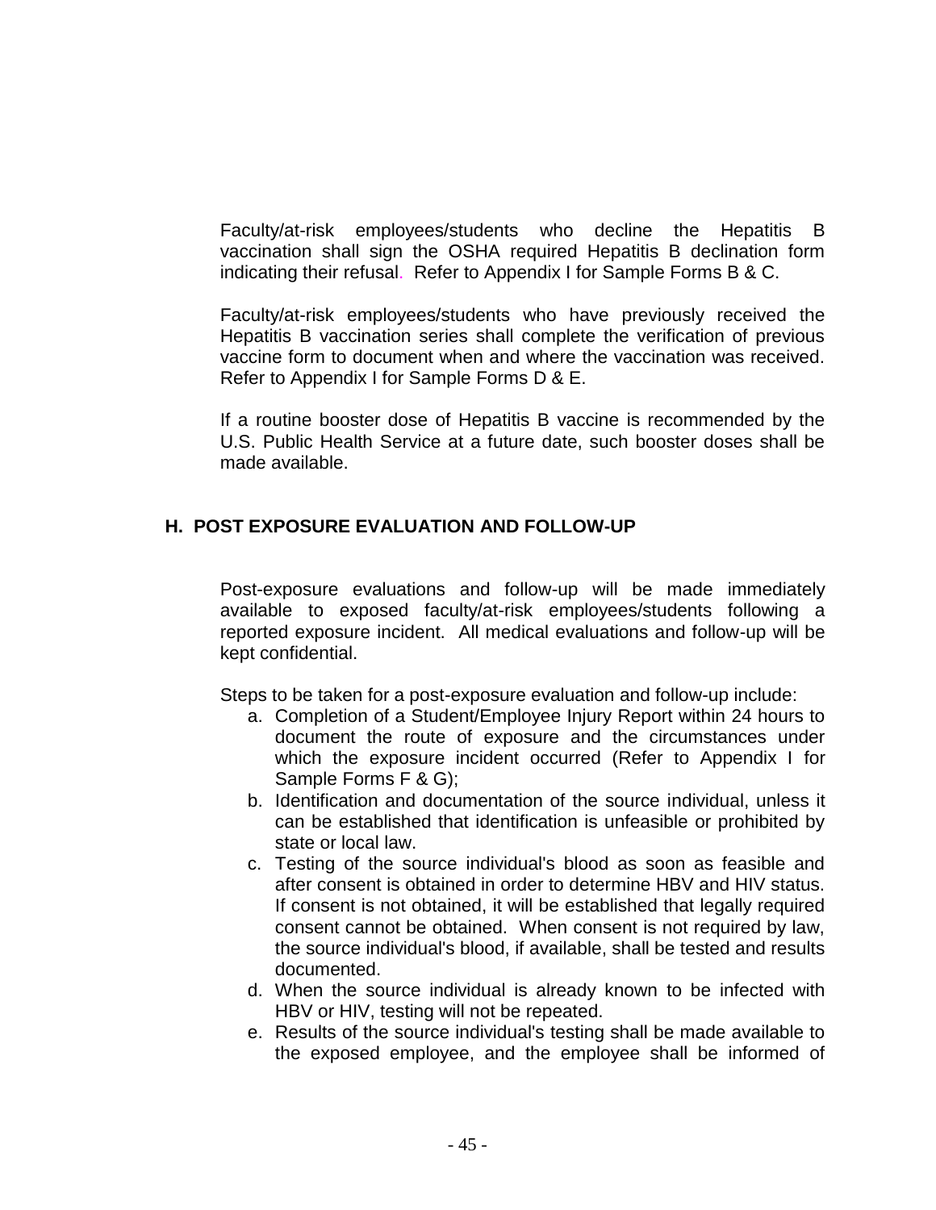Faculty/at-risk employees/students who decline the Hepatitis B vaccination shall sign the OSHA required Hepatitis B declination form indicating their refusal. Refer to Appendix I for Sample Forms B & C.

Faculty/at-risk employees/students who have previously received the Hepatitis B vaccination series shall complete the verification of previous vaccine form to document when and where the vaccination was received. Refer to Appendix I for Sample Forms D & E.

If a routine booster dose of Hepatitis B vaccine is recommended by the U.S. Public Health Service at a future date, such booster doses shall be made available.

## H. POST EXPOSURE EVALUATION AND FOLLOW-UP

Post-exposure evaluations and follow-up will be made immediately available to exposed faculty/at-risk employees/students following a reported exposure incident. All medical evaluations and follow-up will be kept confidential.

Steps to be taken for a post-exposure evaluation and follow-up include:

a. Completion of a Student/Employee Injury Report within 24 hours to document the route of exposure and the circumstances under which the exposure incident occurred (Refer to Appendix I for Sample Forms F & G);
b. Identification and documentation of the source individual, unless it can be established that identification is unfeasible or prohibited by state or local law.
c. Testing of the source individual's blood as soon as feasible and after consent is obtained in order to determine HBV and HIV status. If consent is not obtained, it will be established that legally required consent cannot be obtained. When consent is not required by law, the source individual's blood, if available, shall be tested and results documented.
d. When the source individual is already known to be infected with HBV or HIV, testing will not be repeated.
e. Results of the source individual's testing shall be made available to the exposed employee, and the employee shall be informed of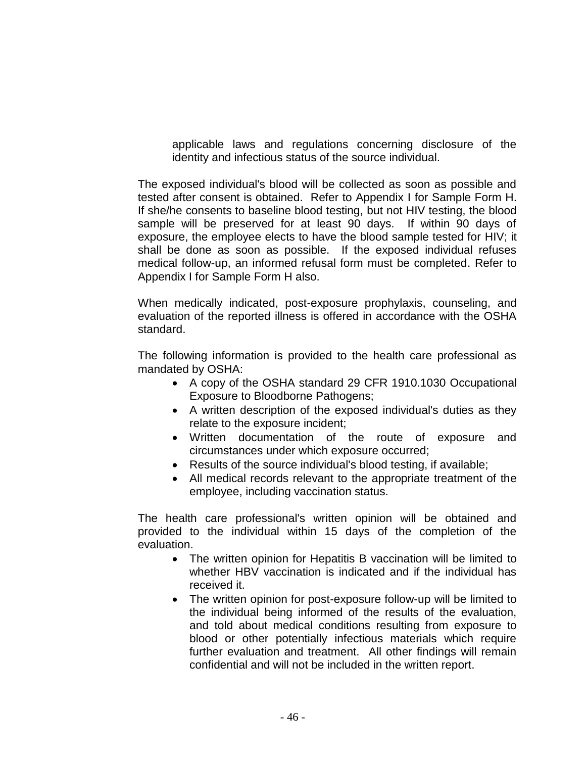applicable laws and regulations concerning disclosure of the identity and infectious status of the source individual.

The exposed individual's blood will be collected as soon as possible and tested after consent is obtained. Refer to Appendix I for Sample Form H. If she/he consents to baseline blood testing, but not HIV testing, the blood sample will be preserved for at least 90 days. If within 90 days of exposure, the employee elects to have the blood sample tested for HIV; it shall be done as soon as possible. If the exposed individual refuses medical follow-up, an informed refusal form must be completed. Refer to Appendix I for Sample Form H also.

When medically indicated, post-exposure prophylaxis, counseling, and evaluation of the reported illness is offered in accordance with the OSHA standard.

The following information is provided to the health care professional as mandated by OSHA:

- A copy of the OSHA standard 29 CFR 1910.1030 Occupational Exposure to Bloodborne Pathogens;
- A written description of the exposed individual's duties as they relate to the exposure incident;
- Written documentation of the route of exposure and circumstances under which exposure occurred;
- Results of the source individual's blood testing, if available;
- All medical records relevant to the appropriate treatment of the employee, including vaccination status.

The health care professional's written opinion will be obtained and provided to the individual within 15 days of the completion of the evaluation.

- The written opinion for Hepatitis B vaccination will be limited to whether HBV vaccination is indicated and if the individual has received it.
- The written opinion for post-exposure follow-up will be limited to the individual being informed of the results of the evaluation, and told about medical conditions resulting from exposure to blood or other potentially infectious materials which require further evaluation and treatment. All other findings will remain confidential and will not be included in the written report.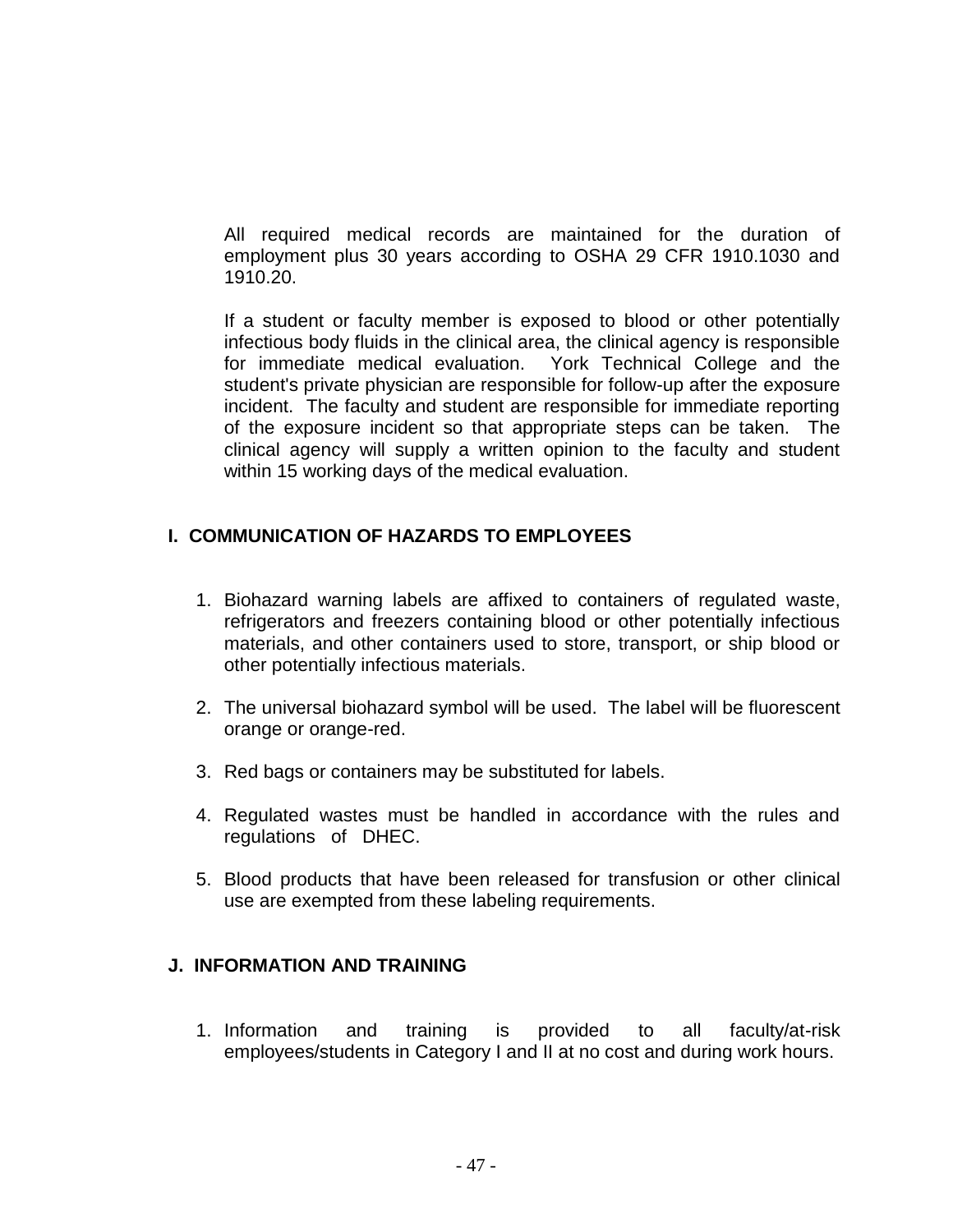All required medical records are maintained for the duration of employment plus 30 years according to OSHA 29 CFR 1910.1030 and 1910.20.

If a student or faculty member is exposed to blood or other potentially infectious body fluids in the clinical area, the clinical agency is responsible for immediate medical evaluation. York Technical College and the student's private physician are responsible for follow-up after the exposure incident. The faculty and student are responsible for immediate reporting of the exposure incident so that appropriate steps can be taken. The clinical agency will supply a written opinion to the faculty and student within 15 working days of the medical evaluation.

## I. COMMUNICATION OF HAZARDS TO EMPLOYEES

1. Biohazard warning labels are affixed to containers of regulated waste, refrigerators and freezers containing blood or other potentially infectious materials, and other containers used to store, transport, or ship blood or other potentially infectious materials.

2. The universal biohazard symbol will be used. The label will be fluorescent orange or orange-red.

3. Red bags or containers may be substituted for labels.

4. Regulated wastes must be handled in accordance with the rules and regulations of DHEC.

5. Blood products that have been released for transfusion or other clinical use are exempted from these labeling requirements.

## J. INFORMATION AND TRAINING

1. Information and training is provided to all faculty/at-risk employees/students in Category I and II at no cost and during work hours.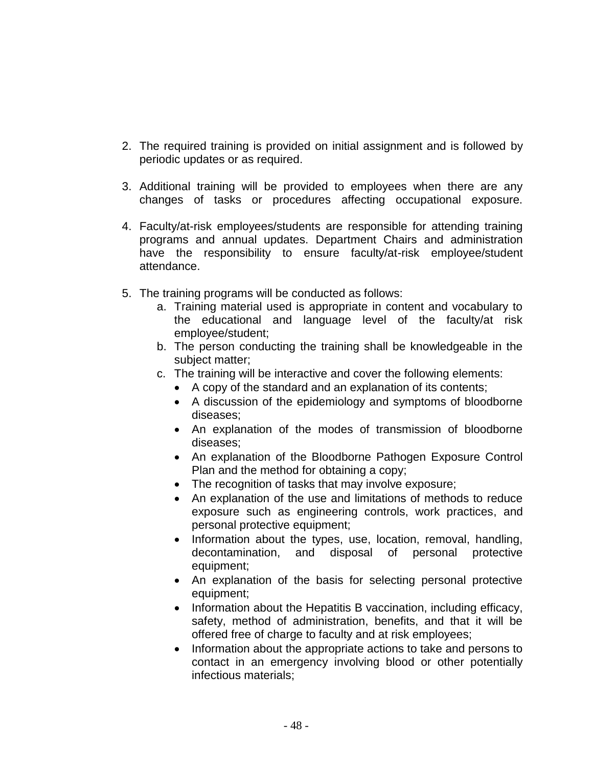2. The required training is provided on initial assignment and is followed by periodic updates or as required.

3. Additional training will be provided to employees when there are any changes of tasks or procedures affecting occupational exposure.

4. Faculty/at-risk employees/students are responsible for attending training programs and annual updates. Department Chairs and administration have the responsibility to ensure faculty/at-risk employee/student attendance.

5. The training programs will be conducted as follows:
    a. Training material used is appropriate in content and vocabulary to the educational and language level of the faculty/at risk employee/student;
    b. The person conducting the training shall be knowledgeable in the subject matter;
    c. The training will be interactive and cover the following elements:
        - A copy of the standard and an explanation of its contents;
        - A discussion of the epidemiology and symptoms of bloodborne diseases;
        - An explanation of the modes of transmission of bloodborne diseases;
        - An explanation of the Bloodborne Pathogen Exposure Control Plan and the method for obtaining a copy;
        - The recognition of tasks that may involve exposure;
        - An explanation of the use and limitations of methods to reduce exposure such as engineering controls, work practices, and personal protective equipment;
        - Information about the types, use, location, removal, handling, decontamination, and disposal of personal protective equipment;
        - An explanation of the basis for selecting personal protective equipment;
        - Information about the Hepatitis B vaccination, including efficacy, safety, method of administration, benefits, and that it will be offered free of charge to faculty and at risk employees;
        - Information about the appropriate actions to take and persons to contact in an emergency involving blood or other potentially infectious materials;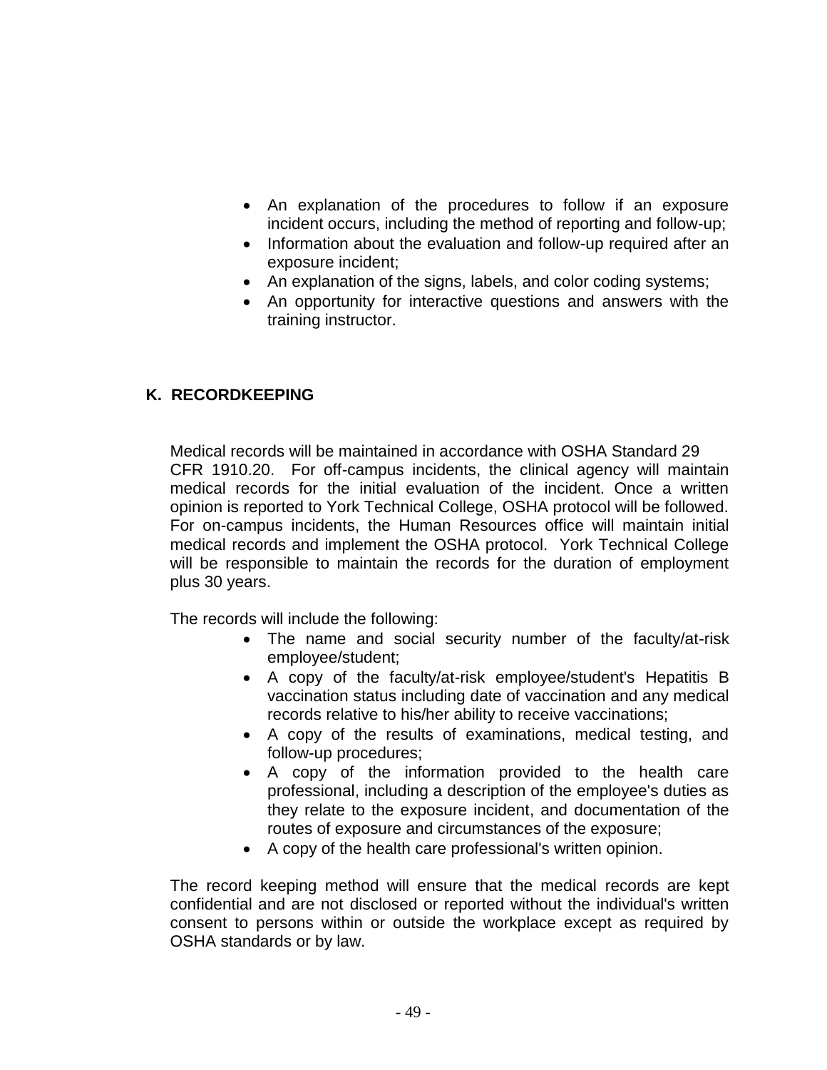- An explanation of the procedures to follow if an exposure incident occurs, including the method of reporting and follow-up;
- Information about the evaluation and follow-up required after an exposure incident;
- An explanation of the signs, labels, and color coding systems;
- An opportunity for interactive questions and answers with the training instructor.

## K. RECORDKEEPING

Medical records will be maintained in accordance with OSHA Standard 29 CFR 1910.20. For off-campus incidents, the clinical agency will maintain medical records for the initial evaluation of the incident. Once a written opinion is reported to York Technical College, OSHA protocol will be followed. For on-campus incidents, the Human Resources office will maintain initial medical records and implement the OSHA protocol. York Technical College will be responsible to maintain the records for the duration of employment plus 30 years.

The records will include the following:

- The name and social security number of the faculty/at-risk employee/student;
- A copy of the faculty/at-risk employee/student's Hepatitis B vaccination status including date of vaccination and any medical records relative to his/her ability to receive vaccinations;
- A copy of the results of examinations, medical testing, and follow-up procedures;
- A copy of the information provided to the health care professional, including a description of the employee's duties as they relate to the exposure incident, and documentation of the routes of exposure and circumstances of the exposure;
- A copy of the health care professional's written opinion.

The record keeping method will ensure that the medical records are kept confidential and are not disclosed or reported without the individual's written consent to persons within or outside the workplace except as required by OSHA standards or by law.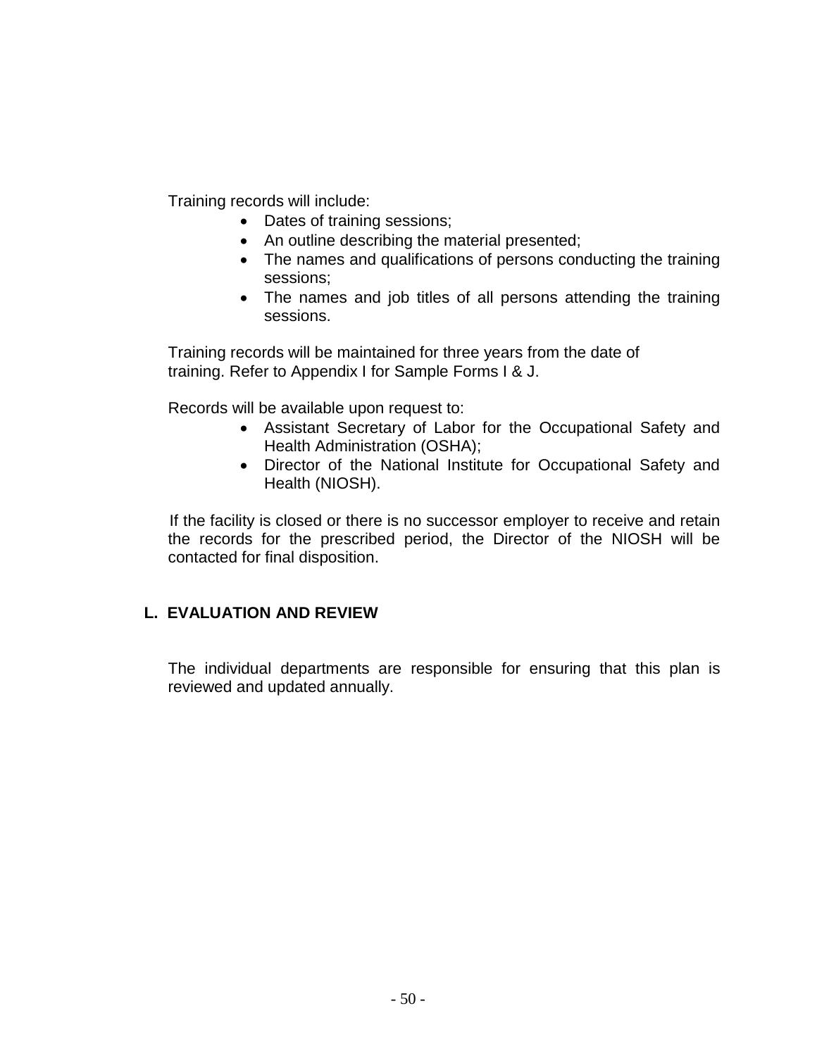Training records will include:

- Dates of training sessions;
- An outline describing the material presented;
- The names and qualifications of persons conducting the training sessions;
- The names and job titles of all persons attending the training sessions.

Training records will be maintained for three years from the date of training. Refer to Appendix I for Sample Forms I & J.

Records will be available upon request to:

- Assistant Secretary of Labor for the Occupational Safety and Health Administration (OSHA);
- Director of the National Institute for Occupational Safety and Health (NIOSH).

If the facility is closed or there is no successor employer to receive and retain the records for the prescribed period, the Director of the NIOSH will be contacted for final disposition.

## L. EVALUATION AND REVIEW

The individual departments are responsible for ensuring that this plan is reviewed and updated annually.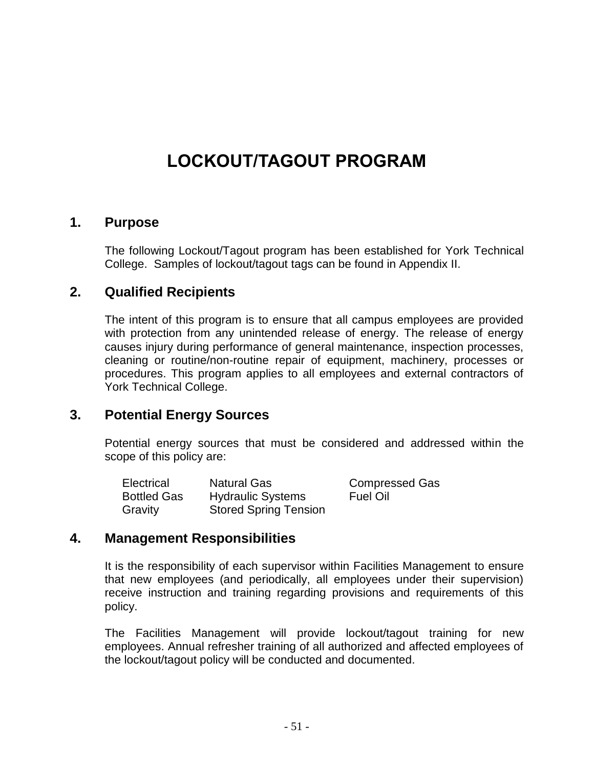# LOCKOUT/TAGOUT PROGRAM

## 1. Purpose

The following Lockout/Tagout program has been established for York Technical College. Samples of lockout/tagout tags can be found in Appendix II.

## 2. Qualified Recipients

The intent of this program is to ensure that all campus employees are provided with protection from any unintended release of energy. The release of energy causes injury during performance of general maintenance, inspection processes, cleaning or routine/non-routine repair of equipment, machinery, processes or procedures. This program applies to all employees and external contractors of York Technical College.

## 3. Potential Energy Sources

Potential energy sources that must be considered and addressed within the scope of this policy are:

| | | |
|---|---|---|
| Electrical | Natural Gas | Compressed Gas |
| Bottled Gas | Hydraulic Systems | Fuel Oil |
| Gravity | Stored Spring Tension | |

## 4. Management Responsibilities

It is the responsibility of each supervisor within Facilities Management to ensure that new employees (and periodically, all employees under their supervision) receive instruction and training regarding provisions and requirements of this policy.

The Facilities Management will provide lockout/tagout training for new employees. Annual refresher training of all authorized and affected employees of the lockout/tagout policy will be conducted and documented.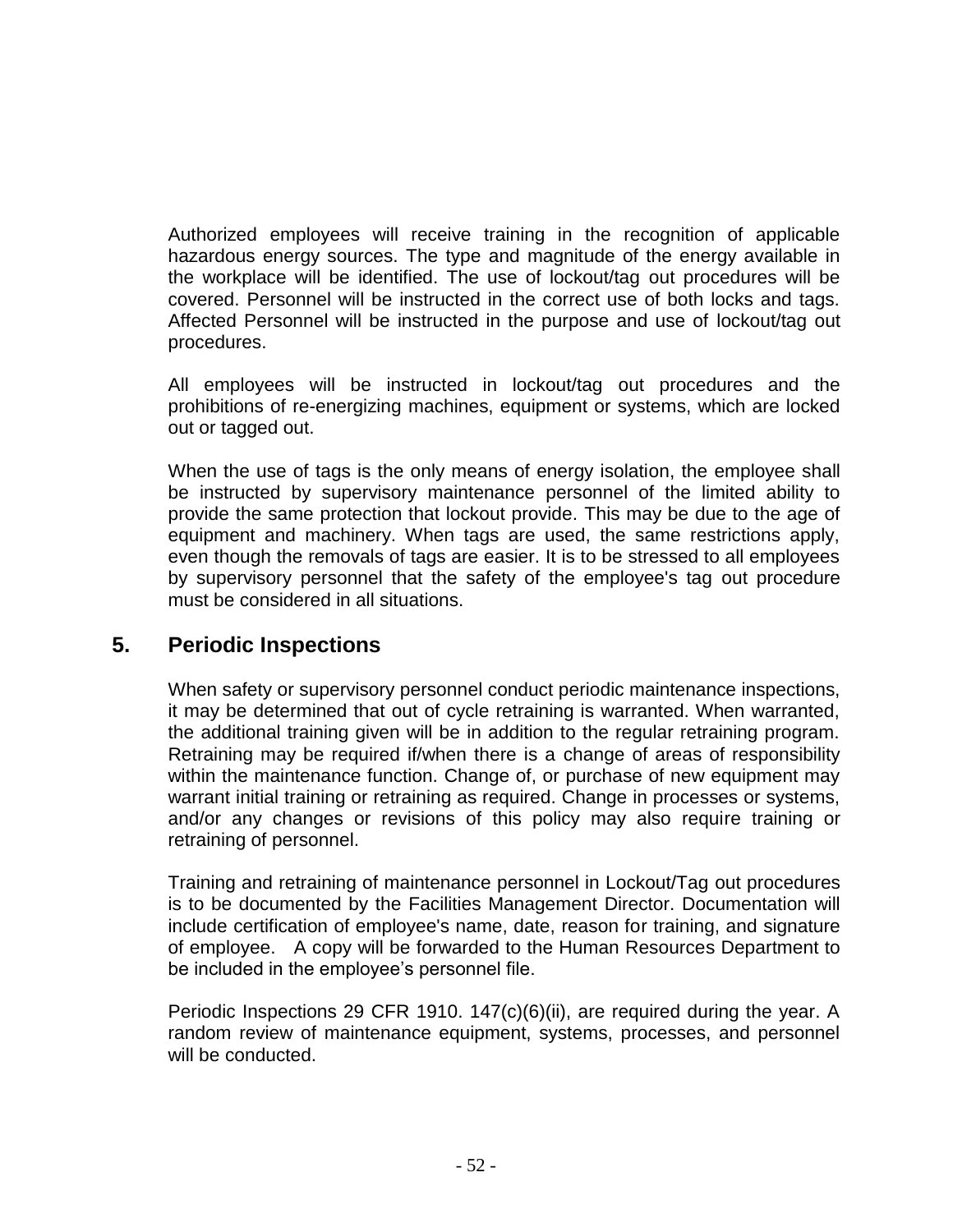Authorized employees will receive training in the recognition of applicable hazardous energy sources. The type and magnitude of the energy available in the workplace will be identified. The use of lockout/tag out procedures will be covered. Personnel will be instructed in the correct use of both locks and tags. Affected Personnel will be instructed in the purpose and use of lockout/tag out procedures.

All employees will be instructed in lockout/tag out procedures and the prohibitions of re-energizing machines, equipment or systems, which are locked out or tagged out.

When the use of tags is the only means of energy isolation, the employee shall be instructed by supervisory maintenance personnel of the limited ability to provide the same protection that lockout provide. This may be due to the age of equipment and machinery. When tags are used, the same restrictions apply, even though the removals of tags are easier. It is to be stressed to all employees by supervisory personnel that the safety of the employee's tag out procedure must be considered in all situations.

## 5. Periodic Inspections

When safety or supervisory personnel conduct periodic maintenance inspections, it may be determined that out of cycle retraining is warranted. When warranted, the additional training given will be in addition to the regular retraining program. Retraining may be required if/when there is a change of areas of responsibility within the maintenance function. Change of, or purchase of new equipment may warrant initial training or retraining as required. Change in processes or systems, and/or any changes or revisions of this policy may also require training or retraining of personnel.

Training and retraining of maintenance personnel in Lockout/Tag out procedures is to be documented by the Facilities Management Director. Documentation will include certification of employee's name, date, reason for training, and signature of employee. A copy will be forwarded to the Human Resources Department to be included in the employee's personnel file.

Periodic Inspections 29 CFR 1910. 147(c)(6)(ii), are required during the year. A random review of maintenance equipment, systems, processes, and personnel will be conducted.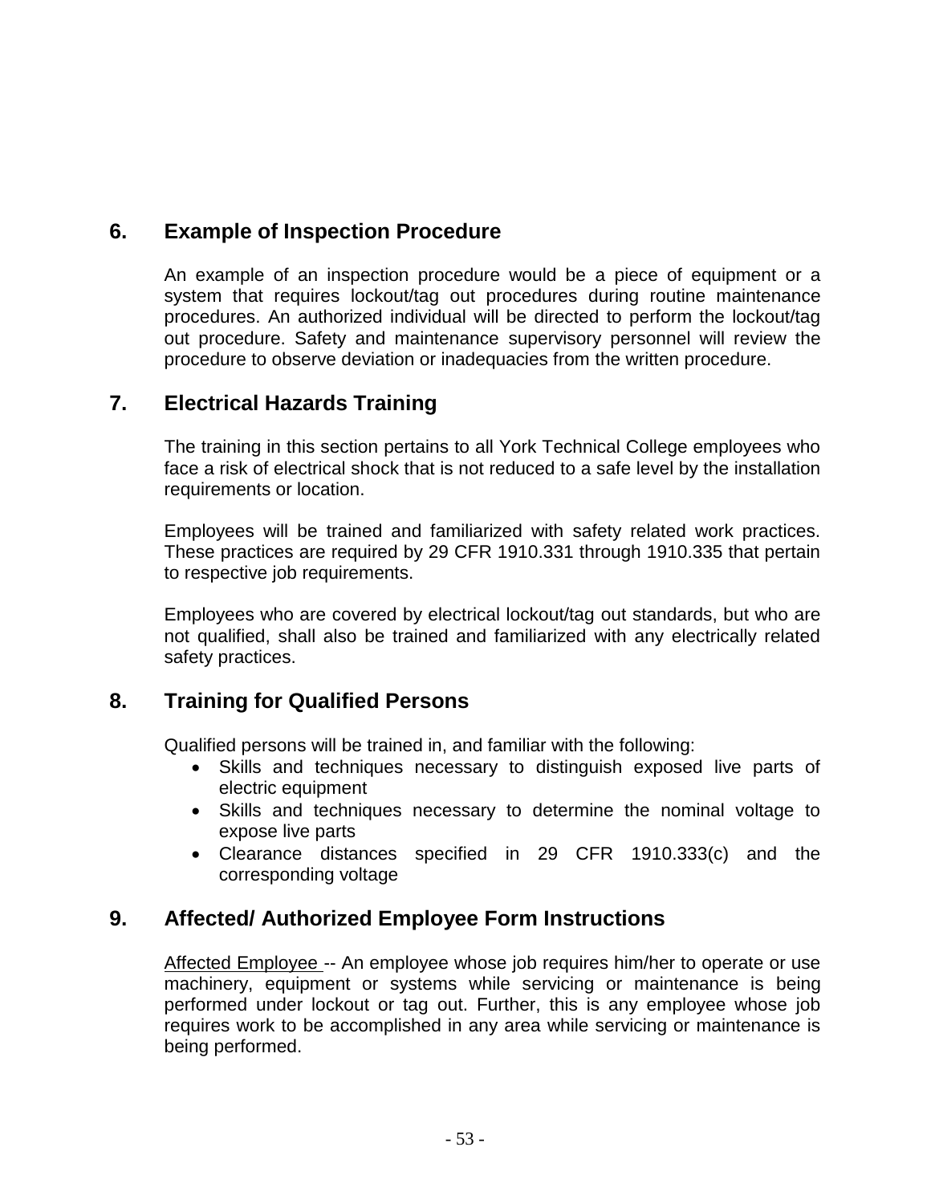## 6. Example of Inspection Procedure

An example of an inspection procedure would be a piece of equipment or a system that requires lockout/tag out procedures during routine maintenance procedures. An authorized individual will be directed to perform the lockout/tag out procedure. Safety and maintenance supervisory personnel will review the procedure to observe deviation or inadequacies from the written procedure.

## 7. Electrical Hazards Training

The training in this section pertains to all York Technical College employees who face a risk of electrical shock that is not reduced to a safe level by the installation requirements or location.

Employees will be trained and familiarized with safety related work practices. These practices are required by 29 CFR 1910.331 through 1910.335 that pertain to respective job requirements.

Employees who are covered by electrical lockout/tag out standards, but who are not qualified, shall also be trained and familiarized with any electrically related safety practices.

## 8. Training for Qualified Persons

Qualified persons will be trained in, and familiar with the following:

- Skills and techniques necessary to distinguish exposed live parts of electric equipment
- Skills and techniques necessary to determine the nominal voltage to expose live parts
- Clearance distances specified in 29 CFR 1910.333(c) and the corresponding voltage

## 9. Affected/ Authorized Employee Form Instructions

<u>Affected Employee</u> -- An employee whose job requires him/her to operate or use machinery, equipment or systems while servicing or maintenance is being performed under lockout or tag out. Further, this is any employee whose job requires work to be accomplished in any area while servicing or maintenance is being performed.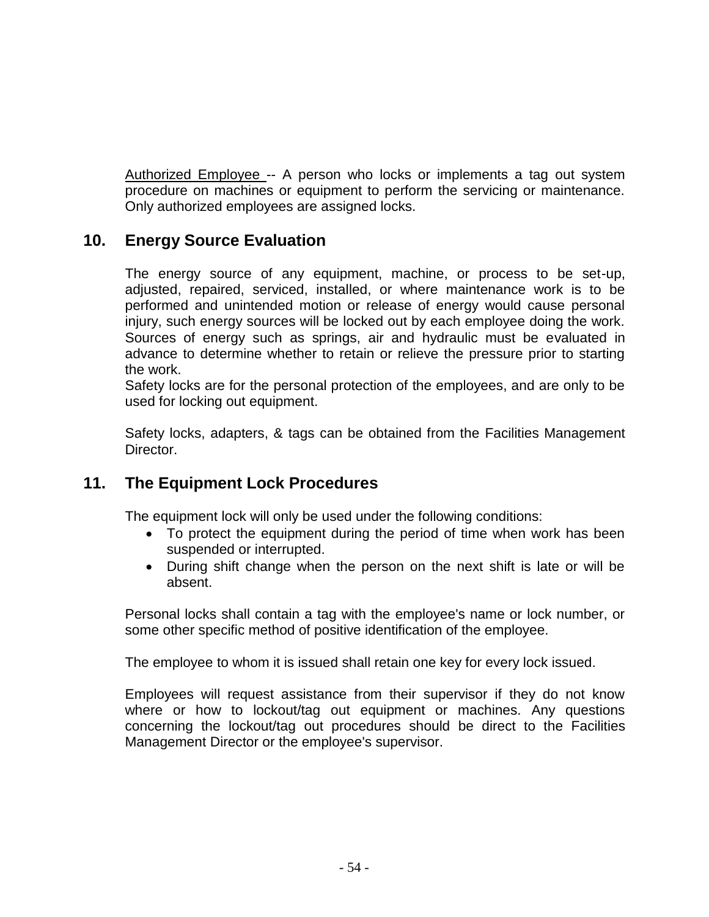Authorized Employee -- A person who locks or implements a tag out system procedure on machines or equipment to perform the servicing or maintenance. Only authorized employees are assigned locks.

## 10. Energy Source Evaluation

The energy source of any equipment, machine, or process to be set-up, adjusted, repaired, serviced, installed, or where maintenance work is to be performed and unintended motion or release of energy would cause personal injury, such energy sources will be locked out by each employee doing the work. Sources of energy such as springs, air and hydraulic must be evaluated in advance to determine whether to retain or relieve the pressure prior to starting the work.
Safety locks are for the personal protection of the employees, and are only to be used for locking out equipment.

Safety locks, adapters, & tags can be obtained from the Facilities Management Director.

## 11. The Equipment Lock Procedures

The equipment lock will only be used under the following conditions:

- To protect the equipment during the period of time when work has been suspended or interrupted.
- During shift change when the person on the next shift is late or will be absent.

Personal locks shall contain a tag with the employee's name or lock number, or some other specific method of positive identification of the employee.

The employee to whom it is issued shall retain one key for every lock issued.

Employees will request assistance from their supervisor if they do not know where or how to lockout/tag out equipment or machines. Any questions concerning the lockout/tag out procedures should be direct to the Facilities Management Director or the employee's supervisor.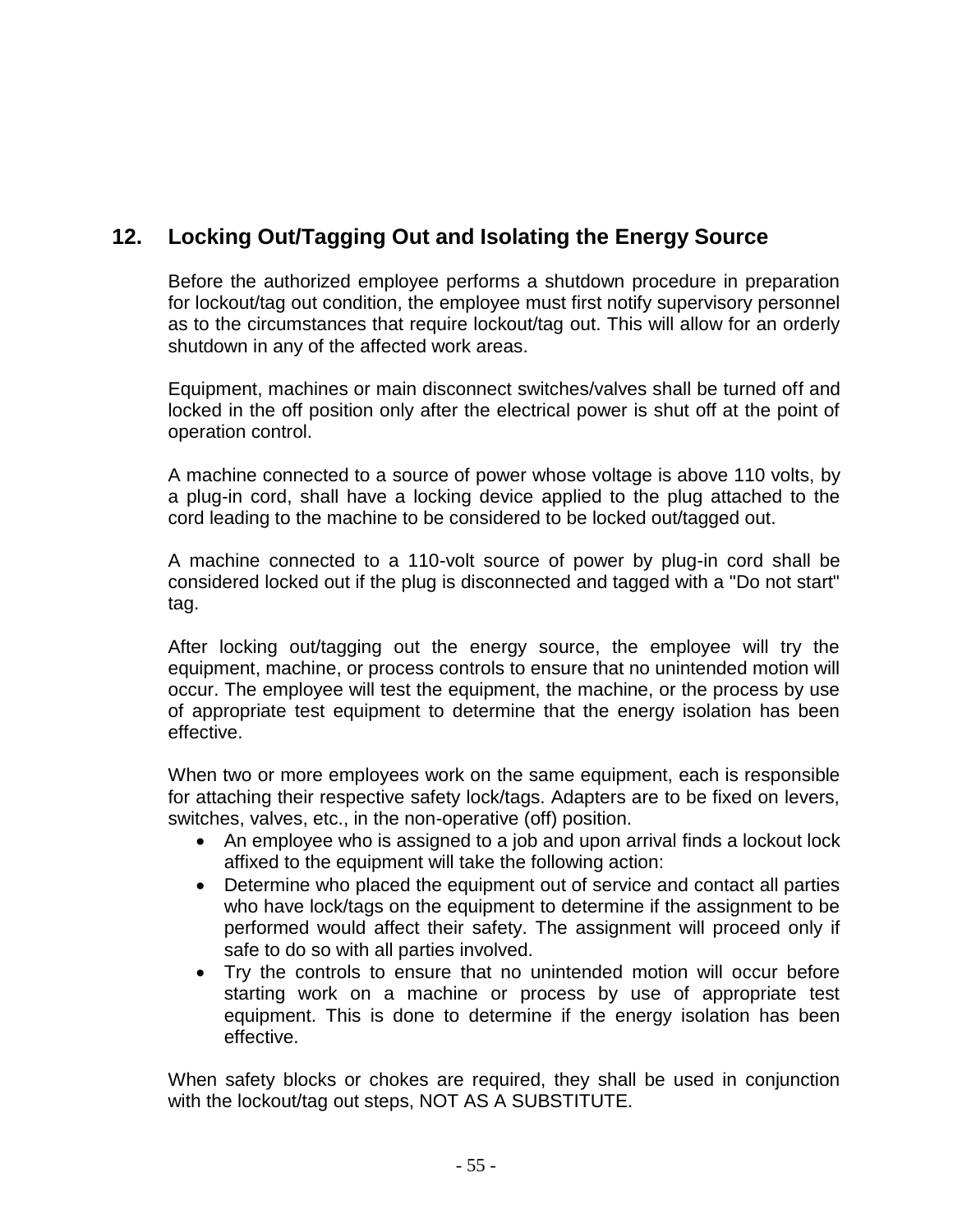## 12. Locking Out/Tagging Out and Isolating the Energy Source

Before the authorized employee performs a shutdown procedure in preparation for lockout/tag out condition, the employee must first notify supervisory personnel as to the circumstances that require lockout/tag out. This will allow for an orderly shutdown in any of the affected work areas.

Equipment, machines or main disconnect switches/valves shall be turned off and locked in the off position only after the electrical power is shut off at the point of operation control.

A machine connected to a source of power whose voltage is above 110 volts, by a plug-in cord, shall have a locking device applied to the plug attached to the cord leading to the machine to be considered to be locked out/tagged out.

A machine connected to a 110-volt source of power by plug-in cord shall be considered locked out if the plug is disconnected and tagged with a "Do not start" tag.

After locking out/tagging out the energy source, the employee will try the equipment, machine, or process controls to ensure that no unintended motion will occur. The employee will test the equipment, the machine, or the process by use of appropriate test equipment to determine that the energy isolation has been effective.

When two or more employees work on the same equipment, each is responsible for attaching their respective safety lock/tags. Adapters are to be fixed on levers, switches, valves, etc., in the non-operative (off) position.

- An employee who is assigned to a job and upon arrival finds a lockout lock affixed to the equipment will take the following action:
- Determine who placed the equipment out of service and contact all parties who have lock/tags on the equipment to determine if the assignment to be performed would affect their safety. The assignment will proceed only if safe to do so with all parties involved.
- Try the controls to ensure that no unintended motion will occur before starting work on a machine or process by use of appropriate test equipment. This is done to determine if the energy isolation has been effective.

When safety blocks or chokes are required, they shall be used in conjunction with the lockout/tag out steps, NOT AS A SUBSTITUTE.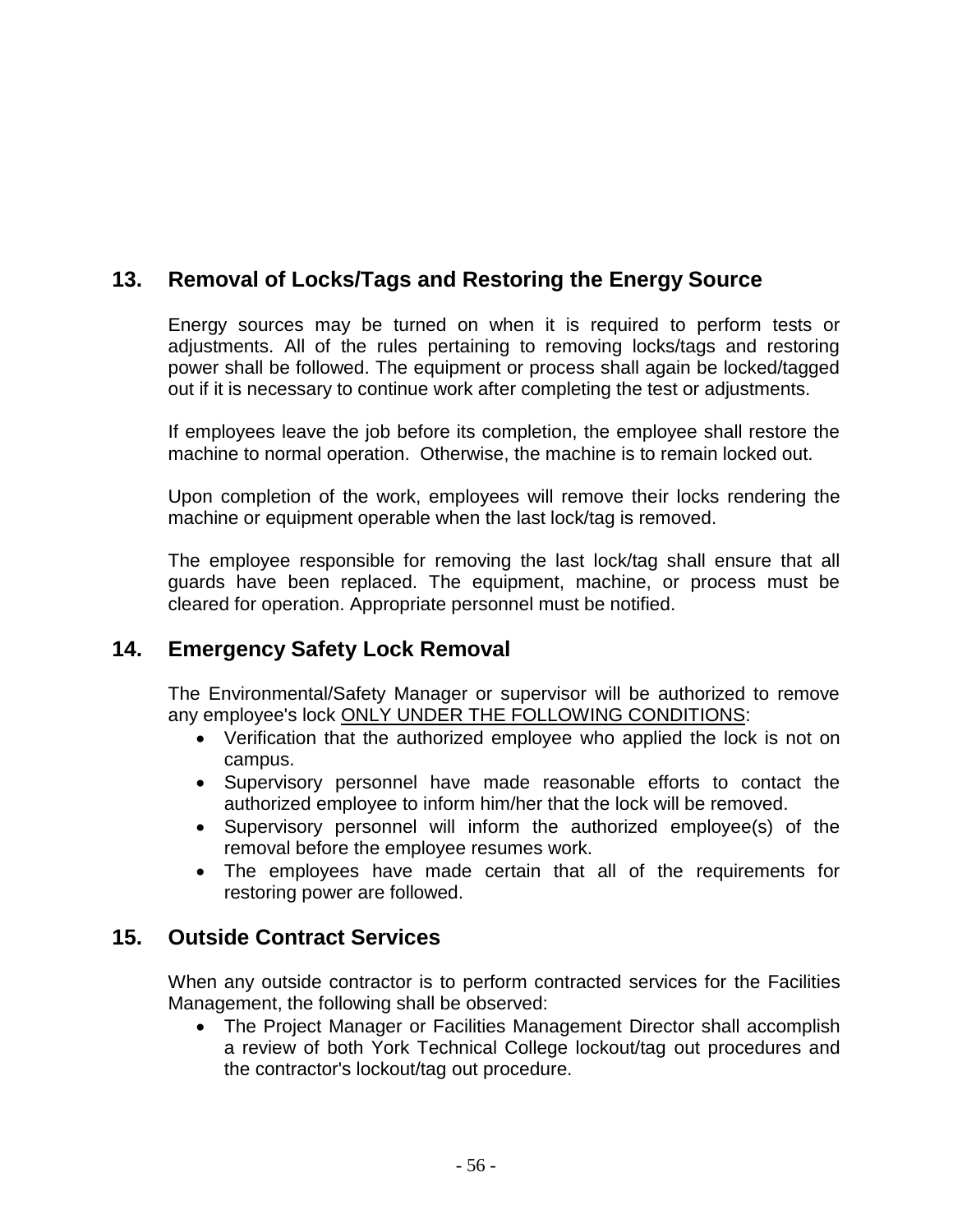## 13. Removal of Locks/Tags and Restoring the Energy Source

Energy sources may be turned on when it is required to perform tests or adjustments. All of the rules pertaining to removing locks/tags and restoring power shall be followed. The equipment or process shall again be locked/tagged out if it is necessary to continue work after completing the test or adjustments.

If employees leave the job before its completion, the employee shall restore the machine to normal operation. Otherwise, the machine is to remain locked out.

Upon completion of the work, employees will remove their locks rendering the machine or equipment operable when the last lock/tag is removed.

The employee responsible for removing the last lock/tag shall ensure that all guards have been replaced. The equipment, machine, or process must be cleared for operation. Appropriate personnel must be notified.

## 14. Emergency Safety Lock Removal

The Environmental/Safety Manager or supervisor will be authorized to remove any employee's lock <u>ONLY UNDER THE FOLLOWING CONDITIONS</u>:

- Verification that the authorized employee who applied the lock is not on campus.
- Supervisory personnel have made reasonable efforts to contact the authorized employee to inform him/her that the lock will be removed.
- Supervisory personnel will inform the authorized employee(s) of the removal before the employee resumes work.
- The employees have made certain that all of the requirements for restoring power are followed.

## 15. Outside Contract Services

When any outside contractor is to perform contracted services for the Facilities Management, the following shall be observed:

- The Project Manager or Facilities Management Director shall accomplish a review of both York Technical College lockout/tag out procedures and the contractor's lockout/tag out procedure.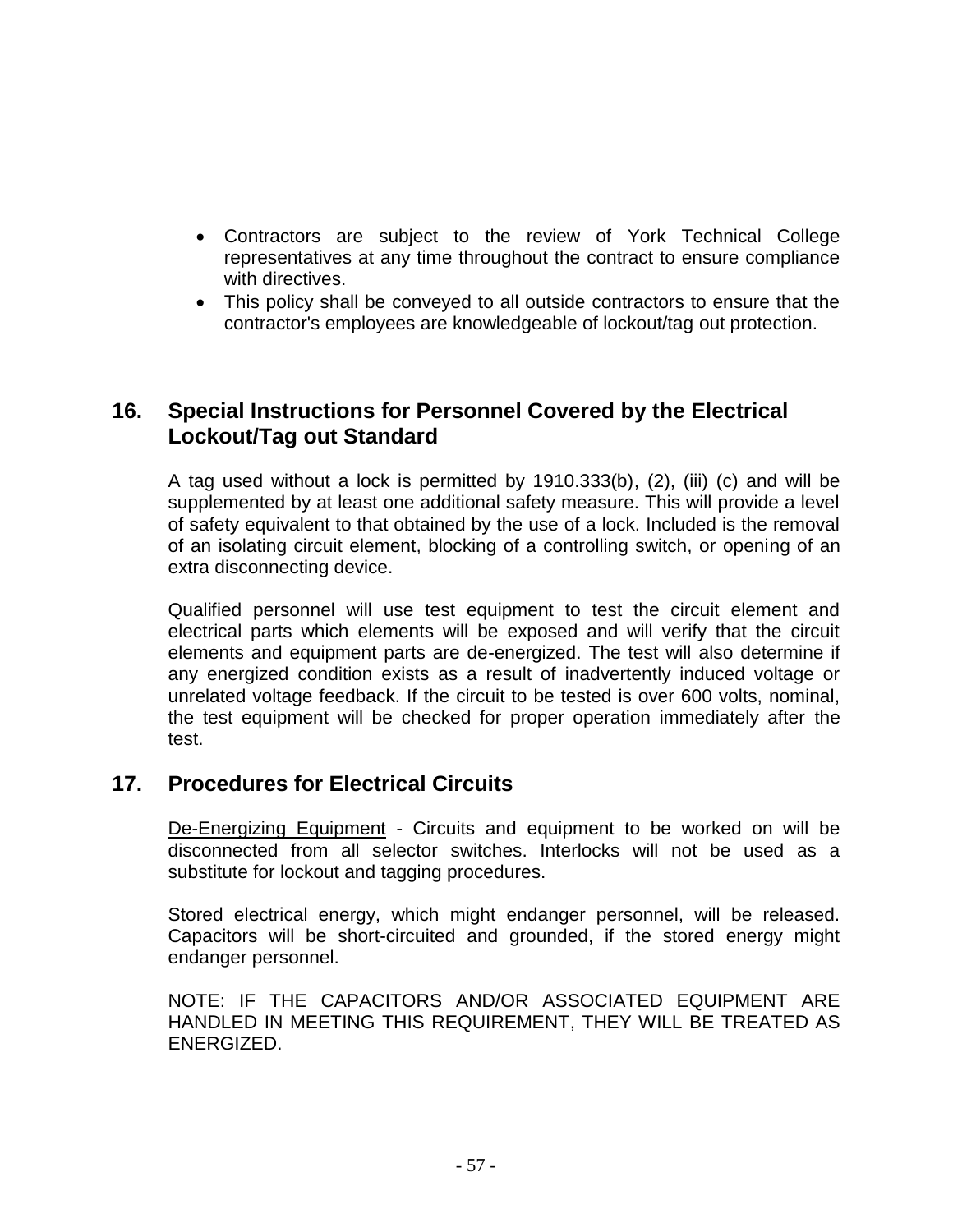- Contractors are subject to the review of York Technical College representatives at any time throughout the contract to ensure compliance with directives.
- This policy shall be conveyed to all outside contractors to ensure that the contractor's employees are knowledgeable of lockout/tag out protection.

## 16. Special Instructions for Personnel Covered by the Electrical Lockout/Tag out Standard

A tag used without a lock is permitted by 1910.333(b), (2), (iii) (c) and will be supplemented by at least one additional safety measure. This will provide a level of safety equivalent to that obtained by the use of a lock. Included is the removal of an isolating circuit element, blocking of a controlling switch, or opening of an extra disconnecting device.

Qualified personnel will use test equipment to test the circuit element and electrical parts which elements will be exposed and will verify that the circuit elements and equipment parts are de-energized. The test will also determine if any energized condition exists as a result of inadvertently induced voltage or unrelated voltage feedback. If the circuit to be tested is over 600 volts, nominal, the test equipment will be checked for proper operation immediately after the test.

## 17. Procedures for Electrical Circuits

De-Energizing Equipment - Circuits and equipment to be worked on will be disconnected from all selector switches. Interlocks will not be used as a substitute for lockout and tagging procedures.

Stored electrical energy, which might endanger personnel, will be released. Capacitors will be short-circuited and grounded, if the stored energy might endanger personnel.

NOTE: IF THE CAPACITORS AND/OR ASSOCIATED EQUIPMENT ARE HANDLED IN MEETING THIS REQUIREMENT, THEY WILL BE TREATED AS ENERGIZED.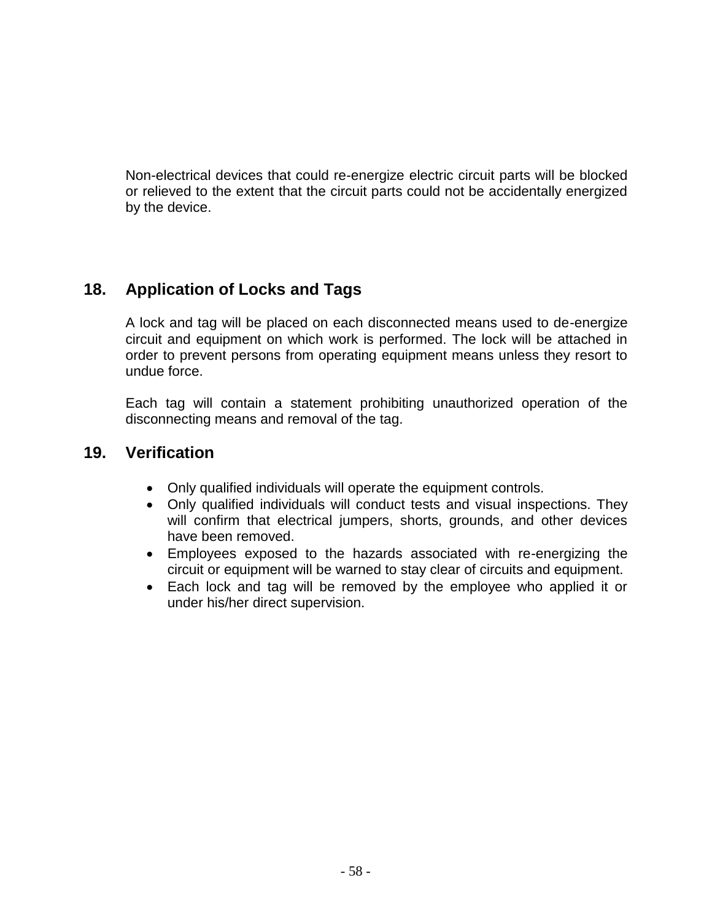Non-electrical devices that could re-energize electric circuit parts will be blocked or relieved to the extent that the circuit parts could not be accidentally energized by the device.

## 18. Application of Locks and Tags

A lock and tag will be placed on each disconnected means used to de-energize circuit and equipment on which work is performed. The lock will be attached in order to prevent persons from operating equipment means unless they resort to undue force.

Each tag will contain a statement prohibiting unauthorized operation of the disconnecting means and removal of the tag.

## 19. Verification

- Only qualified individuals will operate the equipment controls.
- Only qualified individuals will conduct tests and visual inspections. They will confirm that electrical jumpers, shorts, grounds, and other devices have been removed.
- Employees exposed to the hazards associated with re-energizing the circuit or equipment will be warned to stay clear of circuits and equipment.
- Each lock and tag will be removed by the employee who applied it or under his/her direct supervision.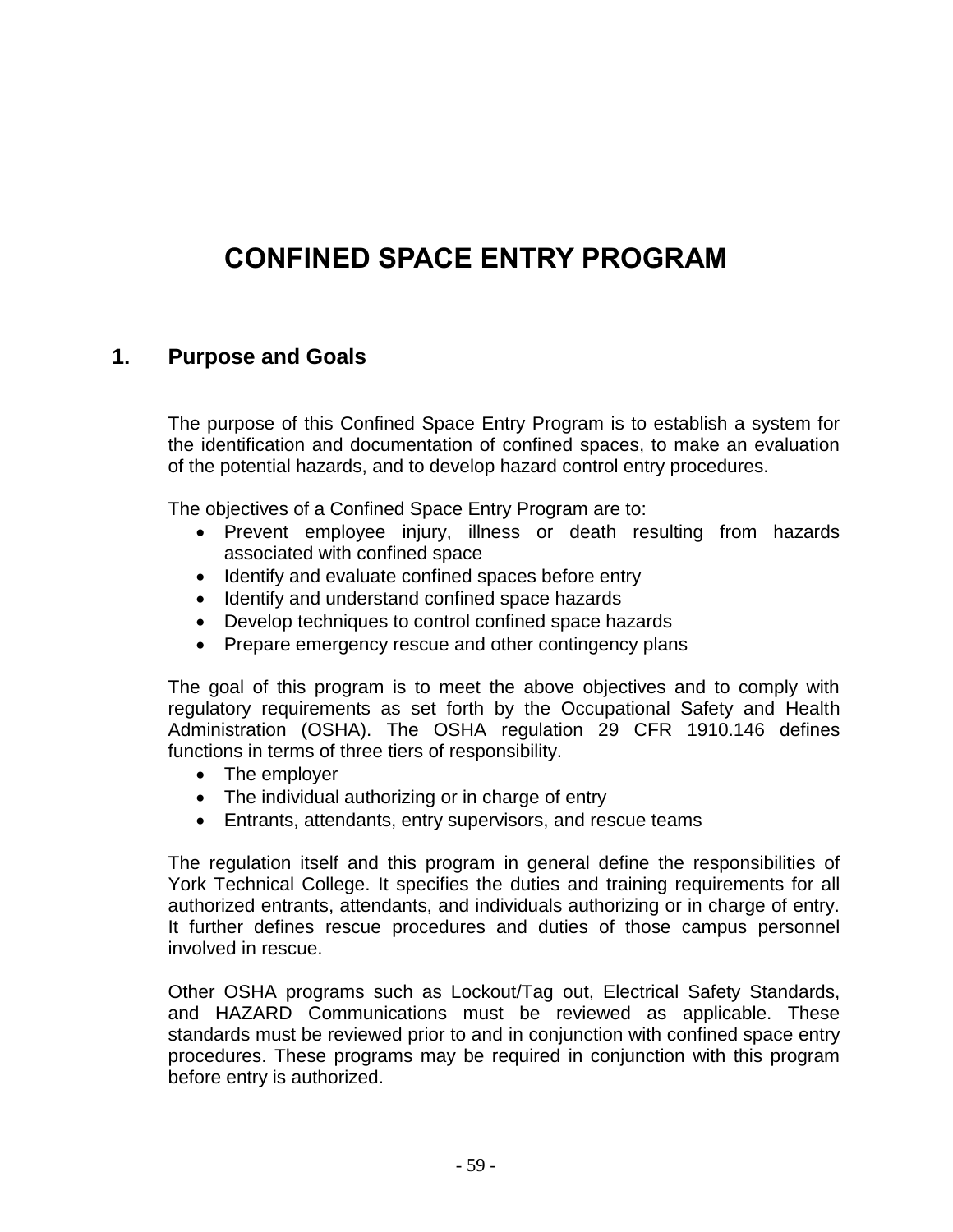# CONFINED SPACE ENTRY PROGRAM

## 1. Purpose and Goals

The purpose of this Confined Space Entry Program is to establish a system for the identification and documentation of confined spaces, to make an evaluation of the potential hazards, and to develop hazard control entry procedures.

The objectives of a Confined Space Entry Program are to:

- Prevent employee injury, illness or death resulting from hazards associated with confined space
- Identify and evaluate confined spaces before entry
- Identify and understand confined space hazards
- Develop techniques to control confined space hazards
- Prepare emergency rescue and other contingency plans

The goal of this program is to meet the above objectives and to comply with regulatory requirements as set forth by the Occupational Safety and Health Administration (OSHA). The OSHA regulation 29 CFR 1910.146 defines functions in terms of three tiers of responsibility.

- The employer
- The individual authorizing or in charge of entry
- Entrants, attendants, entry supervisors, and rescue teams

The regulation itself and this program in general define the responsibilities of York Technical College. It specifies the duties and training requirements for all authorized entrants, attendants, and individuals authorizing or in charge of entry. It further defines rescue procedures and duties of those campus personnel involved in rescue.

Other OSHA programs such as Lockout/Tag out, Electrical Safety Standards, and HAZARD Communications must be reviewed as applicable. These standards must be reviewed prior to and in conjunction with confined space entry procedures. These programs may be required in conjunction with this program before entry is authorized.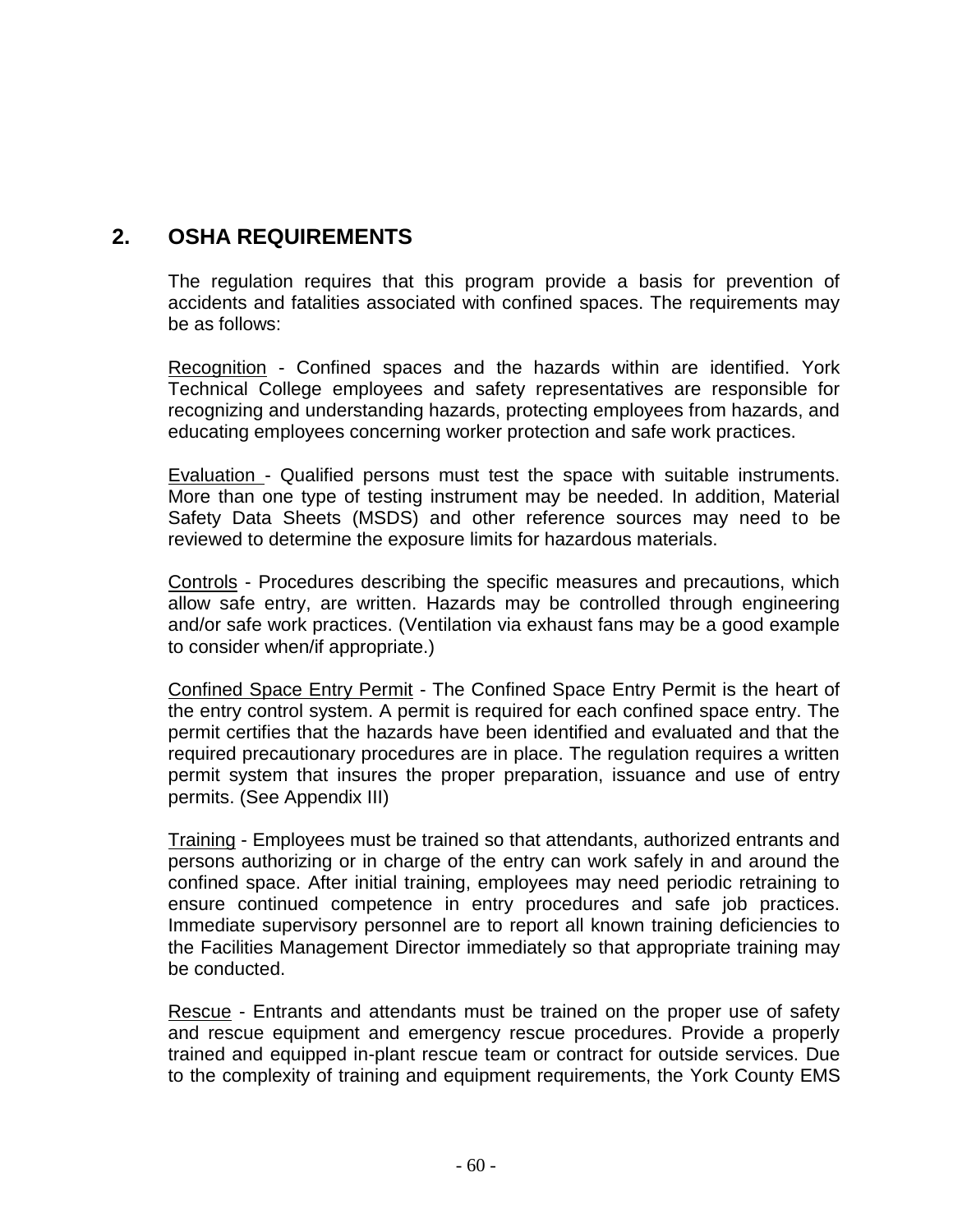## 2. OSHA REQUIREMENTS

The regulation requires that this program provide a basis for prevention of accidents and fatalities associated with confined spaces. The requirements may be as follows:

Recognition - Confined spaces and the hazards within are identified. York Technical College employees and safety representatives are responsible for recognizing and understanding hazards, protecting employees from hazards, and educating employees concerning worker protection and safe work practices.

Evaluation - Qualified persons must test the space with suitable instruments. More than one type of testing instrument may be needed. In addition, Material Safety Data Sheets (MSDS) and other reference sources may need to be reviewed to determine the exposure limits for hazardous materials.

Controls - Procedures describing the specific measures and precautions, which allow safe entry, are written. Hazards may be controlled through engineering and/or safe work practices. (Ventilation via exhaust fans may be a good example to consider when/if appropriate.)

Confined Space Entry Permit - The Confined Space Entry Permit is the heart of the entry control system. A permit is required for each confined space entry. The permit certifies that the hazards have been identified and evaluated and that the required precautionary procedures are in place. The regulation requires a written permit system that insures the proper preparation, issuance and use of entry permits. (See Appendix III)

Training - Employees must be trained so that attendants, authorized entrants and persons authorizing or in charge of the entry can work safely in and around the confined space. After initial training, employees may need periodic retraining to ensure continued competence in entry procedures and safe job practices. Immediate supervisory personnel are to report all known training deficiencies to the Facilities Management Director immediately so that appropriate training may be conducted.

Rescue - Entrants and attendants must be trained on the proper use of safety and rescue equipment and emergency rescue procedures. Provide a properly trained and equipped in-plant rescue team or contract for outside services. Due to the complexity of training and equipment requirements, the York County EMS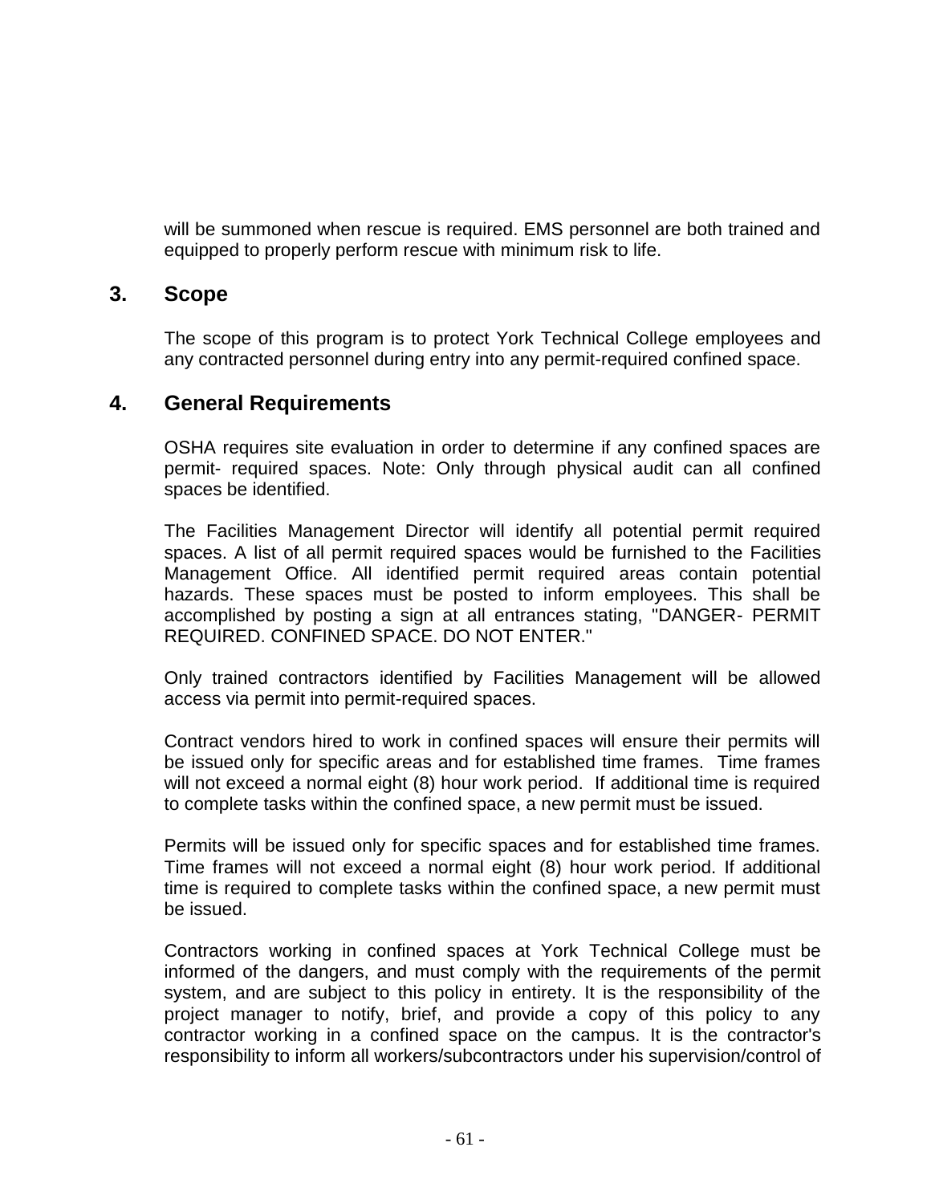will be summoned when rescue is required. EMS personnel are both trained and equipped to properly perform rescue with minimum risk to life.

## 3. Scope

The scope of this program is to protect York Technical College employees and any contracted personnel during entry into any permit-required confined space.

## 4. General Requirements

OSHA requires site evaluation in order to determine if any confined spaces are permit- required spaces. Note: Only through physical audit can all confined spaces be identified.

The Facilities Management Director will identify all potential permit required spaces. A list of all permit required spaces would be furnished to the Facilities Management Office. All identified permit required areas contain potential hazards. These spaces must be posted to inform employees. This shall be accomplished by posting a sign at all entrances stating, "DANGER- PERMIT REQUIRED. CONFINED SPACE. DO NOT ENTER."

Only trained contractors identified by Facilities Management will be allowed access via permit into permit-required spaces.

Contract vendors hired to work in confined spaces will ensure their permits will be issued only for specific areas and for established time frames. Time frames will not exceed a normal eight (8) hour work period. If additional time is required to complete tasks within the confined space, a new permit must be issued.

Permits will be issued only for specific spaces and for established time frames. Time frames will not exceed a normal eight (8) hour work period. If additional time is required to complete tasks within the confined space, a new permit must be issued.

Contractors working in confined spaces at York Technical College must be informed of the dangers, and must comply with the requirements of the permit system, and are subject to this policy in entirety. It is the responsibility of the project manager to notify, brief, and provide a copy of this policy to any contractor working in a confined space on the campus. It is the contractor's responsibility to inform all workers/subcontractors under his supervision/control of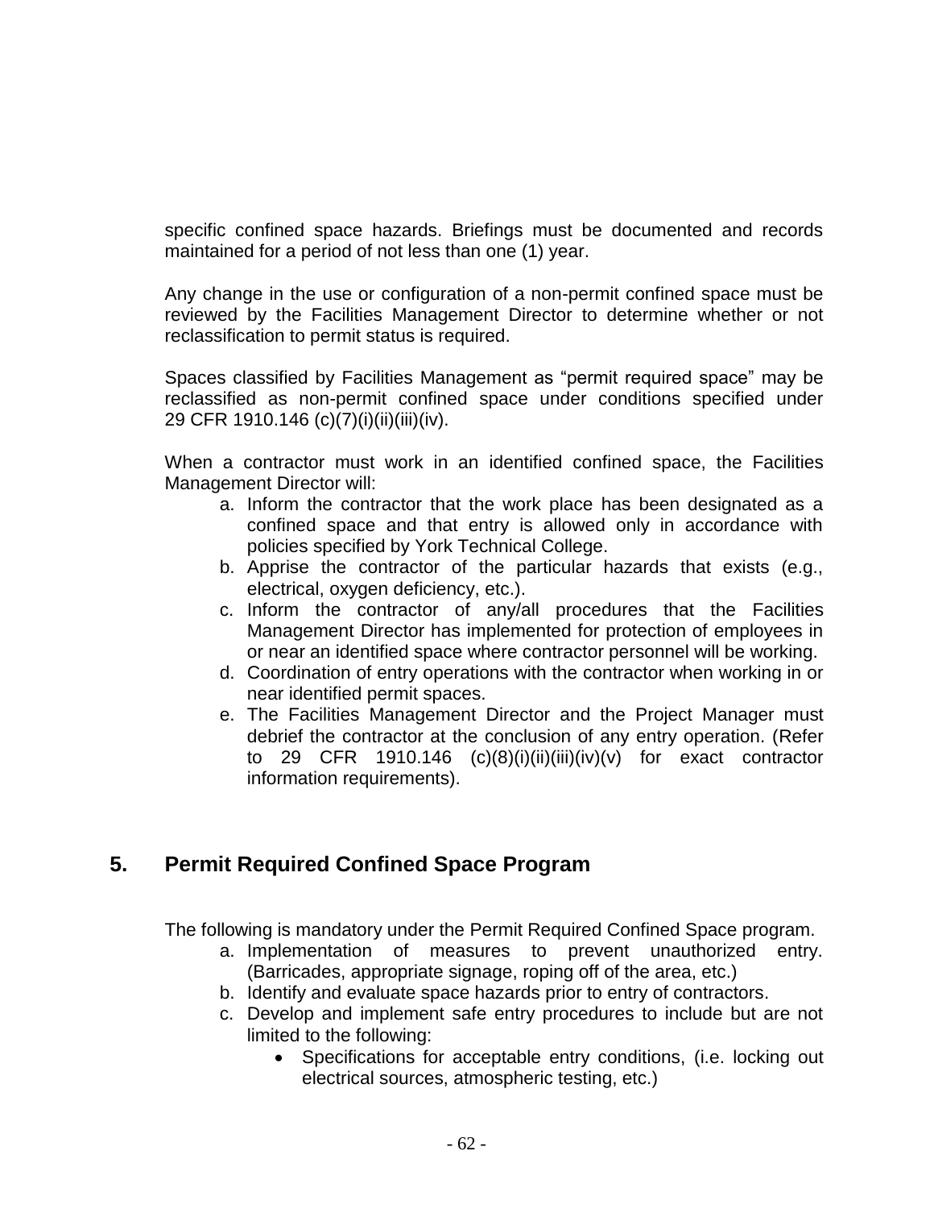specific confined space hazards. Briefings must be documented and records maintained for a period of not less than one (1) year.

Any change in the use or configuration of a non-permit confined space must be reviewed by the Facilities Management Director to determine whether or not reclassification to permit status is required.

Spaces classified by Facilities Management as "permit required space" may be reclassified as non-permit confined space under conditions specified under 29 CFR 1910.146 (c)(7)(i)(ii)(iii)(iv).

When a contractor must work in an identified confined space, the Facilities Management Director will:

a. Inform the contractor that the work place has been designated as a confined space and that entry is allowed only in accordance with policies specified by York Technical College.
b. Apprise the contractor of the particular hazards that exists (e.g., electrical, oxygen deficiency, etc.).
c. Inform the contractor of any/all procedures that the Facilities Management Director has implemented for protection of employees in or near an identified space where contractor personnel will be working.
d. Coordination of entry operations with the contractor when working in or near identified permit spaces.
e. The Facilities Management Director and the Project Manager must debrief the contractor at the conclusion of any entry operation. (Refer to 29 CFR 1910.146 (c)(8)(i)(ii)(iii)(iv)(v) for exact contractor information requirements).

## 5. Permit Required Confined Space Program

The following is mandatory under the Permit Required Confined Space program.

a. Implementation of measures to prevent unauthorized entry. (Barricades, appropriate signage, roping off of the area, etc.)
b. Identify and evaluate space hazards prior to entry of contractors.
c. Develop and implement safe entry procedures to include but are not limited to the following:
    - Specifications for acceptable entry conditions, (i.e. locking out electrical sources, atmospheric testing, etc.)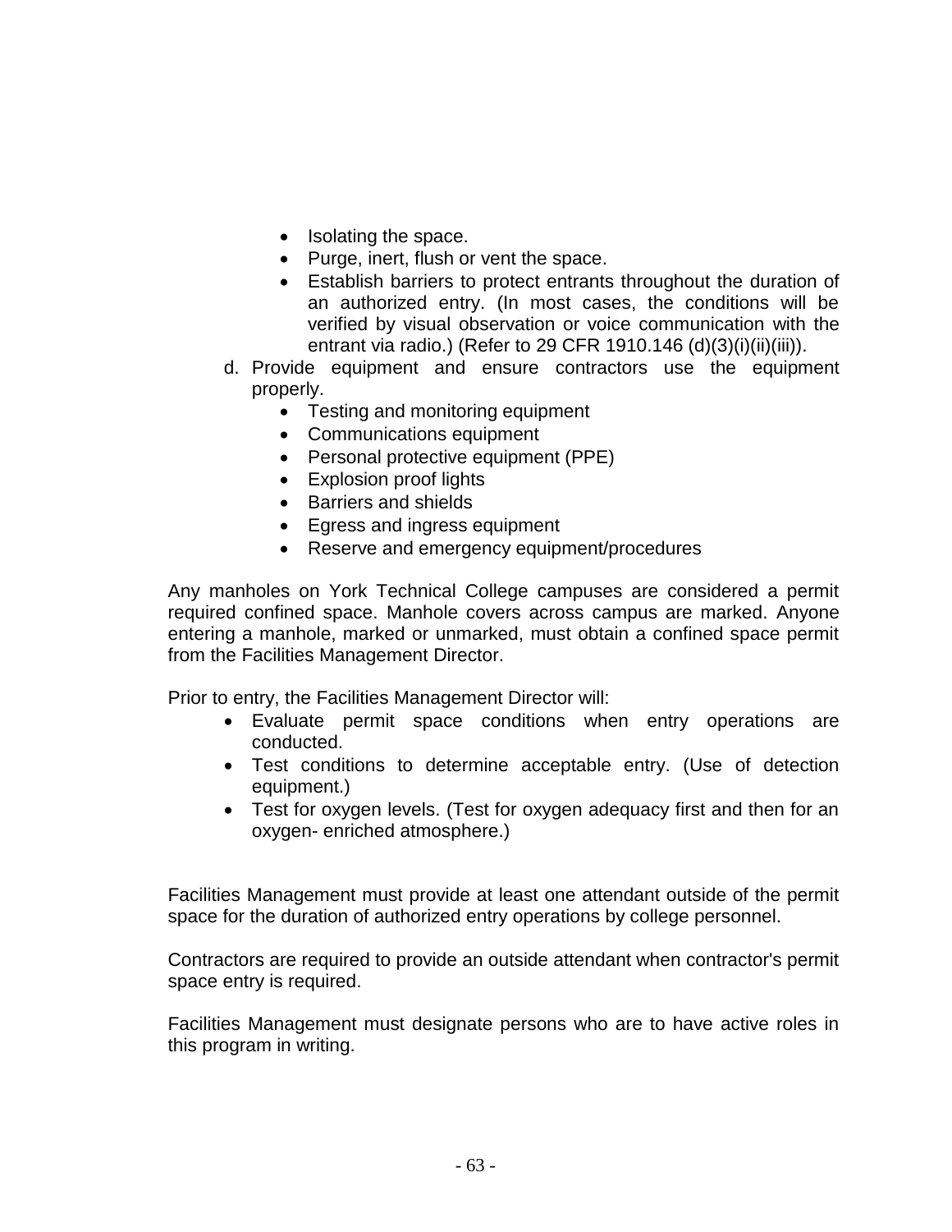- Isolating the space.
- Purge, inert, flush or vent the space.
- Establish barriers to protect entrants throughout the duration of an authorized entry. (In most cases, the conditions will be verified by visual observation or voice communication with the entrant via radio.) (Refer to 29 CFR 1910.146 (d)(3)(i)(ii)(iii)).

d. Provide equipment and ensure contractors use the equipment properly.
    - Testing and monitoring equipment
    - Communications equipment
    - Personal protective equipment (PPE)
    - Explosion proof lights
    - Barriers and shields
    - Egress and ingress equipment
    - Reserve and emergency equipment/procedures

Any manholes on York Technical College campuses are considered a permit required confined space. Manhole covers across campus are marked. Anyone entering a manhole, marked or unmarked, must obtain a confined space permit from the Facilities Management Director.

Prior to entry, the Facilities Management Director will:

- Evaluate permit space conditions when entry operations are conducted.
- Test conditions to determine acceptable entry. (Use of detection equipment.)
- Test for oxygen levels. (Test for oxygen adequacy first and then for an oxygen- enriched atmosphere.)

Facilities Management must provide at least one attendant outside of the permit space for the duration of authorized entry operations by college personnel.

Contractors are required to provide an outside attendant when contractor's permit space entry is required.

Facilities Management must designate persons who are to have active roles in this program in writing.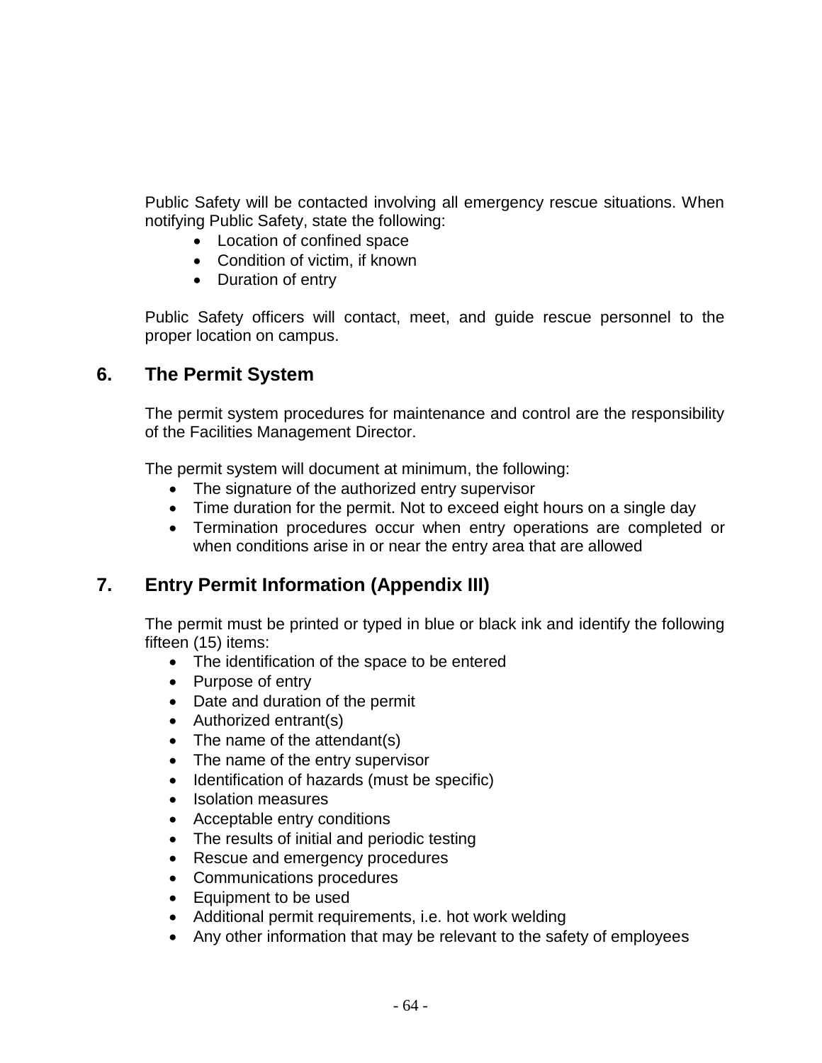Public Safety will be contacted involving all emergency rescue situations. When notifying Public Safety, state the following:

- Location of confined space
- Condition of victim, if known
- Duration of entry

Public Safety officers will contact, meet, and guide rescue personnel to the proper location on campus.

## 6. The Permit System

The permit system procedures for maintenance and control are the responsibility of the Facilities Management Director.

The permit system will document at minimum, the following:

- The signature of the authorized entry supervisor
- Time duration for the permit. Not to exceed eight hours on a single day
- Termination procedures occur when entry operations are completed or when conditions arise in or near the entry area that are allowed

## 7. Entry Permit Information (Appendix III)

The permit must be printed or typed in blue or black ink and identify the following fifteen (15) items:

- The identification of the space to be entered
- Purpose of entry
- Date and duration of the permit
- Authorized entrant(s)
- The name of the attendant(s)
- The name of the entry supervisor
- Identification of hazards (must be specific)
- Isolation measures
- Acceptable entry conditions
- The results of initial and periodic testing
- Rescue and emergency procedures
- Communications procedures
- Equipment to be used
- Additional permit requirements, i.e. hot work welding
- Any other information that may be relevant to the safety of employees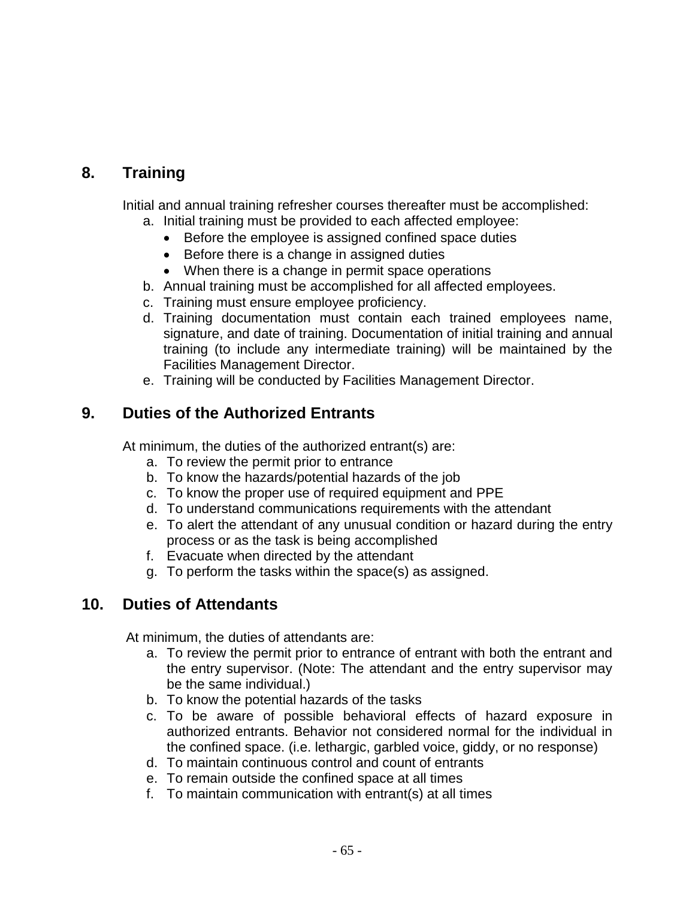## 8. Training

Initial and annual training refresher courses thereafter must be accomplished:

a. Initial training must be provided to each affected employee:
   - Before the employee is assigned confined space duties
   - Before there is a change in assigned duties
   - When there is a change in permit space operations
b. Annual training must be accomplished for all affected employees.
c. Training must ensure employee proficiency.
d. Training documentation must contain each trained employees name, signature, and date of training. Documentation of initial training and annual training (to include any intermediate training) will be maintained by the Facilities Management Director.
e. Training will be conducted by Facilities Management Director.

## 9. Duties of the Authorized Entrants

At minimum, the duties of the authorized entrant(s) are:

a. To review the permit prior to entrance
b. To know the hazards/potential hazards of the job
c. To know the proper use of required equipment and PPE
d. To understand communications requirements with the attendant
e. To alert the attendant of any unusual condition or hazard during the entry process or as the task is being accomplished
f. Evacuate when directed by the attendant
g. To perform the tasks within the space(s) as assigned.

## 10. Duties of Attendants

At minimum, the duties of attendants are:

a. To review the permit prior to entrance of entrant with both the entrant and the entry supervisor. (Note: The attendant and the entry supervisor may be the same individual.)
b. To know the potential hazards of the tasks
c. To be aware of possible behavioral effects of hazard exposure in authorized entrants. Behavior not considered normal for the individual in the confined space. (i.e. lethargic, garbled voice, giddy, or no response)
d. To maintain continuous control and count of entrants
e. To remain outside the confined space at all times
f. To maintain communication with entrant(s) at all times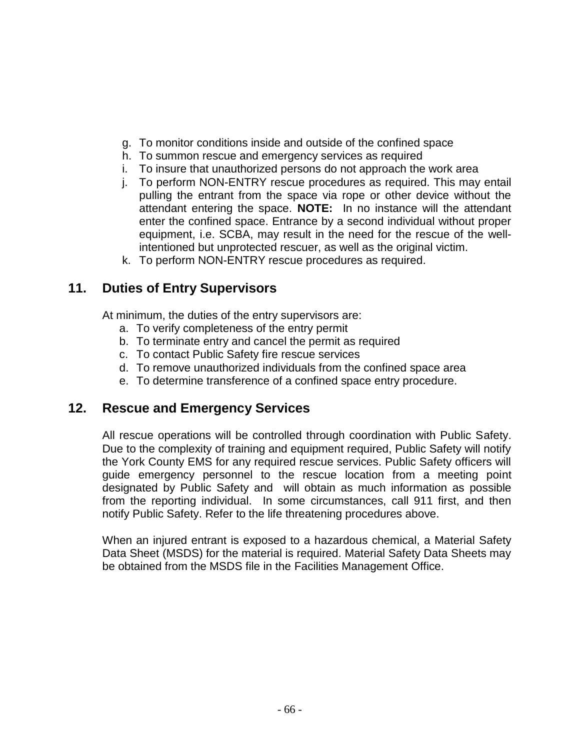g. To monitor conditions inside and outside of the confined space
h. To summon rescue and emergency services as required
i. To insure that unauthorized persons do not approach the work area
j. To perform NON-ENTRY rescue procedures as required. This may entail pulling the entrant from the space via rope or other device without the attendant entering the space. **NOTE:** In no instance will the attendant enter the confined space. Entrance by a second individual without proper equipment, i.e. SCBA, may result in the need for the rescue of the well-intentioned but unprotected rescuer, as well as the original victim.
k. To perform NON-ENTRY rescue procedures as required.

## 11. Duties of Entry Supervisors

At minimum, the duties of the entry supervisors are:

a. To verify completeness of the entry permit
b. To terminate entry and cancel the permit as required
c. To contact Public Safety fire rescue services
d. To remove unauthorized individuals from the confined space area
e. To determine transference of a confined space entry procedure.

## 12. Rescue and Emergency Services

All rescue operations will be controlled through coordination with Public Safety. Due to the complexity of training and equipment required, Public Safety will notify the York County EMS for any required rescue services. Public Safety officers will guide emergency personnel to the rescue location from a meeting point designated by Public Safety and will obtain as much information as possible from the reporting individual. In some circumstances, call 911 first, and then notify Public Safety. Refer to the life threatening procedures above.

When an injured entrant is exposed to a hazardous chemical, a Material Safety Data Sheet (MSDS) for the material is required. Material Safety Data Sheets may be obtained from the MSDS file in the Facilities Management Office.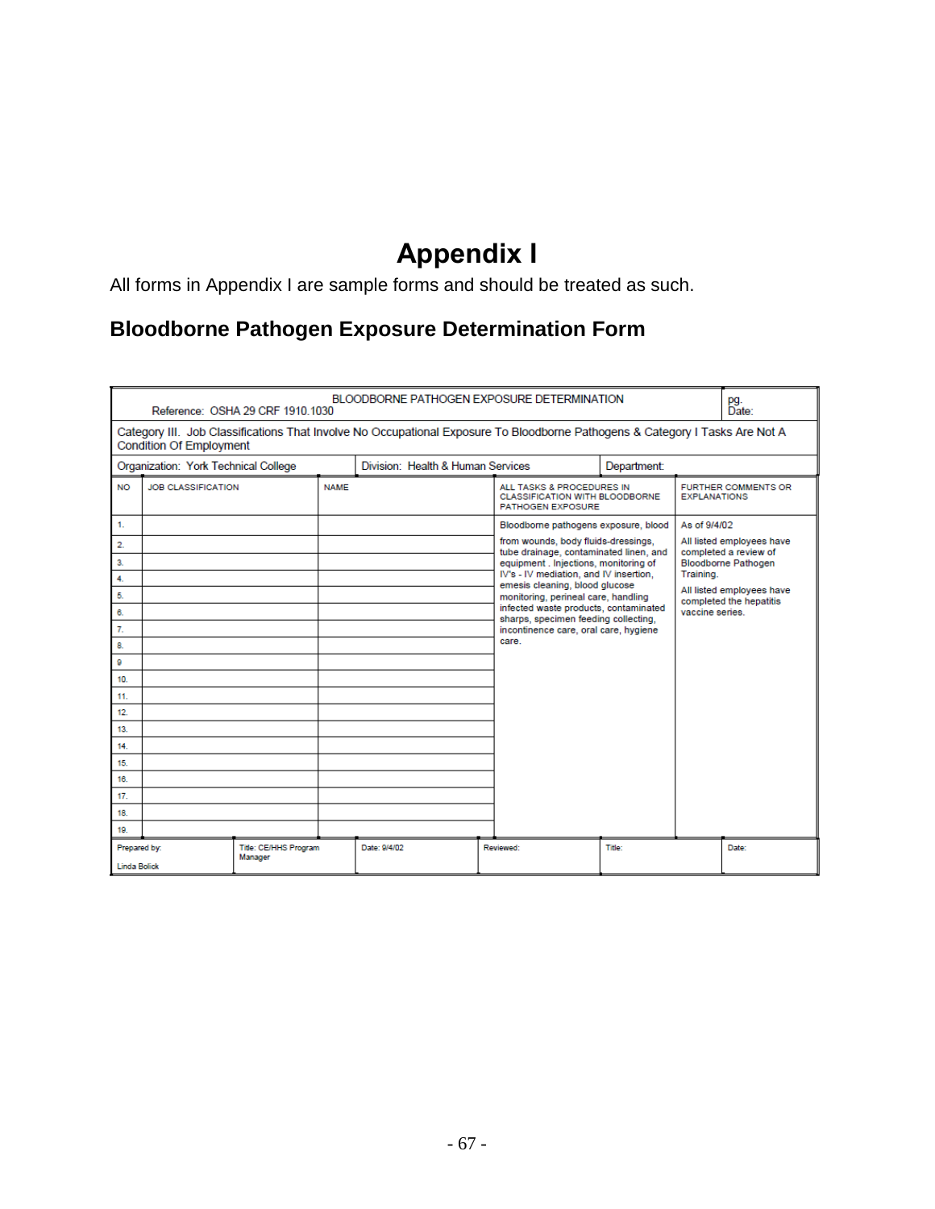# Appendix I

All forms in Appendix I are sample forms and should be treated as such.

## Bloodborne Pathogen Exposure Determination Form

| Reference: OSHA 29 CRF 1910.1030 | | BLOODBORNE PATHOGEN EXPOSURE DETERMINATION | | pg. Date: |
|---|---|---|---|---|
| Category III. Job Classifications That Involve No Occupational Exposure To Bloodborne Pathogens & Category I Tasks Are Not A Condition Of Employment | | | | |
| Organization: York Technical College | | Division: Health & Human Services | Department: | |

| NO | JOB CLASSIFICATION | NAME | ALL TASKS & PROCEDURES IN CLASSIFICATION WITH BLOODBORNE PATHOGEN EXPOSURE | FURTHER COMMENTS OR EXPLANATIONS |
|---|---|---|---|---|
| 1. | | | Bloodborne pathogens exposure, blood from wounds, body fluids-dressings, tube drainage, contaminated linen, and equipment . Injections, monitoring of IV's - IV mediation, and IV insertion, emesis cleaning, blood glucose monitoring, perineal care, handling infected waste products, contaminated sharps, specimen feeding collecting, incontinence care, oral care, hygiene care. | As of 9/4/02 All listed employees have completed a review of Bloodborne Pathogen Training. All listed employees have completed the hepatitis vaccine series. |
| 2. | | | | |
| 3. | | | | |
| 4. | | | | |
| 5. | | | | |
| 6. | | | | |
| 7. | | | | |
| 8. | | | | |
| 9 | | | | |
| 10. | | | | |
| 11. | | | | |
| 12. | | | | |
| 13. | | | | |
| 14. | | | | |
| 15. | | | | |
| 16. | | | | |
| 17. | | | | |
| 18. | | | | |
| 19. | | | | |

| Prepared by: Linda Bolick | Title: CE/HHS Program Manager | Date: 9/4/02 | Reviewed: | Title: | Date: |
|---|---|---|---|---|---|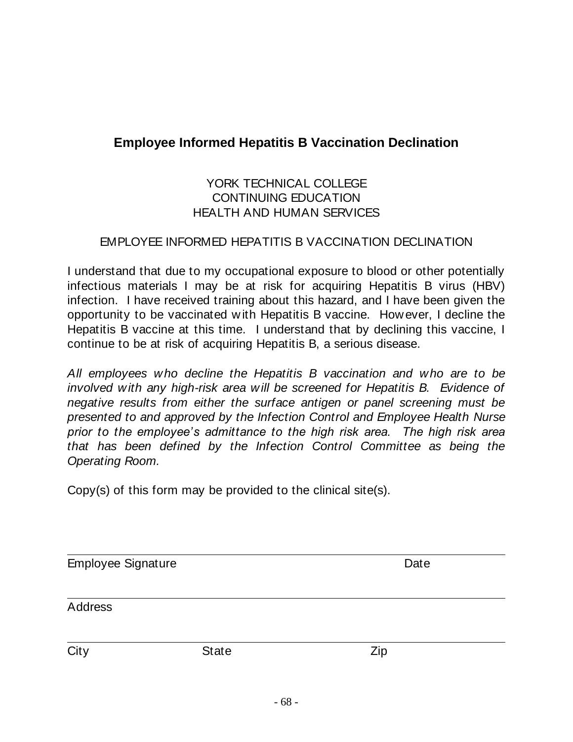## Employee Informed Hepatitis B Vaccination Declination

YORK TECHNICAL COLLEGE
CONTINUING EDUCATION
HEALTH AND HUMAN SERVICES

EMPLOYEE INFORMED HEPATITIS B VACCINATION DECLINATION

I understand that due to my occupational exposure to blood or other potentially infectious materials I may be at risk for acquiring Hepatitis B virus (HBV) infection. I have received training about this hazard, and I have been given the opportunity to be vaccinated with Hepatitis B vaccine. However, I decline the Hepatitis B vaccine at this time. I understand that by declining this vaccine, I continue to be at risk of acquiring Hepatitis B, a serious disease.

*All employees who decline the Hepatitis B vaccination and who are to be involved with any high-risk area will be screened for Hepatitis B. Evidence of negative results from either the surface antigen or panel screening must be presented to and approved by the Infection Control and Employee Health Nurse prior to the employee's admittance to the high risk area. The high risk area that has been defined by the Infection Control Committee as being the Operating Room.*

Copy(s) of this form may be provided to the clinical site(s).

______________________________________________________________

Employee Signature                                                  Date

______________________________________________________________

Address

______________________________________________________________

City                    State                    Zip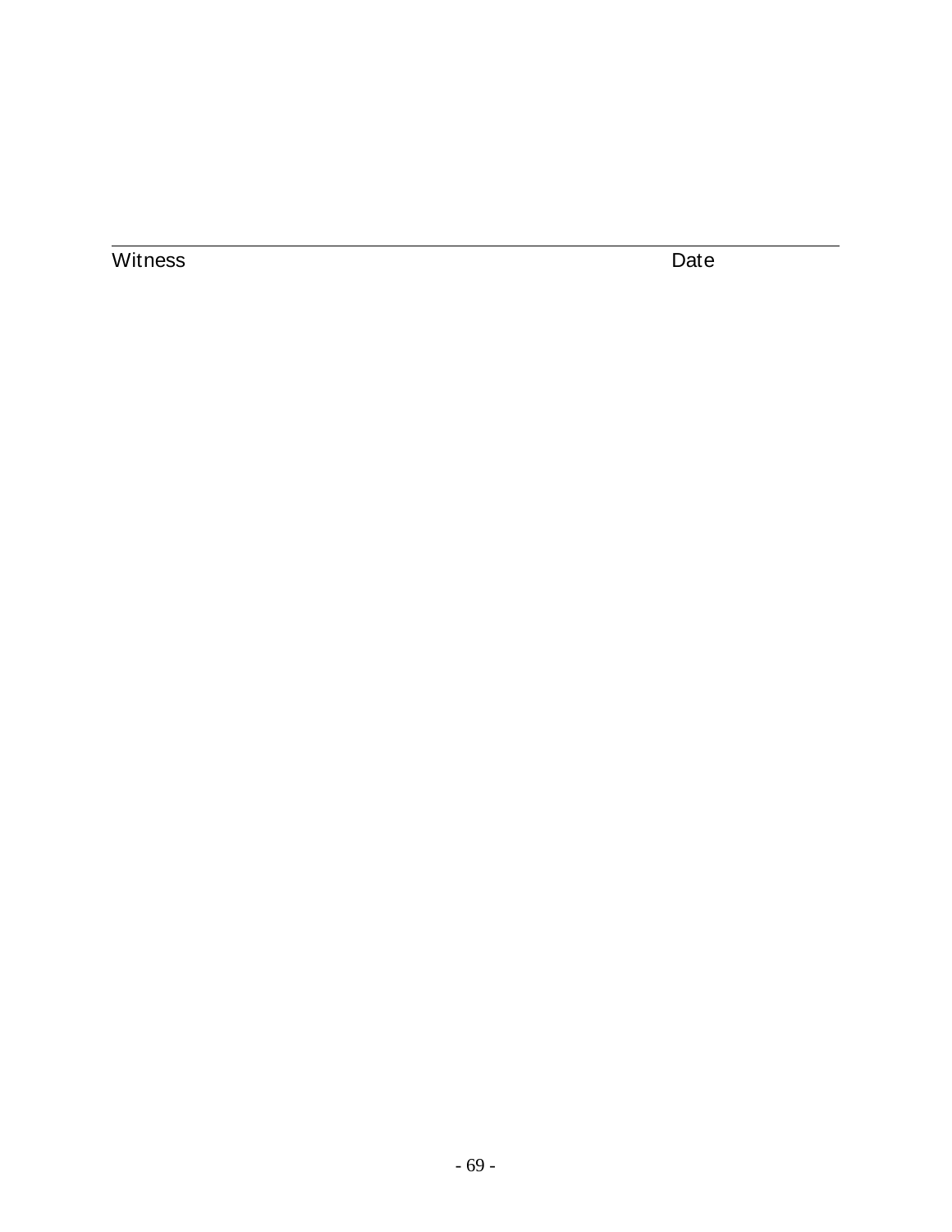\_\_\_\_\_\_\_\_\_\_\_\_\_\_\_\_\_\_\_\_\_\_\_\_\_\_\_\_\_\_\_\_\_\_\_\_\_\_\_\_\_\_\_\_\_\_\_\_\_\_\_\_\_\_\_\_\_\_\_\_\_\_\_\_\_\_\_\_\_\_

Witness Date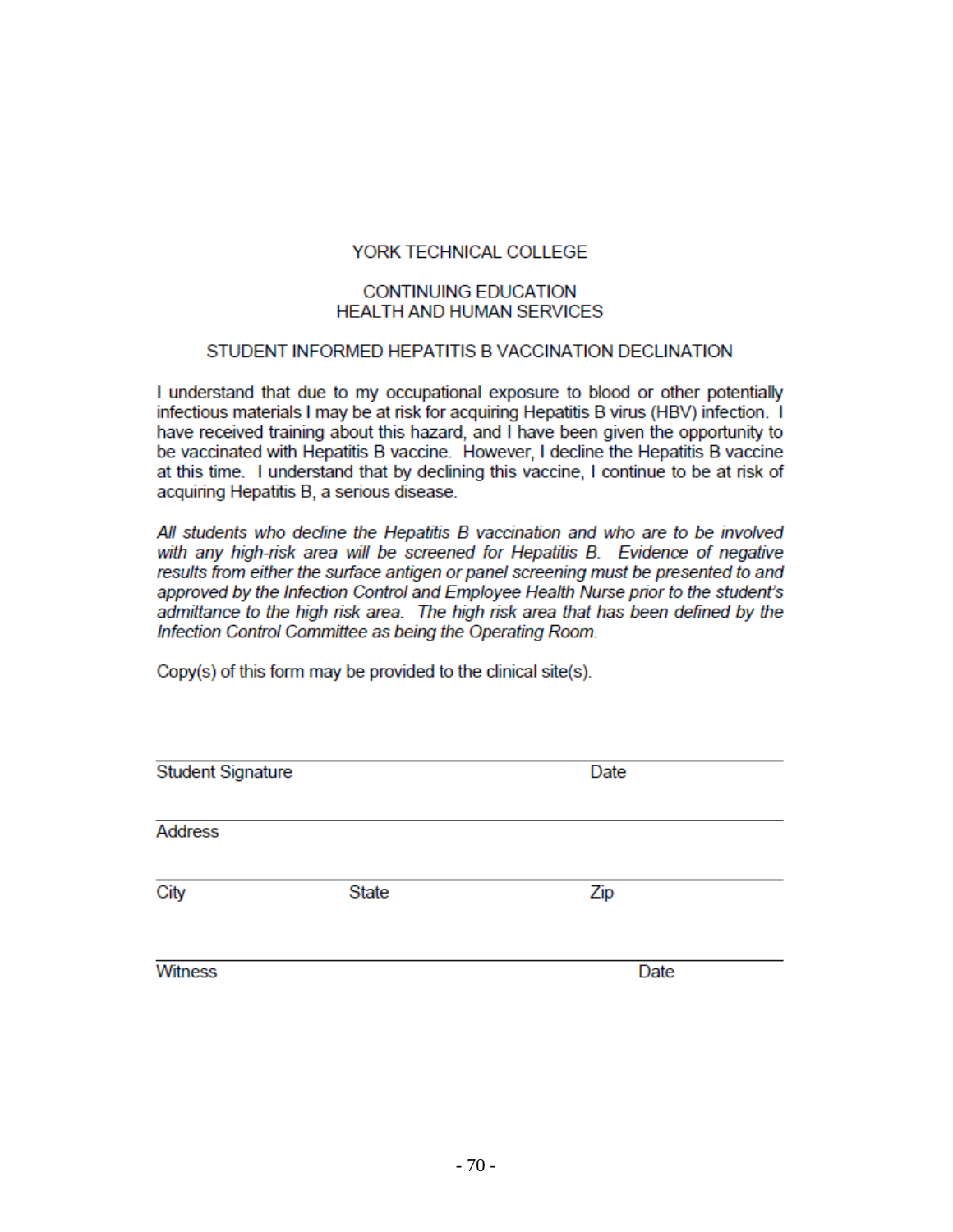# YORK TECHNICAL COLLEGE

## CONTINUING EDUCATION
## HEALTH AND HUMAN SERVICES

### STUDENT INFORMED HEPATITIS B VACCINATION DECLINATION

I understand that due to my occupational exposure to blood or other potentially infectious materials I may be at risk for acquiring Hepatitis B virus (HBV) infection. I have received training about this hazard, and I have been given the opportunity to be vaccinated with Hepatitis B vaccine. However, I decline the Hepatitis B vaccine at this time. I understand that by declining this vaccine, I continue to be at risk of acquiring Hepatitis B, a serious disease.

*All students who decline the Hepatitis B vaccination and who are to be involved with any high-risk area will be screened for Hepatitis B. Evidence of negative results from either the surface antigen or panel screening must be presented to and approved by the Infection Control and Employee Health Nurse prior to the student's admittance to the high risk area. The high risk area that has been defined by the Infection Control Committee as being the Operating Room.*

Copy(s) of this form may be provided to the clinical site(s).

______________________________________________________________________
Student Signature                                                                 Date

______________________________________________________________________
Address

______________________________________________________________________
City                                  State                                  Zip

______________________________________________________________________
Witness                                                                           Date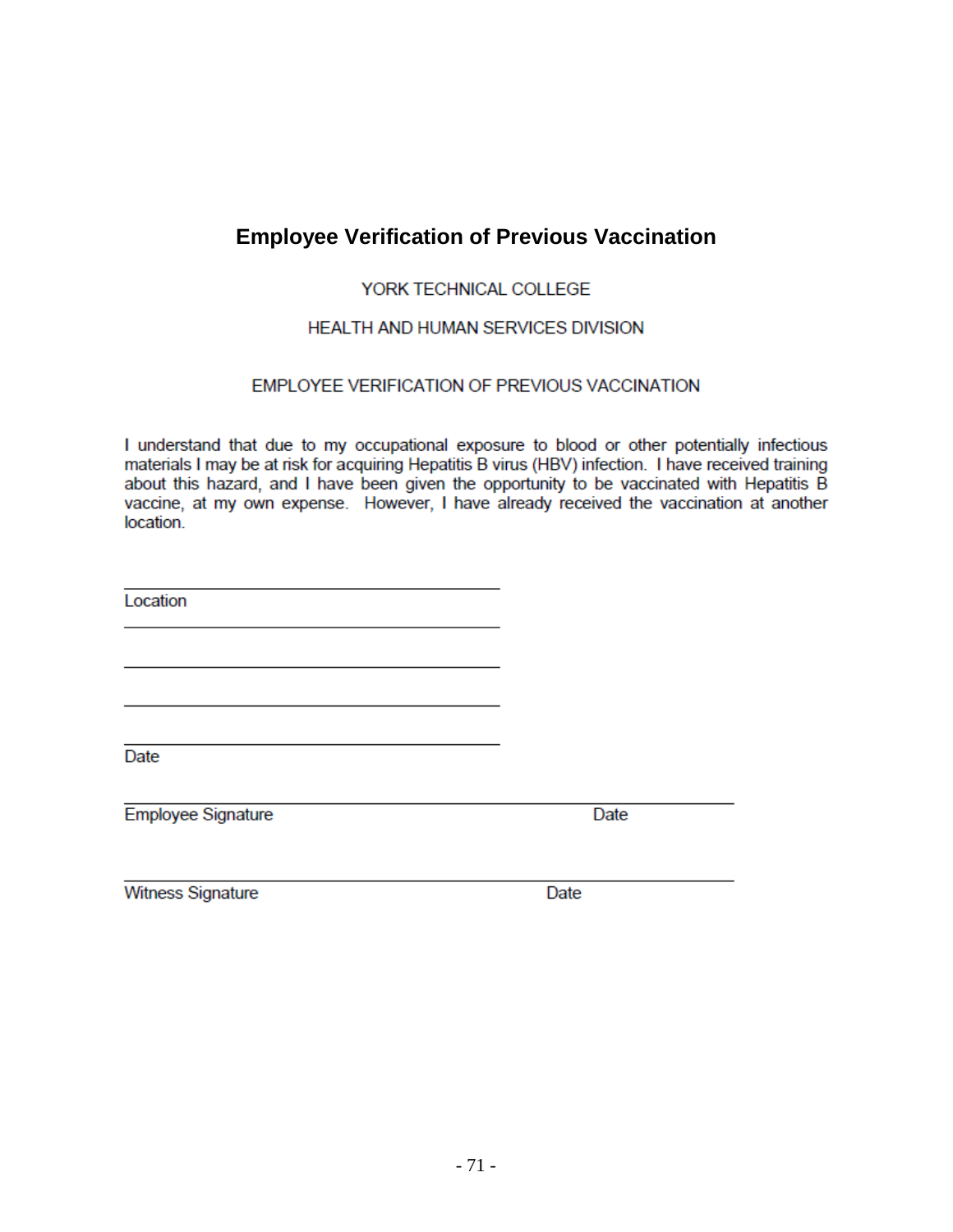# Employee Verification of Previous Vaccination

YORK TECHNICAL COLLEGE

HEALTH AND HUMAN SERVICES DIVISION

EMPLOYEE VERIFICATION OF PREVIOUS VACCINATION

I understand that due to my occupational exposure to blood or other potentially infectious materials I may be at risk for acquiring Hepatitis B virus (HBV) infection. I have received training about this hazard, and I have been given the opportunity to be vaccinated with Hepatitis B vaccine, at my own expense. However, I have already received the vaccination at another location.

\_\_\_\_\_\_\_\_\_\_\_\_\_\_\_\_\_\_\_\_\_\_\_\_\_\_\_\_\_\_\_\_\_\_\_\_\_\_\_\_

Location

\_\_\_\_\_\_\_\_\_\_\_\_\_\_\_\_\_\_\_\_\_\_\_\_\_\_\_\_\_\_\_\_\_\_\_\_\_\_\_\_

\_\_\_\_\_\_\_\_\_\_\_\_\_\_\_\_\_\_\_\_\_\_\_\_\_\_\_\_\_\_\_\_\_\_\_\_\_\_\_\_

\_\_\_\_\_\_\_\_\_\_\_\_\_\_\_\_\_\_\_\_\_\_\_\_\_\_\_\_\_\_\_\_\_\_\_\_\_\_\_\_

\_\_\_\_\_\_\_\_\_\_\_\_\_\_\_\_\_\_\_\_\_\_\_\_\_\_\_\_\_\_\_\_\_\_\_\_\_\_\_\_

Date

\_\_\_\_\_\_\_\_\_\_\_\_\_\_\_\_\_\_\_\_\_\_\_\_\_\_\_\_\_\_\_\_\_\_\_\_\_\_\_\_\_\_\_\_\_\_\_\_\_\_\_\_\_\_\_\_\_\_\_\_\_\_

Employee Signature Date

\_\_\_\_\_\_\_\_\_\_\_\_\_\_\_\_\_\_\_\_\_\_\_\_\_\_\_\_\_\_\_\_\_\_\_\_\_\_\_\_\_\_\_\_\_\_\_\_\_\_\_\_\_\_\_\_\_\_\_\_\_\_

Witness Signature Date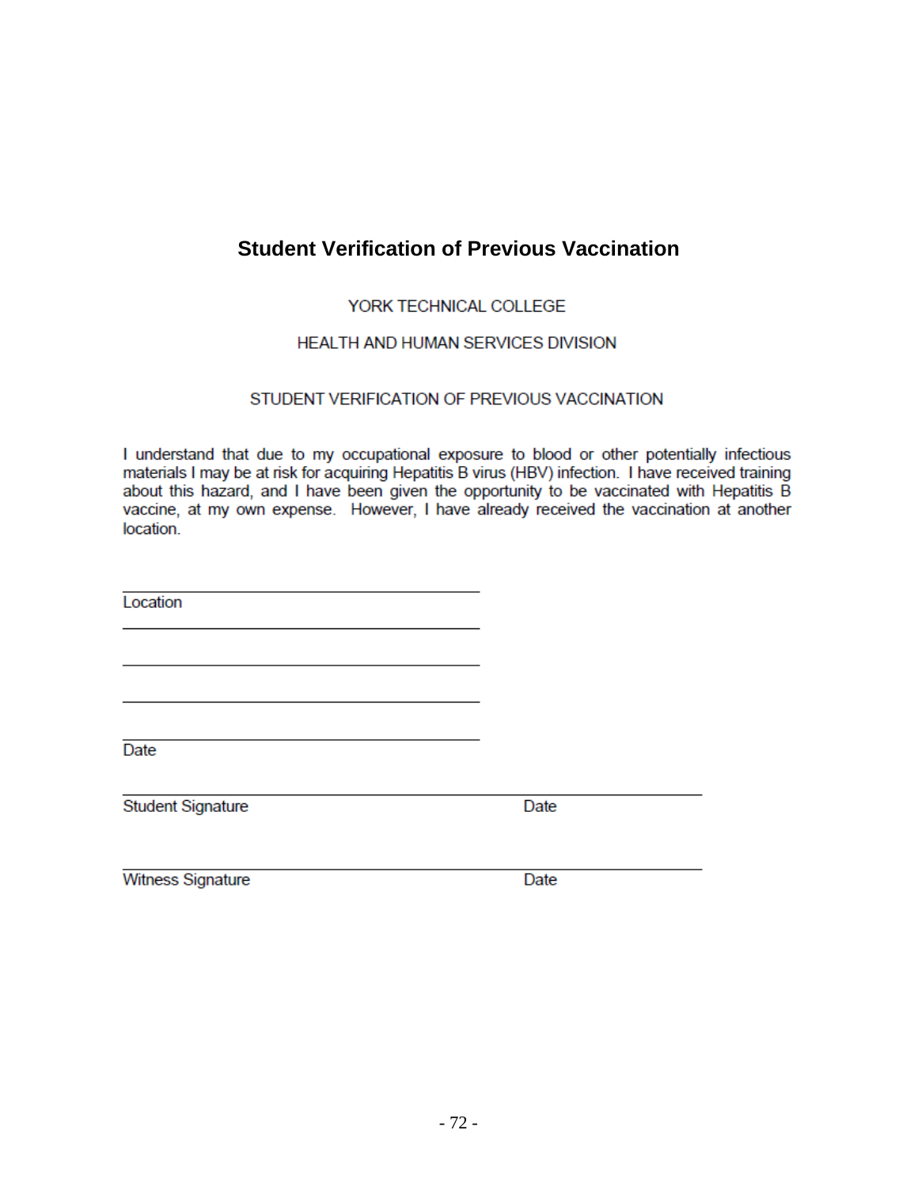## Student Verification of Previous Vaccination

YORK TECHNICAL COLLEGE

HEALTH AND HUMAN SERVICES DIVISION

STUDENT VERIFICATION OF PREVIOUS VACCINATION

I understand that due to my occupational exposure to blood or other potentially infectious materials I may be at risk for acquiring Hepatitis B virus (HBV) infection. I have received training about this hazard, and I have been given the opportunity to be vaccinated with Hepatitis B vaccine, at my own expense. However, I have already received the vaccination at another location.

\_\_\_\_\_\_\_\_\_\_\_\_\_\_\_\_\_\_\_\_\_\_\_\_\_\_\_\_\_\_\_\_\_\_\_\_\_\_\_\_
Location

\_\_\_\_\_\_\_\_\_\_\_\_\_\_\_\_\_\_\_\_\_\_\_\_\_\_\_\_\_\_\_\_\_\_\_\_\_\_\_\_

\_\_\_\_\_\_\_\_\_\_\_\_\_\_\_\_\_\_\_\_\_\_\_\_\_\_\_\_\_\_\_\_\_\_\_\_\_\_\_\_

\_\_\_\_\_\_\_\_\_\_\_\_\_\_\_\_\_\_\_\_\_\_\_\_\_\_\_\_\_\_\_\_\_\_\_\_\_\_\_\_

\_\_\_\_\_\_\_\_\_\_\_\_\_\_\_\_\_\_\_\_\_\_\_\_\_\_\_\_\_\_\_\_\_\_\_\_\_\_\_\_
Date

\_\_\_\_\_\_\_\_\_\_\_\_\_\_\_\_\_\_\_\_\_\_\_\_\_\_\_\_\_\_\_\_\_\_\_\_\_\_\_\_\_\_\_\_\_\_\_\_\_\_\_\_\_\_\_\_\_\_\_\_\_\_
Student Signature　　　　　　　　　　　　　　　Date

\_\_\_\_\_\_\_\_\_\_\_\_\_\_\_\_\_\_\_\_\_\_\_\_\_\_\_\_\_\_\_\_\_\_\_\_\_\_\_\_\_\_\_\_\_\_\_\_\_\_\_\_\_\_\_\_\_\_\_\_\_\_
Witness Signature　　　　　　　　　　　　　　　Date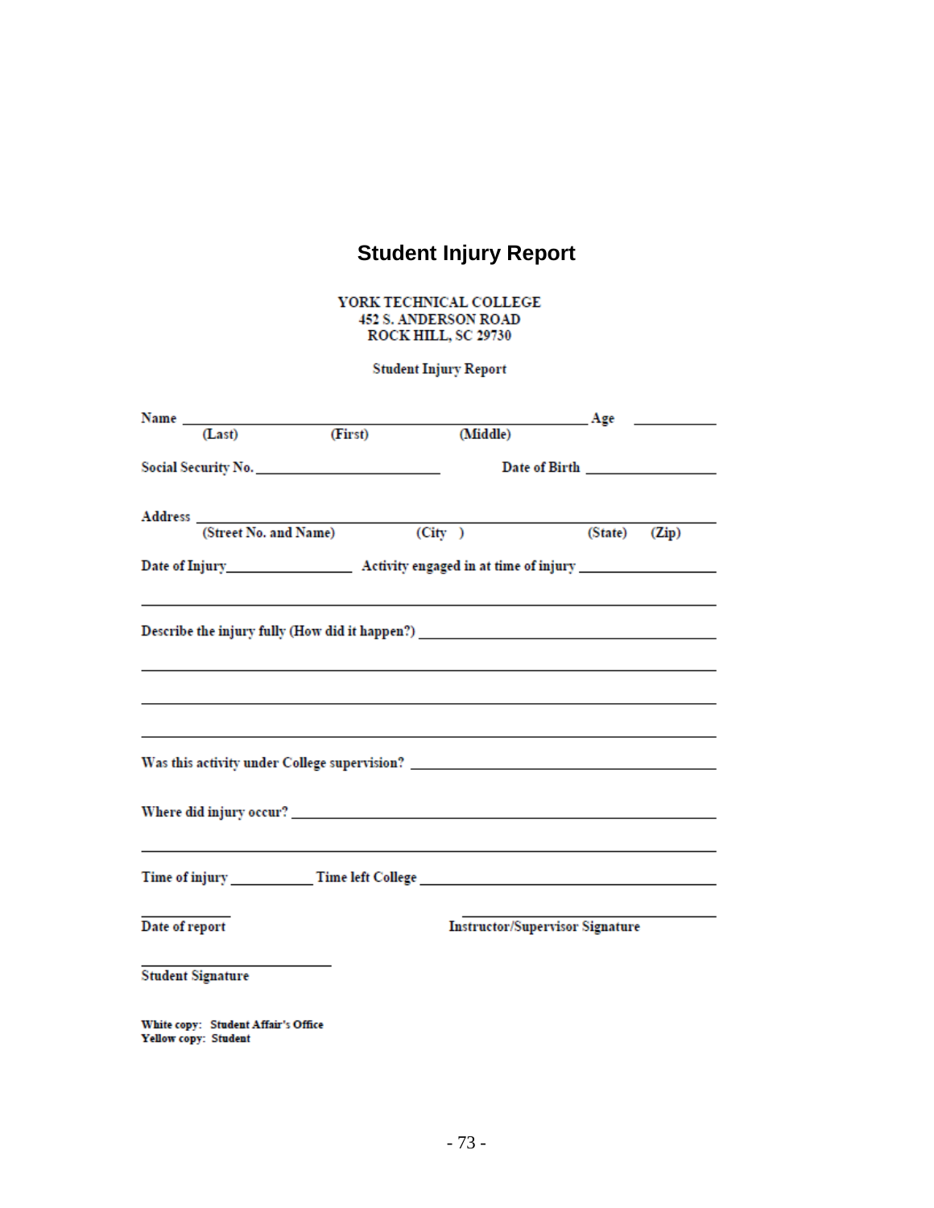# Student Injury Report

YORK TECHNICAL COLLEGE
452 S. ANDERSON ROAD
ROCK HILL, SC 29730

Student Injury Report

Name ______________________________________________ Age __________
(Last) (First) (Middle)

Social Security No. ________________________ Date of Birth ________________

Address ___________________________________________________________________
(Street No. and Name) (City ) (State) (Zip)

Date of Injury________________ Activity engaged in at time of injury _________________

___________________________________________________________________________

Describe the injury fully (How did it happen?) ____________________________________

___________________________________________________________________________

___________________________________________________________________________

___________________________________________________________________________

Was this activity under College supervision? ______________________________________

Where did injury occur? _____________________________________________________

___________________________________________________________________________

Time of injury __________ Time left College ___________________________________

__________ ______________________________
Date of report Instructor/Supervisor Signature

______________________
Student Signature

White copy: Student Affair's Office
Yellow copy: Student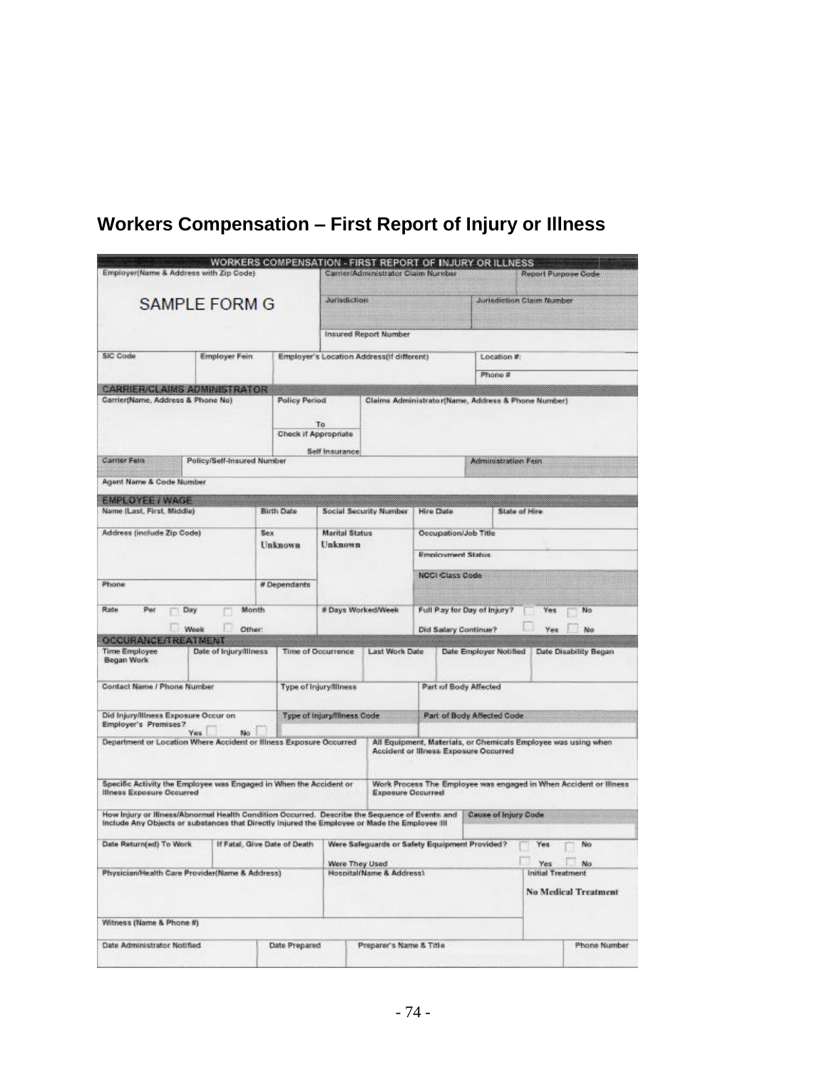## Workers Compensation – First Report of Injury or Illness

**WORKERS COMPENSATION - FIRST REPORT OF INJURY OR ILLNESS**

| Employer(Name & Address with Zip Code) | Carrier/Administrator Claim Number | Report Purpose Code |
|---|---|---|
| SAMPLE FORM G | Jurisdiction | Jurisdiction Claim Number |
| | Insured Report Number | |

| SIC Code | Employer Fein | Employer's Location Address(If different) | Location #: |
|---|---|---|---|
| | | | Phone # |

**CARRIER/CLAIMS ADMINISTRATOR**

| Carrier(Name, Address & Phone No) | Policy Period To | Claims Administrator(Name, Address & Phone Number) |
|---|---|---|
| | Check if Appropriate Self Insurance | |

| Carrier Fein | Policy/Self-Insured Number | Administration Fein |
|---|---|---|
| Agent Name & Code Number | | |

**EMPLOYEE / WAGE**

| Name (Last, First, Middle) | Birth Date | Social Security Number | Hire Date | State of Hire |
|---|---|---|---|---|
| Address (include Zip Code) | Sex Unknown | Marital Status Unknown | Occupation/Job Title | |
| | | | Employment Status | |
| | | | NCCI Class Code | |
| Phone | # Dependants | | | |
| Rate Per ☐ Day ☐ Month ☐ Week ☐ Other: | | # Days Worked/Week | Full Pay for Day of Injury? ☐ Yes ☐ No | |
| | | | Did Salary Continue? ☐ Yes ☐ No | |

**OCCURANCE/TREATMENT**

| Time Employee Began Work | Date of Injury/Illness | Time of Occurrence | Last Work Date | Date Employer Notified | Date Disability Began |
|---|---|---|---|---|---|

| Contact Name / Phone Number | Type of Injury/Illness | Part of Body Affected |
|---|---|---|
| Did Injury/Illness Exposure Occur on Employer's Premises? Yes ☐ No ☐ | Type of Injury/Illness Code | Part of Body Affected Code |

| Department or Location Where Accident or Illness Exposure Occurred | All Equipment, Materials, or Chemicals Employee was using when Accident or Illness Exposure Occurred |
|---|---|
| Specific Activity the Employee was Engaged in When the Accident or Illness Exposure Occurred | Work Process The Employee was engaged in When Accident or Illness Exposure Occurred |
| How Injury or Illness/Abnormal Health Condition Occurred. Describe the Sequence of Events and Include Any Objects or substances that Directly Injured the Employee or Made the Employee Ill | Cause of Injury Code |

| Date Return(ed) To Work | If Fatal, Give Date of Death | Were Safeguards or Safety Equipment Provided? ☐ Yes ☐ No<br>Were They Used ☐ Yes ☐ No |
|---|---|---|

| Physician/Health Care Provider(Name & Address) | Hospital(Name & Address) | Initial Treatment<br>No Medical Treatment |
|---|---|---|
| Witness (Name & Phone #) | | |

| Date Administrator Notified | Date Prepared | Preparer's Name & Title | Phone Number |
|---|---|---|---|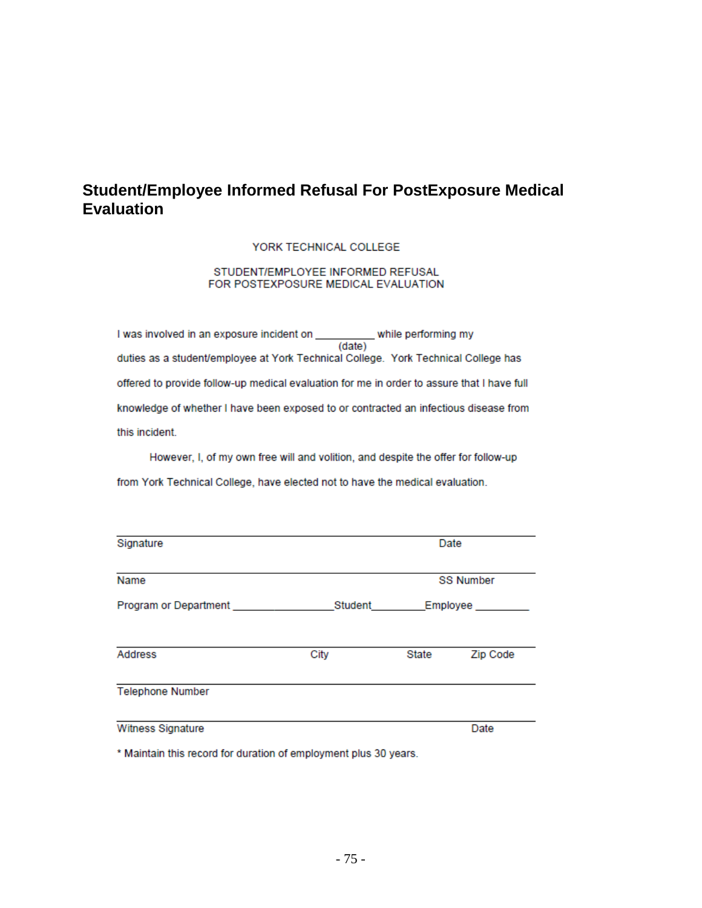## Student/Employee Informed Refusal For PostExposure Medical Evaluation

YORK TECHNICAL COLLEGE

STUDENT/EMPLOYEE INFORMED REFUSAL
FOR POSTEXPOSURE MEDICAL EVALUATION

I was involved in an exposure incident on __________ (date) while performing my duties as a student/employee at York Technical College. York Technical College has offered to provide follow-up medical evaluation for me in order to assure that I have full knowledge of whether I have been exposed to or contracted an infectious disease from this incident.

However, I, of my own free will and volition, and despite the offer for follow-up from York Technical College, have elected not to have the medical evaluation.

______________________________________________________________
Signature Date

______________________________________________________________
Name SS Number

Program or Department ________________Student_________Employee _________

______________________________________________________________
Address City State Zip Code

______________________________________________________________
Telephone Number

______________________________________________________________
Witness Signature Date

* Maintain this record for duration of employment plus 30 years.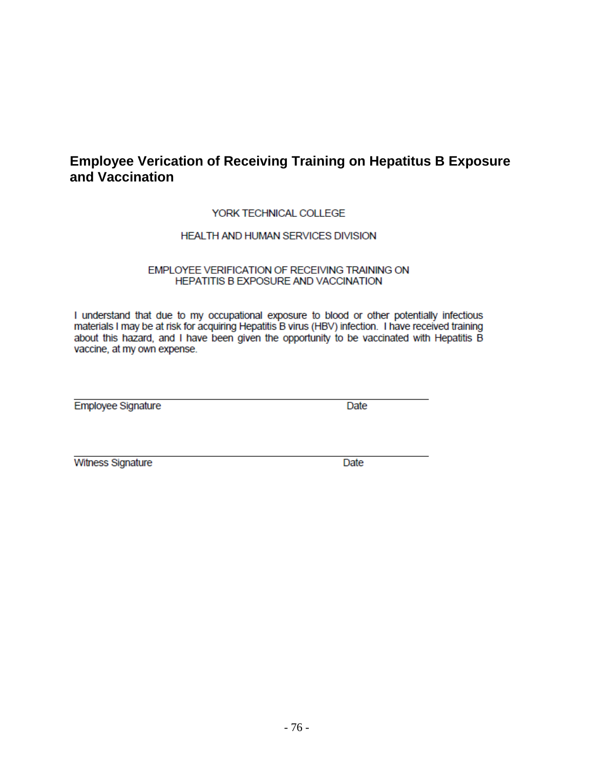## Employee Verication of Receiving Training on Hepatitus B Exposure and Vaccination

YORK TECHNICAL COLLEGE

HEALTH AND HUMAN SERVICES DIVISION

EMPLOYEE VERIFICATION OF RECEIVING TRAINING ON HEPATITIS B EXPOSURE AND VACCINATION

I understand that due to my occupational exposure to blood or other potentially infectious materials I may be at risk for acquiring Hepatitis B virus (HBV) infection. I have received training about this hazard, and I have been given the opportunity to be vaccinated with Hepatitis B vaccine, at my own expense.

\_\_\_\_\_\_\_\_\_\_\_\_\_\_\_\_\_\_\_\_\_\_\_\_\_\_\_\_\_\_\_\_\_\_\_\_\_\_\_\_\_\_\_\_\_\_\_\_\_\_\_\_

Employee Signature                                        Date

\_\_\_\_\_\_\_\_\_\_\_\_\_\_\_\_\_\_\_\_\_\_\_\_\_\_\_\_\_\_\_\_\_\_\_\_\_\_\_\_\_\_\_\_\_\_\_\_\_\_\_\_

Witness Signature                                        Date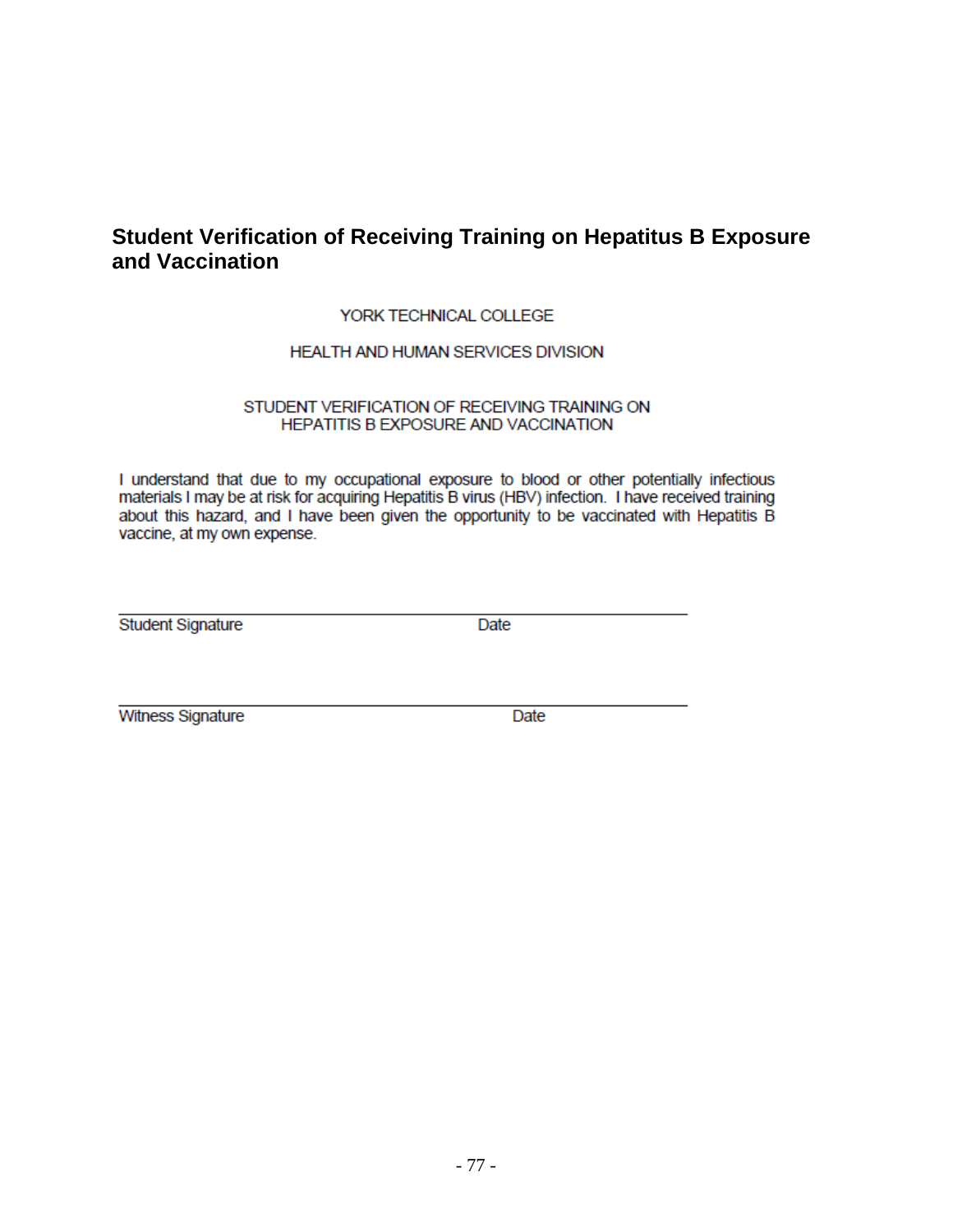## Student Verification of Receiving Training on Hepatitus B Exposure and Vaccination

YORK TECHNICAL COLLEGE

HEALTH AND HUMAN SERVICES DIVISION

STUDENT VERIFICATION OF RECEIVING TRAINING ON
HEPATITIS B EXPOSURE AND VACCINATION

I understand that due to my occupational exposure to blood or other potentially infectious materials I may be at risk for acquiring Hepatitis B virus (HBV) infection. I have received training about this hazard, and I have been given the opportunity to be vaccinated with Hepatitis B vaccine, at my own expense.

\_\_\_\_\_\_\_\_\_\_\_\_\_\_\_\_\_\_\_\_\_\_\_\_\_\_\_\_\_\_\_\_\_\_\_\_\_\_\_\_\_\_\_\_\_\_\_\_\_\_\_\_\_\_\_\_

Student Signature                                        Date

\_\_\_\_\_\_\_\_\_\_\_\_\_\_\_\_\_\_\_\_\_\_\_\_\_\_\_\_\_\_\_\_\_\_\_\_\_\_\_\_\_\_\_\_\_\_\_\_\_\_\_\_\_\_\_\_

Witness Signature                                        Date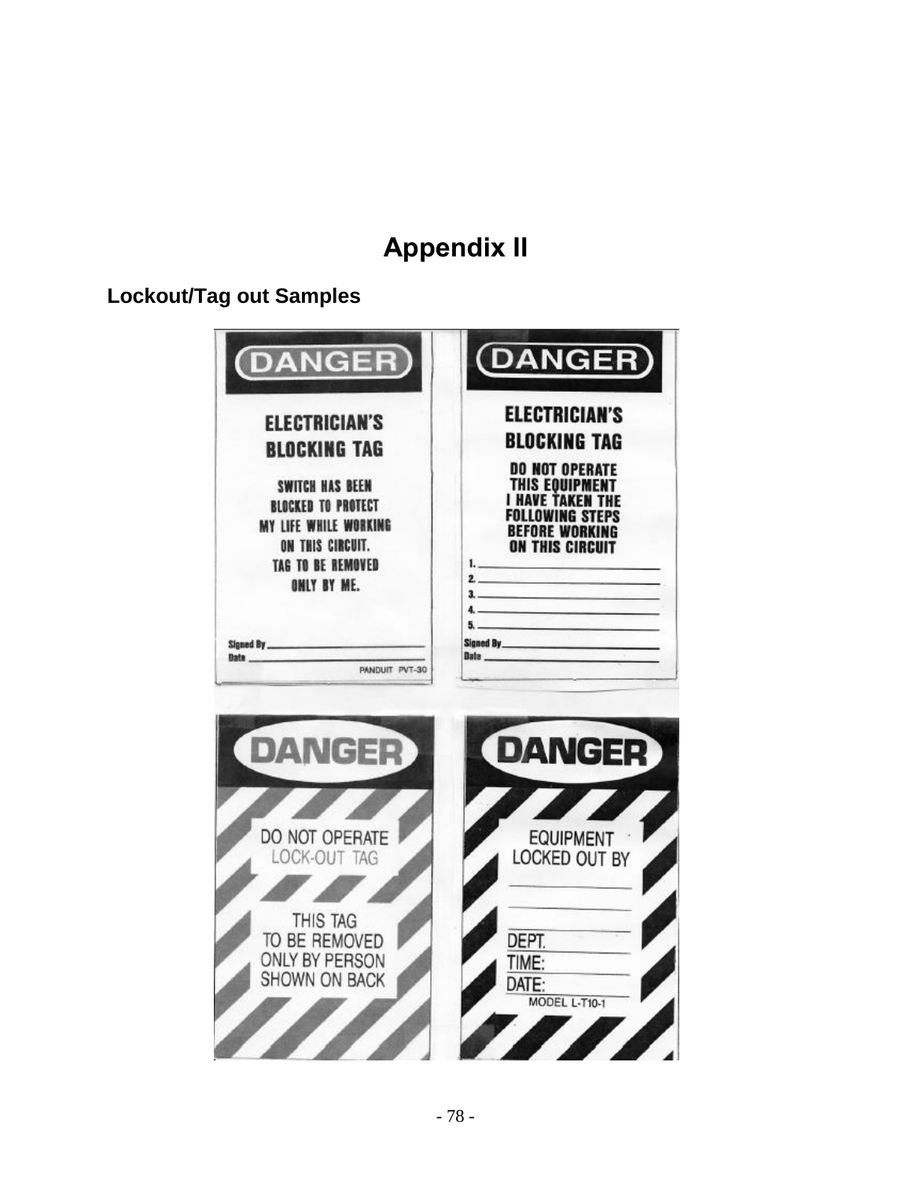# Appendix II

## Lockout/Tag out Samples

**DANGER**

**ELECTRICIAN'S BLOCKING TAG**

SWITCH HAS BEEN BLOCKED TO PROTECT MY LIFE WHILE WORKING ON THIS CIRCUIT. TAG TO BE REMOVED ONLY BY ME.

Signed By ______________________

Date ______________________

PANDUIT PVT-30

**DANGER**

**ELECTRICIAN'S BLOCKING TAG**

DO NOT OPERATE THIS EQUIPMENT I HAVE TAKEN THE FOLLOWING STEPS BEFORE WORKING ON THIS CIRCUIT

1. ______________________
2. ______________________
3. ______________________
4. ______________________
5. ______________________

Signed By ______________________

Date ______________________

**DANGER**

DO NOT OPERATE
LOCK-OUT TAG

THIS TAG TO BE REMOVED ONLY BY PERSON SHOWN ON BACK

**DANGER**

EQUIPMENT LOCKED OUT BY

______________________

______________________

DEPT. ______________________

TIME: ______________________

DATE: ______________________

MODEL L-T10-1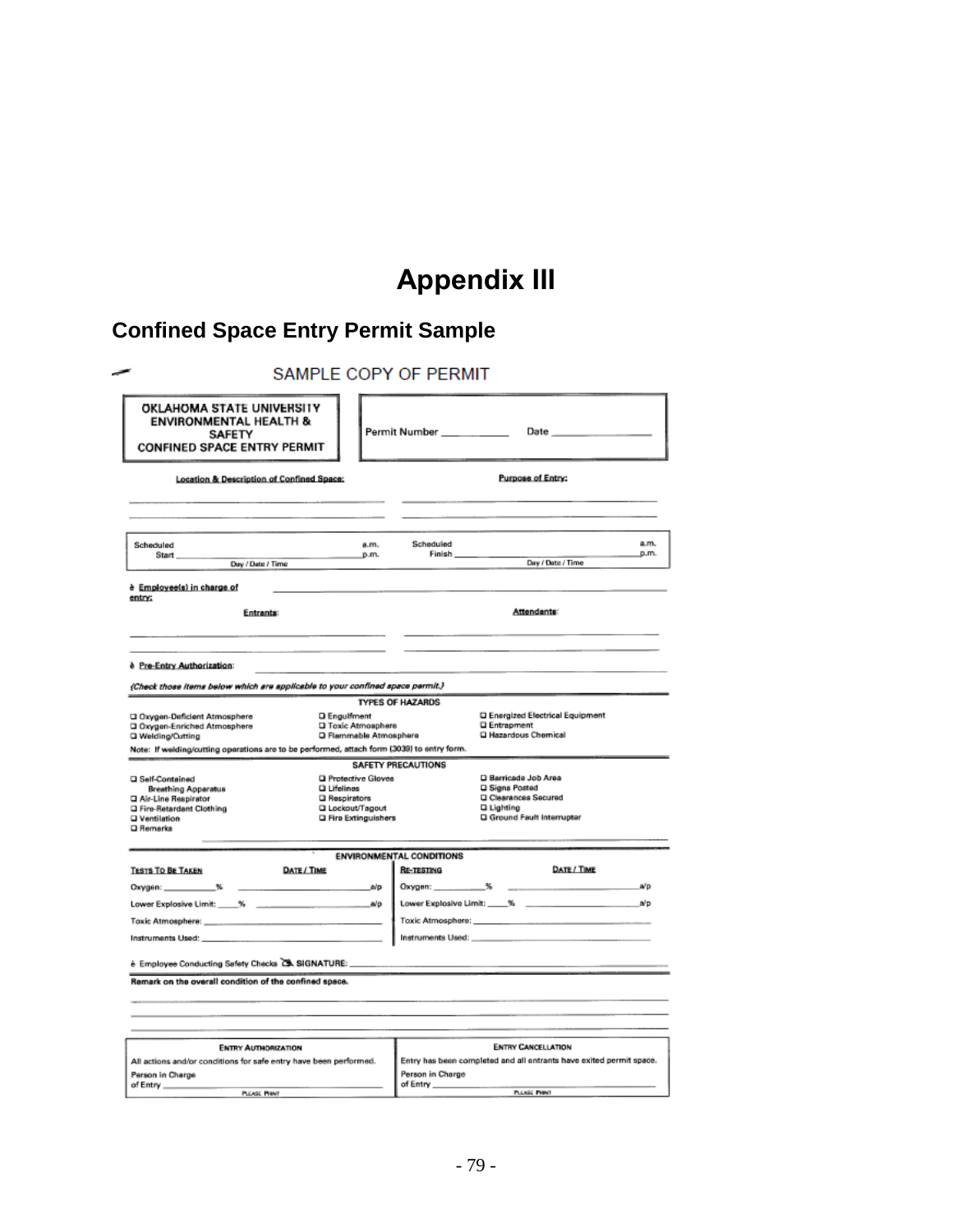# Appendix III

## Confined Space Entry Permit Sample

SAMPLE COPY OF PERMIT

**OKLAHOMA STATE UNIVERSITY ENVIRONMENTAL HEALTH & SAFETY CONFINED SPACE ENTRY PERMIT**

Permit Number ____________ Date ________________

**Location & Description of Confined Space:** ______________________________

**Purpose of Entry:** ______________________________

Scheduled Start ______________________ a.m./p.m. (Day / Date / Time)

Scheduled Finish ______________________ a.m./p.m. (Day / Date / Time)

è **Employee(s) in charge of entry:** ______________________________

**Entrants:** ______________________________

**Attendants:** ______________________________

è **Pre-Entry Authorization:** ______________________________

*(Check those items below which are applicable to your confined space permit.)*

**TYPES OF HAZARDS**

- ☐ Oxygen-Deficient Atmosphere
- ☐ Oxygen-Enriched Atmosphere
- ☐ Welding/Cutting
- ☐ Engulfment
- ☐ Toxic Atmosphere
- ☐ Flammable Atmosphere
- ☐ Energized Electrical Equipment
- ☐ Entrapment
- ☐ Hazardous Chemical

Note: If welding/cutting operations are to be performed, attach form (3039) to entry form.

**SAFETY PRECAUTIONS**

- ☐ Self-Contained Breathing Apparatus
- ☐ Air-Line Respirator
- ☐ Fire-Retardant Clothing
- ☐ Ventilation
- ☐ Remarks ______________________________
- ☐ Protective Gloves
- ☐ Lifelines
- ☐ Respirators
- ☐ Lockout/Tagout
- ☐ Fire Extinguishers
- ☐ Barricade Job Area
- ☐ Signs Posted
- ☐ Clearances Secured
- ☐ Lighting
- ☐ Ground Fault Interrupter

**ENVIRONMENTAL CONDITIONS**

| TESTS TO BE TAKEN | DATE / TIME | RE-TESTING | DATE / TIME |
|---|---|---|---|
| Oxygen: ________% | ____________ a/p | Oxygen: ________% | ____________ a/p |
| Lower Explosive Limit: ____% | ____________ a/p | Lower Explosive Limit: ____% | ____________ a/p |
| Toxic Atmosphere: ____________ | | Toxic Atmosphere: ____________ | |
| Instruments Used: ____________ | | Instruments Used: ____________ | |

è Employee Conducting Safety Checks SIGNATURE: ______________________________

**Remark on the overall condition of the confined space.**

______________________________

| ENTRY AUTHORIZATION | ENTRY CANCELLATION |
|---|---|
| All actions and/or conditions for safe entry have been performed. | Entry has been completed and all entrants have exited permit space. |
| Person in Charge of Entry ____________ (PLEASE PRINT) | Person in Charge of Entry ____________ (PLEASE PRINT) |